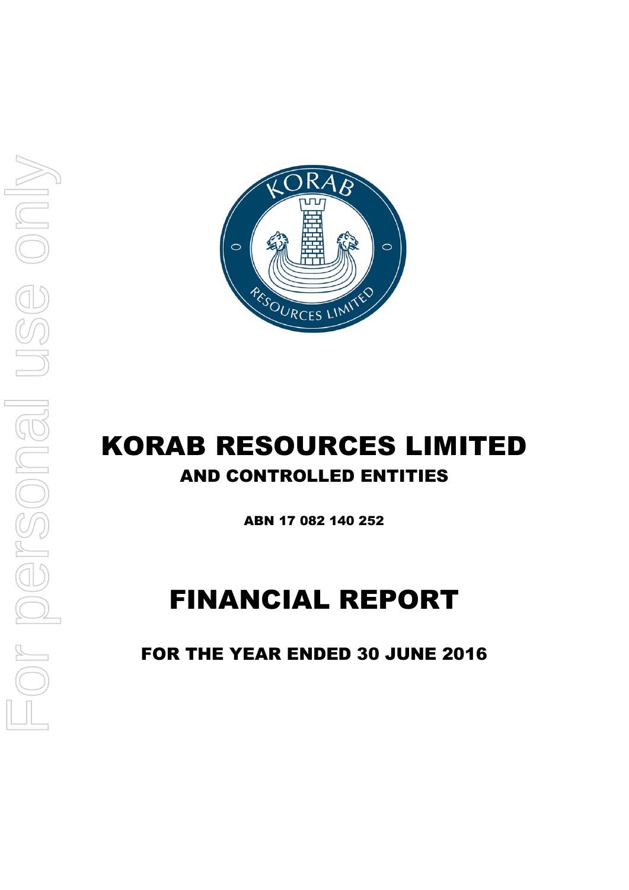# KORAB RESOURCES LIMITED
## AND CONTROLLED ENTITIES

**ABN 17 082 140 252**

# FINANCIAL REPORT

## FOR THE YEAR ENDED 30 JUNE 2016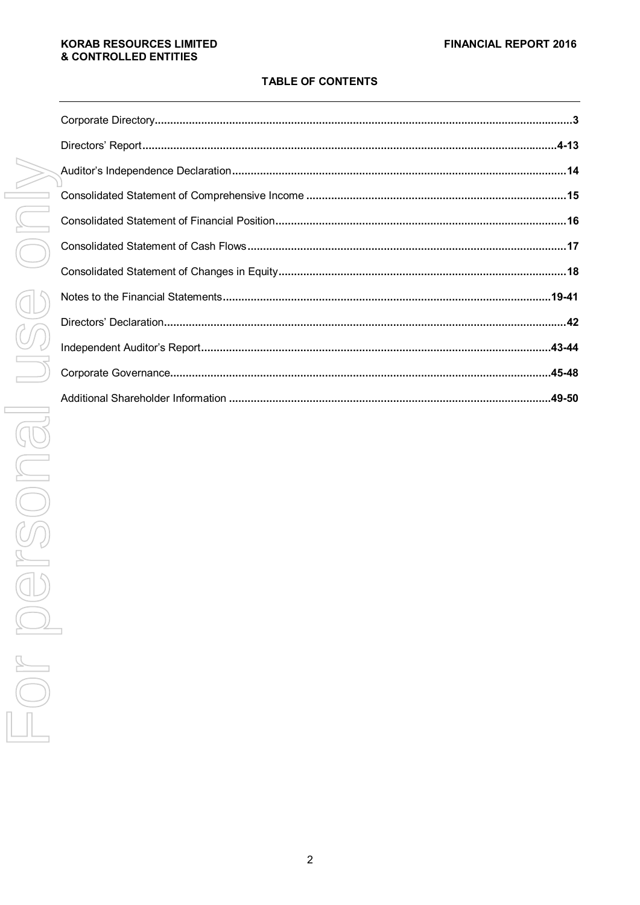# TABLE OF CONTENTS

| | |
|---|---|
| Corporate Directory | 3 |
| Directors' Report | 4-13 |
| Auditor's Independence Declaration | 14 |
| Consolidated Statement of Comprehensive Income | 15 |
| Consolidated Statement of Financial Position | 16 |
| Consolidated Statement of Cash Flows | 17 |
| Consolidated Statement of Changes in Equity | 18 |
| Notes to the Financial Statements | 19-41 |
| Directors' Declaration | 42 |
| Independent Auditor's Report | 43-44 |
| Corporate Governance | 45-48 |
| Additional Shareholder Information | 49-50 |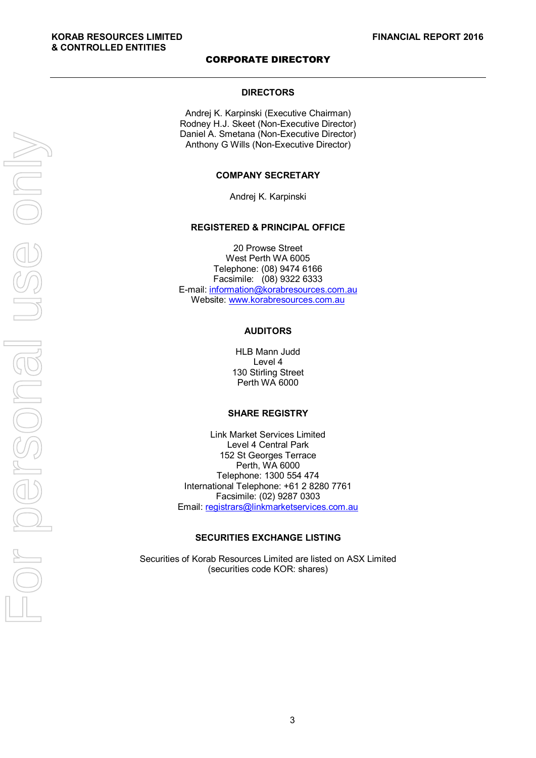# CORPORATE DIRECTORY

## DIRECTORS

Andrej K. Karpinski (Executive Chairman)
Rodney H.J. Skeet (Non-Executive Director)
Daniel A. Smetana (Non-Executive Director)
Anthony G Wills (Non-Executive Director)

## COMPANY SECRETARY

Andrej K. Karpinski

## REGISTERED & PRINCIPAL OFFICE

20 Prowse Street
West Perth WA 6005
Telephone: (08) 9474 6166
Facsimile: (08) 9322 6333
E-mail: information@korabresources.com.au
Website: www.korabresources.com.au

## AUDITORS

HLB Mann Judd
Level 4
130 Stirling Street
Perth WA 6000

## SHARE REGISTRY

Link Market Services Limited
Level 4 Central Park
152 St Georges Terrace
Perth, WA 6000
Telephone: 1300 554 474
International Telephone: +61 2 8280 7761
Facsimile: (02) 9287 0303
Email: registrars@linkmarketservices.com.au

## SECURITIES EXCHANGE LISTING

Securities of Korab Resources Limited are listed on ASX Limited
(securities code KOR: shares)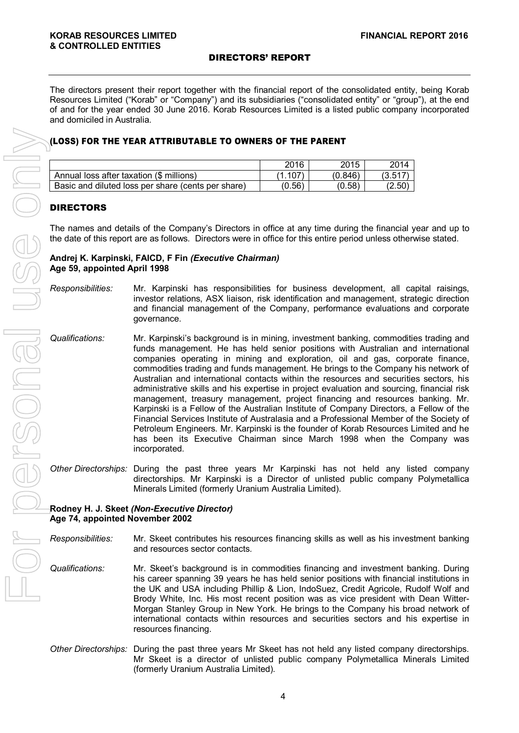## DIRECTORS' REPORT

The directors present their report together with the financial report of the consolidated entity, being Korab Resources Limited ("Korab" or "Company") and its subsidiaries ("consolidated entity" or "group"), at the end of and for the year ended 30 June 2016. Korab Resources Limited is a listed public company incorporated and domiciled in Australia.

## (LOSS) FOR THE YEAR ATTRIBUTABLE TO OWNERS OF THE PARENT

| | 2016 | 2015 | 2014 |
|---|---|---|---|
| Annual loss after taxation ($ millions) | (1.107) | (0.846) | (3.517) |
| Basic and diluted loss per share (cents per share) | (0.56) | (0.58) | (2.50) |

## DIRECTORS

The names and details of the Company's Directors in office at any time during the financial year and up to the date of this report are as follows. Directors were in office for this entire period unless otherwise stated.

**Andrej K. Karpinski, FAICD, F Fin *(Executive Chairman)***
**Age 59, appointed April 1998**

*Responsibilities:* Mr. Karpinski has responsibilities for business development, all capital raisings, investor relations, ASX liaison, risk identification and management, strategic direction and financial management of the Company, performance evaluations and corporate governance.

*Qualifications:* Mr. Karpinski's background is in mining, investment banking, commodities trading and funds management. He has held senior positions with Australian and international companies operating in mining and exploration, oil and gas, corporate finance, commodities trading and funds management. He brings to the Company his network of Australian and international contacts within the resources and securities sectors, his administrative skills and his expertise in project evaluation and sourcing, financial risk management, treasury management, project financing and resources banking. Mr. Karpinski is a Fellow of the Australian Institute of Company Directors, a Fellow of the Financial Services Institute of Australasia and a Professional Member of the Society of Petroleum Engineers. Mr. Karpinski is the founder of Korab Resources Limited and he has been its Executive Chairman since March 1998 when the Company was incorporated.

*Other Directorships:* During the past three years Mr Karpinski has not held any listed company directorships. Mr Karpinski is a Director of unlisted public company Polymetallica Minerals Limited (formerly Uranium Australia Limited).

**Rodney H. J. Skeet *(Non-Executive Director)***
**Age 74, appointed November 2002**

*Responsibilities:* Mr. Skeet contributes his resources financing skills as well as his investment banking and resources sector contacts.

*Qualifications:* Mr. Skeet's background is in commodities financing and investment banking. During his career spanning 39 years he has held senior positions with financial institutions in the UK and USA including Phillip & Lion, IndoSuez, Credit Agricole, Rudolf Wolf and Brody White, Inc. His most recent position was as vice president with Dean Witter-Morgan Stanley Group in New York. He brings to the Company his broad network of international contacts within resources and securities sectors and his expertise in resources financing.

*Other Directorships:* During the past three years Mr Skeet has not held any listed company directorships. Mr Skeet is a director of unlisted public company Polymetallica Minerals Limited (formerly Uranium Australia Limited).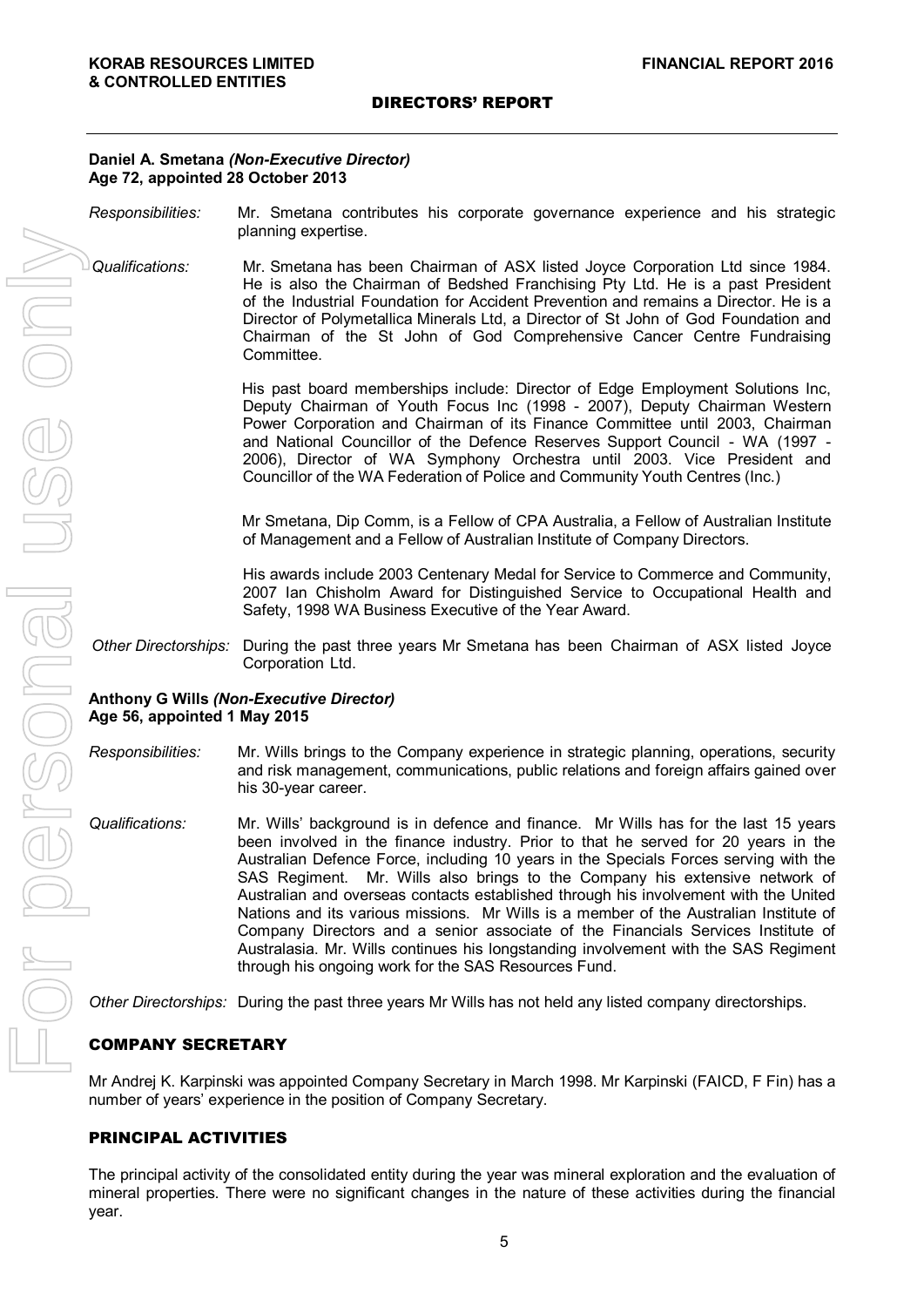## DIRECTORS' REPORT

**Daniel A. Smetana** ***(Non-Executive Director)***
**Age 72, appointed 28 October 2013**

*Responsibilities:* Mr. Smetana contributes his corporate governance experience and his strategic planning expertise.

*Qualifications:* Mr. Smetana has been Chairman of ASX listed Joyce Corporation Ltd since 1984. He is also the Chairman of Bedshed Franchising Pty Ltd. He is a past President of the Industrial Foundation for Accident Prevention and remains a Director. He is a Director of Polymetallica Minerals Ltd, a Director of St John of God Foundation and Chairman of the St John of God Comprehensive Cancer Centre Fundraising Committee.

His past board memberships include: Director of Edge Employment Solutions Inc, Deputy Chairman of Youth Focus Inc (1998 - 2007), Deputy Chairman Western Power Corporation and Chairman of its Finance Committee until 2003, Chairman and National Councillor of the Defence Reserves Support Council - WA (1997 - 2006), Director of WA Symphony Orchestra until 2003. Vice President and Councillor of the WA Federation of Police and Community Youth Centres (Inc.)

Mr Smetana, Dip Comm, is a Fellow of CPA Australia, a Fellow of Australian Institute of Management and a Fellow of Australian Institute of Company Directors.

His awards include 2003 Centenary Medal for Service to Commerce and Community, 2007 Ian Chisholm Award for Distinguished Service to Occupational Health and Safety, 1998 WA Business Executive of the Year Award.

*Other Directorships:* During the past three years Mr Smetana has been Chairman of ASX listed Joyce Corporation Ltd.

**Anthony G Wills** ***(Non-Executive Director)***
**Age 56, appointed 1 May 2015**

*Responsibilities:* Mr. Wills brings to the Company experience in strategic planning, operations, security and risk management, communications, public relations and foreign affairs gained over his 30-year career.

*Qualifications:* Mr. Wills' background is in defence and finance. Mr Wills has for the last 15 years been involved in the finance industry. Prior to that he served for 20 years in the Australian Defence Force, including 10 years in the Specials Forces serving with the SAS Regiment. Mr. Wills also brings to the Company his extensive network of Australian and overseas contacts established through his involvement with the United Nations and its various missions. Mr Wills is a member of the Australian Institute of Company Directors and a senior associate of the Financials Services Institute of Australasia. Mr. Wills continues his longstanding involvement with the SAS Regiment through his ongoing work for the SAS Resources Fund.

*Other Directorships:* During the past three years Mr Wills has not held any listed company directorships.

## COMPANY SECRETARY

Mr Andrej K. Karpinski was appointed Company Secretary in March 1998. Mr Karpinski (FAICD, F Fin) has a number of years' experience in the position of Company Secretary.

## PRINCIPAL ACTIVITIES

The principal activity of the consolidated entity during the year was mineral exploration and the evaluation of mineral properties. There were no significant changes in the nature of these activities during the financial year.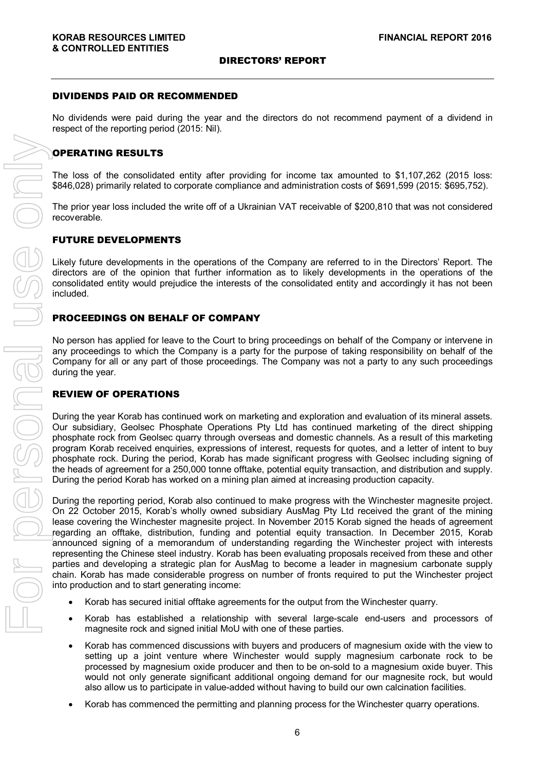## DIVIDENDS PAID OR RECOMMENDED

No dividends were paid during the year and the directors do not recommend payment of a dividend in respect of the reporting period (2015: Nil).

## OPERATING RESULTS

The loss of the consolidated entity after providing for income tax amounted to $1,107,262 (2015 loss: $846,028) primarily related to corporate compliance and administration costs of $691,599 (2015: $695,752).

The prior year loss included the write off of a Ukrainian VAT receivable of $200,810 that was not considered recoverable.

## FUTURE DEVELOPMENTS

Likely future developments in the operations of the Company are referred to in the Directors' Report. The directors are of the opinion that further information as to likely developments in the operations of the consolidated entity would prejudice the interests of the consolidated entity and accordingly it has not been included.

## PROCEEDINGS ON BEHALF OF COMPANY

No person has applied for leave to the Court to bring proceedings on behalf of the Company or intervene in any proceedings to which the Company is a party for the purpose of taking responsibility on behalf of the Company for all or any part of those proceedings. The Company was not a party to any such proceedings during the year.

## REVIEW OF OPERATIONS

During the year Korab has continued work on marketing and exploration and evaluation of its mineral assets. Our subsidiary, Geolsec Phosphate Operations Pty Ltd has continued marketing of the direct shipping phosphate rock from Geolsec quarry through overseas and domestic channels. As a result of this marketing program Korab received enquiries, expressions of interest, requests for quotes, and a letter of intent to buy phosphate rock. During the period, Korab has made significant progress with Geolsec including signing of the heads of agreement for a 250,000 tonne offtake, potential equity transaction, and distribution and supply. During the period Korab has worked on a mining plan aimed at increasing production capacity.

During the reporting period, Korab also continued to make progress with the Winchester magnesite project. On 22 October 2015, Korab's wholly owned subsidiary AusMag Pty Ltd received the grant of the mining lease covering the Winchester magnesite project. In November 2015 Korab signed the heads of agreement regarding an offtake, distribution, funding and potential equity transaction. In December 2015, Korab announced signing of a memorandum of understanding regarding the Winchester project with interests representing the Chinese steel industry. Korab has been evaluating proposals received from these and other parties and developing a strategic plan for AusMag to become a leader in magnesium carbonate supply chain. Korab has made considerable progress on number of fronts required to put the Winchester project into production and to start generating income:

- Korab has secured initial offtake agreements for the output from the Winchester quarry.
- Korab has established a relationship with several large-scale end-users and processors of magnesite rock and signed initial MoU with one of these parties.
- Korab has commenced discussions with buyers and producers of magnesium oxide with the view to setting up a joint venture where Winchester would supply magnesium carbonate rock to be processed by magnesium oxide producer and then to be on-sold to a magnesium oxide buyer. This would not only generate significant additional ongoing demand for our magnesite rock, but would also allow us to participate in value-added without having to build our own calcination facilities.
- Korab has commenced the permitting and planning process for the Winchester quarry operations.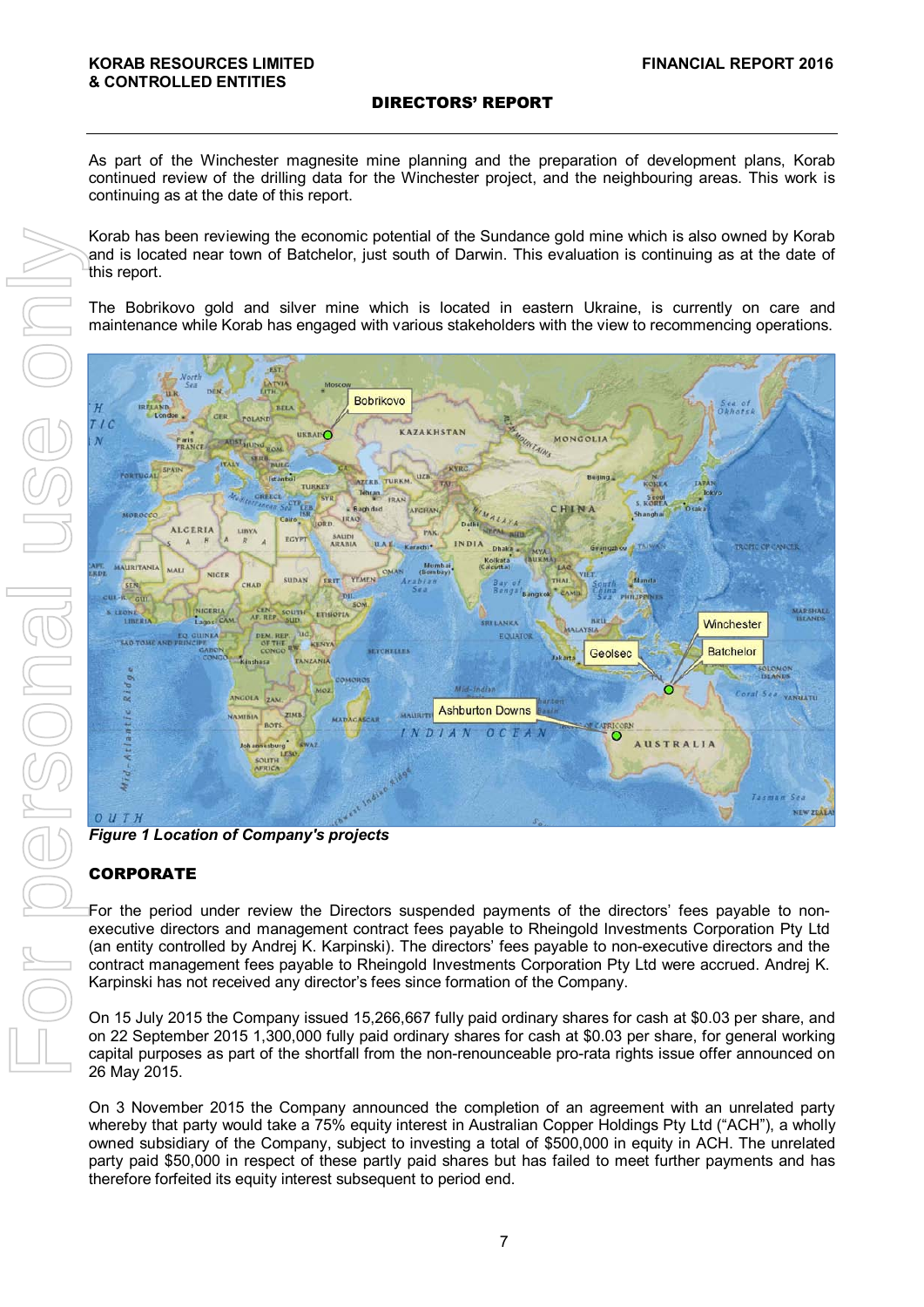As part of the Winchester magnesite mine planning and the preparation of development plans, Korab continued review of the drilling data for the Winchester project, and the neighbouring areas. This work is continuing as at the date of this report.

Korab has been reviewing the economic potential of the Sundance gold mine which is also owned by Korab and is located near town of Batchelor, just south of Darwin. This evaluation is continuing as at the date of this report.

The Bobrikovo gold and silver mine which is located in eastern Ukraine, is currently on care and maintenance while Korab has engaged with various stakeholders with the view to recommencing operations.

Bobrikovo

Winchester

Geolsec

Batchelor

Ashburton Downs

***Figure 1 Location of Company's projects***

## CORPORATE

For the period under review the Directors suspended payments of the directors' fees payable to non-executive directors and management contract fees payable to Rheingold Investments Corporation Pty Ltd (an entity controlled by Andrej K. Karpinski). The directors' fees payable to non-executive directors and the contract management fees payable to Rheingold Investments Corporation Pty Ltd were accrued. Andrej K. Karpinski has not received any director's fees since formation of the Company.

On 15 July 2015 the Company issued 15,266,667 fully paid ordinary shares for cash at $0.03 per share, and on 22 September 2015 1,300,000 fully paid ordinary shares for cash at $0.03 per share, for general working capital purposes as part of the shortfall from the non-renounceable pro-rata rights issue offer announced on 26 May 2015.

On 3 November 2015 the Company announced the completion of an agreement with an unrelated party whereby that party would take a 75% equity interest in Australian Copper Holdings Pty Ltd ("ACH"), a wholly owned subsidiary of the Company, subject to investing a total of $500,000 in equity in ACH. The unrelated party paid $50,000 in respect of these partly paid shares but has failed to meet further payments and has therefore forfeited its equity interest subsequent to period end.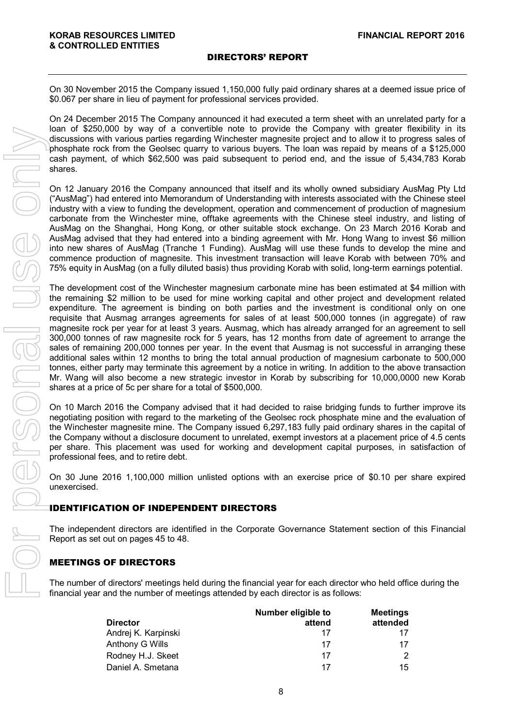On 30 November 2015 the Company issued 1,150,000 fully paid ordinary shares at a deemed issue price of $0.067 per share in lieu of payment for professional services provided.

On 24 December 2015 The Company announced it had executed a term sheet with an unrelated party for a loan of $250,000 by way of a convertible note to provide the Company with greater flexibility in its discussions with various parties regarding Winchester magnesite project and to allow it to progress sales of phosphate rock from the Geolsec quarry to various buyers. The loan was repaid by means of a $125,000 cash payment, of which $62,500 was paid subsequent to period end, and the issue of 5,434,783 Korab shares.

On 12 January 2016 the Company announced that itself and its wholly owned subsidiary AusMag Pty Ltd ("AusMag") had entered into Memorandum of Understanding with interests associated with the Chinese steel industry with a view to funding the development, operation and commencement of production of magnesium carbonate from the Winchester mine, offtake agreements with the Chinese steel industry, and listing of AusMag on the Shanghai, Hong Kong, or other suitable stock exchange. On 23 March 2016 Korab and AusMag advised that they had entered into a binding agreement with Mr. Hong Wang to invest $6 million into new shares of AusMag (Tranche 1 Funding). AusMag will use these funds to develop the mine and commence production of magnesite. This investment transaction will leave Korab with between 70% and 75% equity in AusMag (on a fully diluted basis) thus providing Korab with solid, long-term earnings potential.

The development cost of the Winchester magnesium carbonate mine has been estimated at $4 million with the remaining $2 million to be used for mine working capital and other project and development related expenditure. The agreement is binding on both parties and the investment is conditional only on one requisite that Ausmag arranges agreements for sales of at least 500,000 tonnes (in aggregate) of raw magnesite rock per year for at least 3 years. Ausmag, which has already arranged for an agreement to sell 300,000 tonnes of raw magnesite rock for 5 years, has 12 months from date of agreement to arrange the sales of remaining 200,000 tonnes per year. In the event that Ausmag is not successful in arranging these additional sales within 12 months to bring the total annual production of magnesium carbonate to 500,000 tonnes, either party may terminate this agreement by a notice in writing. In addition to the above transaction Mr. Wang will also become a new strategic investor in Korab by subscribing for 10,000,0000 new Korab shares at a price of 5c per share for a total of $500,000.

On 10 March 2016 the Company advised that it had decided to raise bridging funds to further improve its negotiating position with regard to the marketing of the Geolsec rock phosphate mine and the evaluation of the Winchester magnesite mine. The Company issued 6,297,183 fully paid ordinary shares in the capital of the Company without a disclosure document to unrelated, exempt investors at a placement price of 4.5 cents per share. This placement was used for working and development capital purposes, in satisfaction of professional fees, and to retire debt.

On 30 June 2016 1,100,000 million unlisted options with an exercise price of $0.10 per share expired unexercised.

## IDENTIFICATION OF INDEPENDENT DIRECTORS

The independent directors are identified in the Corporate Governance Statement section of this Financial Report as set out on pages 45 to 48.

## MEETINGS OF DIRECTORS

The number of directors' meetings held during the financial year for each director who held office during the financial year and the number of meetings attended by each director is as follows:

| Director | Number eligible to attend | Meetings attended |
|---|---|---|
| Andrej K. Karpinski | 17 | 17 |
| Anthony G Wills | 17 | 17 |
| Rodney H.J. Skeet | 17 | 2 |
| Daniel A. Smetana | 17 | 15 |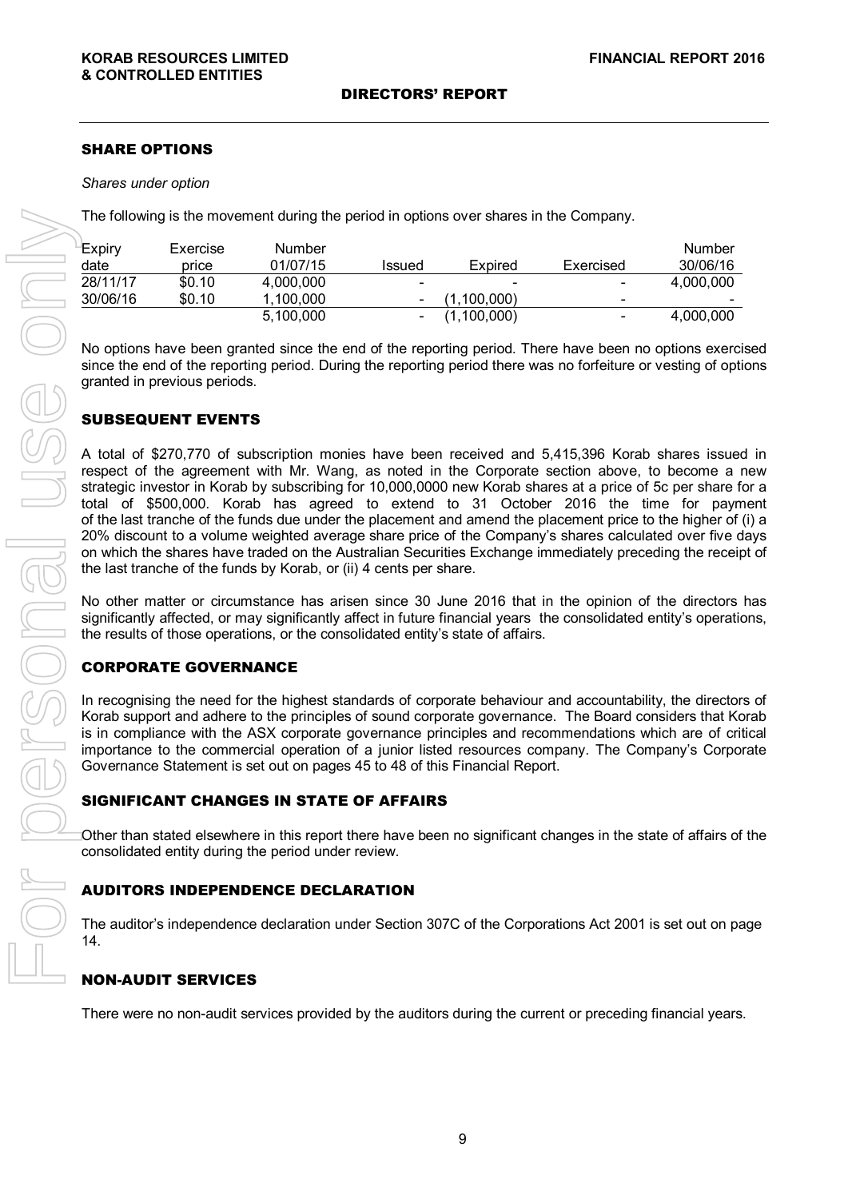## SHARE OPTIONS

*Shares under option*

The following is the movement during the period in options over shares in the Company.

| Expiry date | Exercise price | Number 01/07/15 | Issued | Expired | Exercised | Number 30/06/16 |
|---|---|---|---|---|---|---|
| 28/11/17 | $0.10 | 4,000,000 | - | - | - | 4,000,000 |
| 30/06/16 | $0.10 | 1,100,000 | - | (1,100,000) | - | - |
| | | 5,100,000 | - | (1,100,000) | - | 4,000,000 |

No options have been granted since the end of the reporting period. There have been no options exercised since the end of the reporting period. During the reporting period there was no forfeiture or vesting of options granted in previous periods.

## SUBSEQUENT EVENTS

A total of $270,770 of subscription monies have been received and 5,415,396 Korab shares issued in respect of the agreement with Mr. Wang, as noted in the Corporate section above, to become a new strategic investor in Korab by subscribing for 10,000,0000 new Korab shares at a price of 5c per share for a total of $500,000. Korab has agreed to extend to 31 October 2016 the time for payment of the last tranche of the funds due under the placement and amend the placement price to the higher of (i) a 20% discount to a volume weighted average share price of the Company's shares calculated over five days on which the shares have traded on the Australian Securities Exchange immediately preceding the receipt of the last tranche of the funds by Korab, or (ii) 4 cents per share.

No other matter or circumstance has arisen since 30 June 2016 that in the opinion of the directors has significantly affected, or may significantly affect in future financial years the consolidated entity's operations, the results of those operations, or the consolidated entity's state of affairs.

## CORPORATE GOVERNANCE

In recognising the need for the highest standards of corporate behaviour and accountability, the directors of Korab support and adhere to the principles of sound corporate governance. The Board considers that Korab is in compliance with the ASX corporate governance principles and recommendations which are of critical importance to the commercial operation of a junior listed resources company. The Company's Corporate Governance Statement is set out on pages 45 to 48 of this Financial Report.

## SIGNIFICANT CHANGES IN STATE OF AFFAIRS

Other than stated elsewhere in this report there have been no significant changes in the state of affairs of the consolidated entity during the period under review.

## AUDITORS INDEPENDENCE DECLARATION

The auditor's independence declaration under Section 307C of the Corporations Act 2001 is set out on page 14.

## NON-AUDIT SERVICES

There were no non-audit services provided by the auditors during the current or preceding financial years.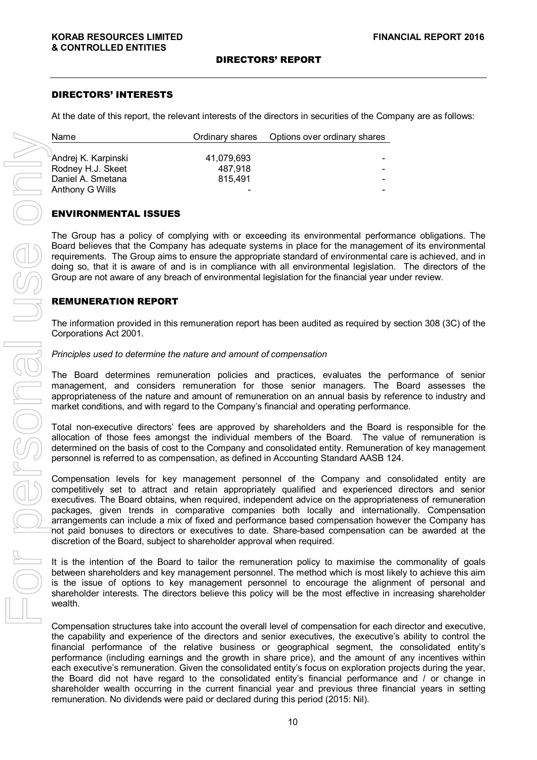## DIRECTORS' INTERESTS

At the date of this report, the relevant interests of the directors in securities of the Company are as follows:

| Name | Ordinary shares | Options over ordinary shares |
|---|---|---|
| Andrej K. Karpinski | 41,079,693 | - |
| Rodney H.J. Skeet | 487,918 | - |
| Daniel A. Smetana | 815,491 | - |
| Anthony G Wills | - | - |

## ENVIRONMENTAL ISSUES

The Group has a policy of complying with or exceeding its environmental performance obligations. The Board believes that the Company has adequate systems in place for the management of its environmental requirements. The Group aims to ensure the appropriate standard of environmental care is achieved, and in doing so, that it is aware of and is in compliance with all environmental legislation. The directors of the Group are not aware of any breach of environmental legislation for the financial year under review.

## REMUNERATION REPORT

The information provided in this remuneration report has been audited as required by section 308 (3C) of the Corporations Act 2001.

*Principles used to determine the nature and amount of compensation*

The Board determines remuneration policies and practices, evaluates the performance of senior management, and considers remuneration for those senior managers. The Board assesses the appropriateness of the nature and amount of remuneration on an annual basis by reference to industry and market conditions, and with regard to the Company's financial and operating performance.

Total non-executive directors' fees are approved by shareholders and the Board is responsible for the allocation of those fees amongst the individual members of the Board. The value of remuneration is determined on the basis of cost to the Company and consolidated entity. Remuneration of key management personnel is referred to as compensation, as defined in Accounting Standard AASB 124.

Compensation levels for key management personnel of the Company and consolidated entity are competitively set to attract and retain appropriately qualified and experienced directors and senior executives. The Board obtains, when required, independent advice on the appropriateness of remuneration packages, given trends in comparative companies both locally and internationally. Compensation arrangements can include a mix of fixed and performance based compensation however the Company has not paid bonuses to directors or executives to date. Share-based compensation can be awarded at the discretion of the Board, subject to shareholder approval when required.

It is the intention of the Board to tailor the remuneration policy to maximise the commonality of goals between shareholders and key management personnel. The method which is most likely to achieve this aim is the issue of options to key management personnel to encourage the alignment of personal and shareholder interests. The directors believe this policy will be the most effective in increasing shareholder wealth.

Compensation structures take into account the overall level of compensation for each director and executive, the capability and experience of the directors and senior executives, the executive's ability to control the financial performance of the relative business or geographical segment, the consolidated entity's performance (including earnings and the growth in share price), and the amount of any incentives within each executive's remuneration. Given the consolidated entity's focus on exploration projects during the year, the Board did not have regard to the consolidated entity's financial performance and / or change in shareholder wealth occurring in the current financial year and previous three financial years in setting remuneration. No dividends were paid or declared during this period (2015: Nil).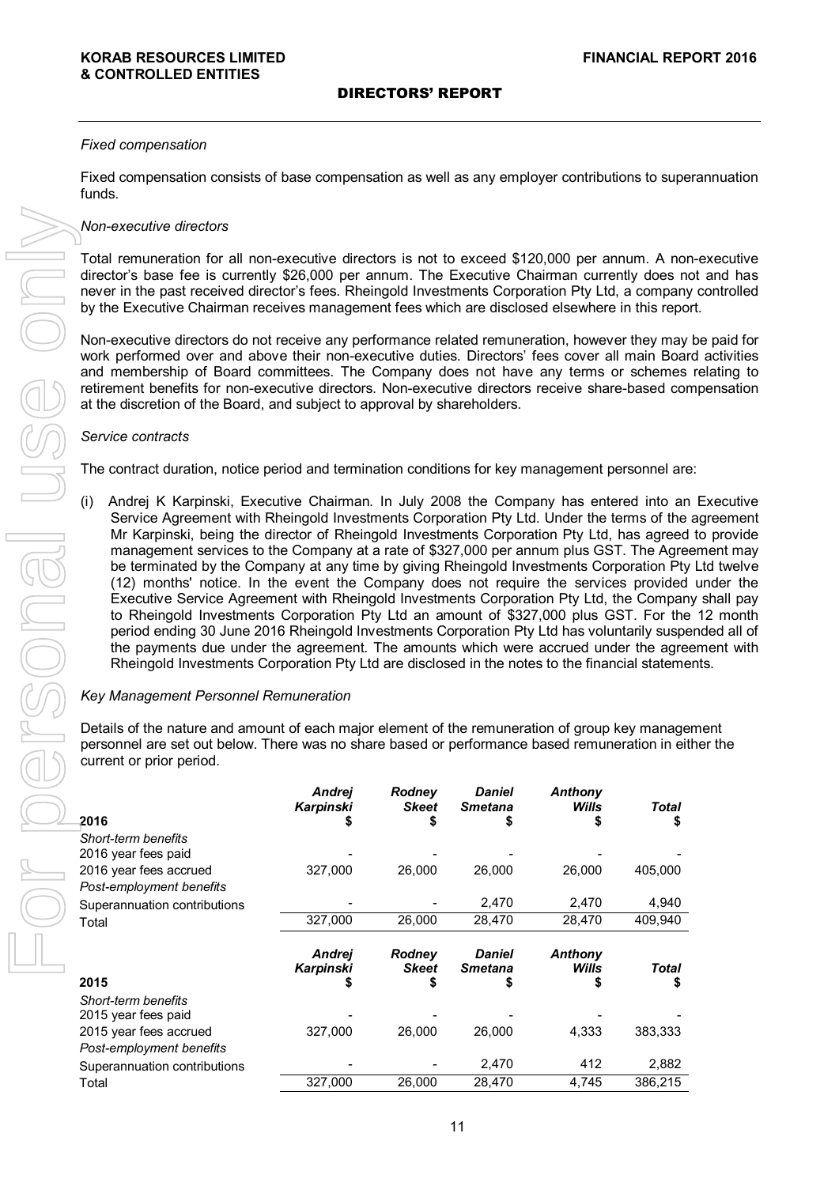*Fixed compensation*

Fixed compensation consists of base compensation as well as any employer contributions to superannuation funds.

*Non-executive directors*

Total remuneration for all non-executive directors is not to exceed $120,000 per annum. A non-executive director's base fee is currently $26,000 per annum. The Executive Chairman currently does not and has never in the past received director's fees. Rheingold Investments Corporation Pty Ltd, a company controlled by the Executive Chairman receives management fees which are disclosed elsewhere in this report.

Non-executive directors do not receive any performance related remuneration, however they may be paid for work performed over and above their non-executive duties. Directors' fees cover all main Board activities and membership of Board committees. The Company does not have any terms or schemes relating to retirement benefits for non-executive directors. Non-executive directors receive share-based compensation at the discretion of the Board, and subject to approval by shareholders.

*Service contracts*

The contract duration, notice period and termination conditions for key management personnel are:

(i) Andrej K Karpinski, Executive Chairman. In July 2008 the Company has entered into an Executive Service Agreement with Rheingold Investments Corporation Pty Ltd. Under the terms of the agreement Mr Karpinski, being the director of Rheingold Investments Corporation Pty Ltd, has agreed to provide management services to the Company at a rate of $327,000 per annum plus GST. The Agreement may be terminated by the Company at any time by giving Rheingold Investments Corporation Pty Ltd twelve (12) months' notice. In the event the Company does not require the services provided under the Executive Service Agreement with Rheingold Investments Corporation Pty Ltd, the Company shall pay to Rheingold Investments Corporation Pty Ltd an amount of $327,000 plus GST. For the 12 month period ending 30 June 2016 Rheingold Investments Corporation Pty Ltd has voluntarily suspended all of the payments due under the agreement. The amounts which were accrued under the agreement with Rheingold Investments Corporation Pty Ltd are disclosed in the notes to the financial statements.

*Key Management Personnel Remuneration*

Details of the nature and amount of each major element of the remuneration of group key management personnel are set out below. There was no share based or performance based remuneration in either the current or prior period.

| 2016 | *Andrej Karpinski* $ | *Rodney Skeet* $ | *Daniel Smetana* $ | *Anthony Wills* $ | *Total* $ |
|---|---|---|---|---|---|
| *Short-term benefits* | | | | | |
| 2016 year fees paid | - | - | - | - | - |
| 2016 year fees accrued | 327,000 | 26,000 | 26,000 | 26,000 | 405,000 |
| *Post-employment benefits* | | | | | |
| Superannuation contributions | - | - | 2,470 | 2,470 | 4,940 |
| Total | 327,000 | 26,000 | 28,470 | 28,470 | 409,940 |

| 2015 | *Andrej Karpinski* $ | *Rodney Skeet* $ | *Daniel Smetana* $ | *Anthony Wills* $ | *Total* $ |
|---|---|---|---|---|---|
| *Short-term benefits* | | | | | |
| 2015 year fees paid | - | - | - | - | - |
| 2015 year fees accrued | 327,000 | 26,000 | 26,000 | 4,333 | 383,333 |
| *Post-employment benefits* | | | | | |
| Superannuation contributions | - | - | 2,470 | 412 | 2,882 |
| Total | 327,000 | 26,000 | 28,470 | 4,745 | 386,215 |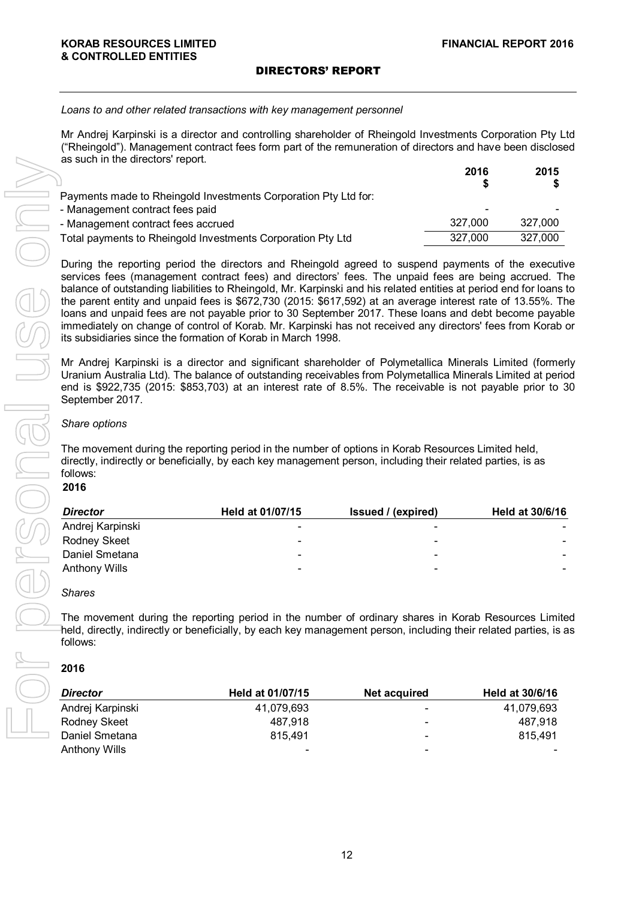*Loans to and other related transactions with key management personnel*

Mr Andrej Karpinski is a director and controlling shareholder of Rheingold Investments Corporation Pty Ltd ("Rheingold"). Management contract fees form part of the remuneration of directors and have been disclosed as such in the directors' report.

| | 2016 $ | 2015 $ |
|---|---|---|
| Payments made to Rheingold Investments Corporation Pty Ltd for: | | |
| - Management contract fees paid | - | - |
| - Management contract fees accrued | 327,000 | 327,000 |
| Total payments to Rheingold Investments Corporation Pty Ltd | 327,000 | 327,000 |

During the reporting period the directors and Rheingold agreed to suspend payments of the executive services fees (management contract fees) and directors' fees. The unpaid fees are being accrued. The balance of outstanding liabilities to Rheingold, Mr. Karpinski and his related entities at period end for loans to the parent entity and unpaid fees is $672,730 (2015: $617,592) at an average interest rate of 13.55%. The loans and unpaid fees are not payable prior to 30 September 2017. These loans and debt become payable immediately on change of control of Korab. Mr. Karpinski has not received any directors' fees from Korab or its subsidiaries since the formation of Korab in March 1998.

Mr Andrej Karpinski is a director and significant shareholder of Polymetallica Minerals Limited (formerly Uranium Australia Ltd). The balance of outstanding receivables from Polymetallica Minerals Limited at period end is $922,735 (2015: $853,703) at an interest rate of 8.5%. The receivable is not payable prior to 30 September 2017.

*Share options*

The movement during the reporting period in the number of options in Korab Resources Limited held, directly, indirectly or beneficially, by each key management person, including their related parties, is as follows:

**2016**

| *Director* | Held at 01/07/15 | Issued / (expired) | Held at 30/6/16 |
|---|---|---|---|
| Andrej Karpinski | - | - | - |
| Rodney Skeet | - | - | - |
| Daniel Smetana | - | - | - |
| Anthony Wills | - | - | - |

*Shares*

The movement during the reporting period in the number of ordinary shares in Korab Resources Limited held, directly, indirectly or beneficially, by each key management person, including their related parties, is as follows:

**2016**

| *Director* | Held at 01/07/15 | Net acquired | Held at 30/6/16 |
|---|---|---|---|
| Andrej Karpinski | 41,079,693 | - | 41,079,693 |
| Rodney Skeet | 487,918 | - | 487,918 |
| Daniel Smetana | 815,491 | - | 815,491 |
| Anthony Wills | - | - | - |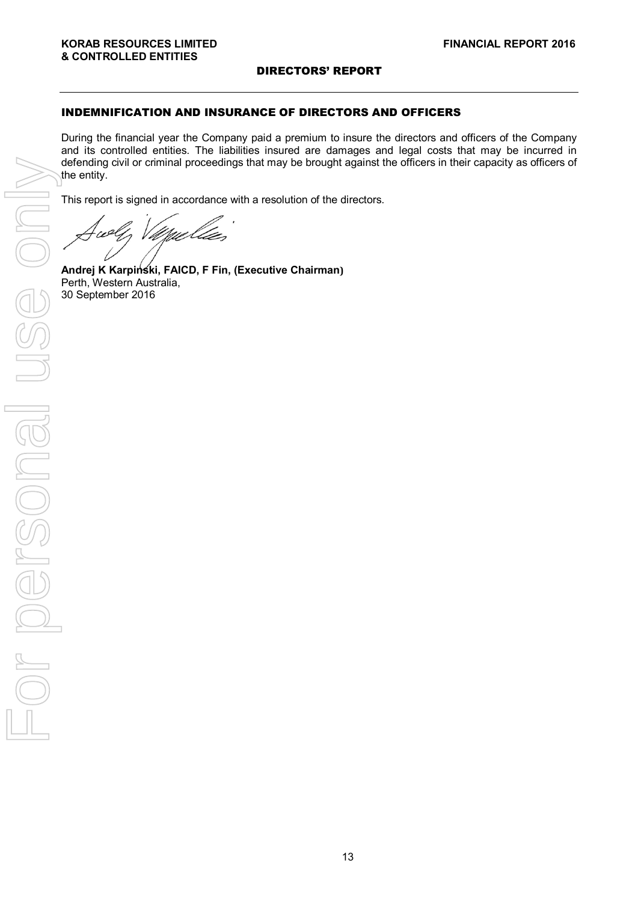## INDEMNIFICATION AND INSURANCE OF DIRECTORS AND OFFICERS

During the financial year the Company paid a premium to insure the directors and officers of the Company and its controlled entities. The liabilities insured are damages and legal costs that may be incurred in defending civil or criminal proceedings that may be brought against the officers in their capacity as officers of the entity.

This report is signed in accordance with a resolution of the directors.

**Andrej K Karpinski, FAICD, F Fin, (Executive Chairman)**
Perth, Western Australia,
30 September 2016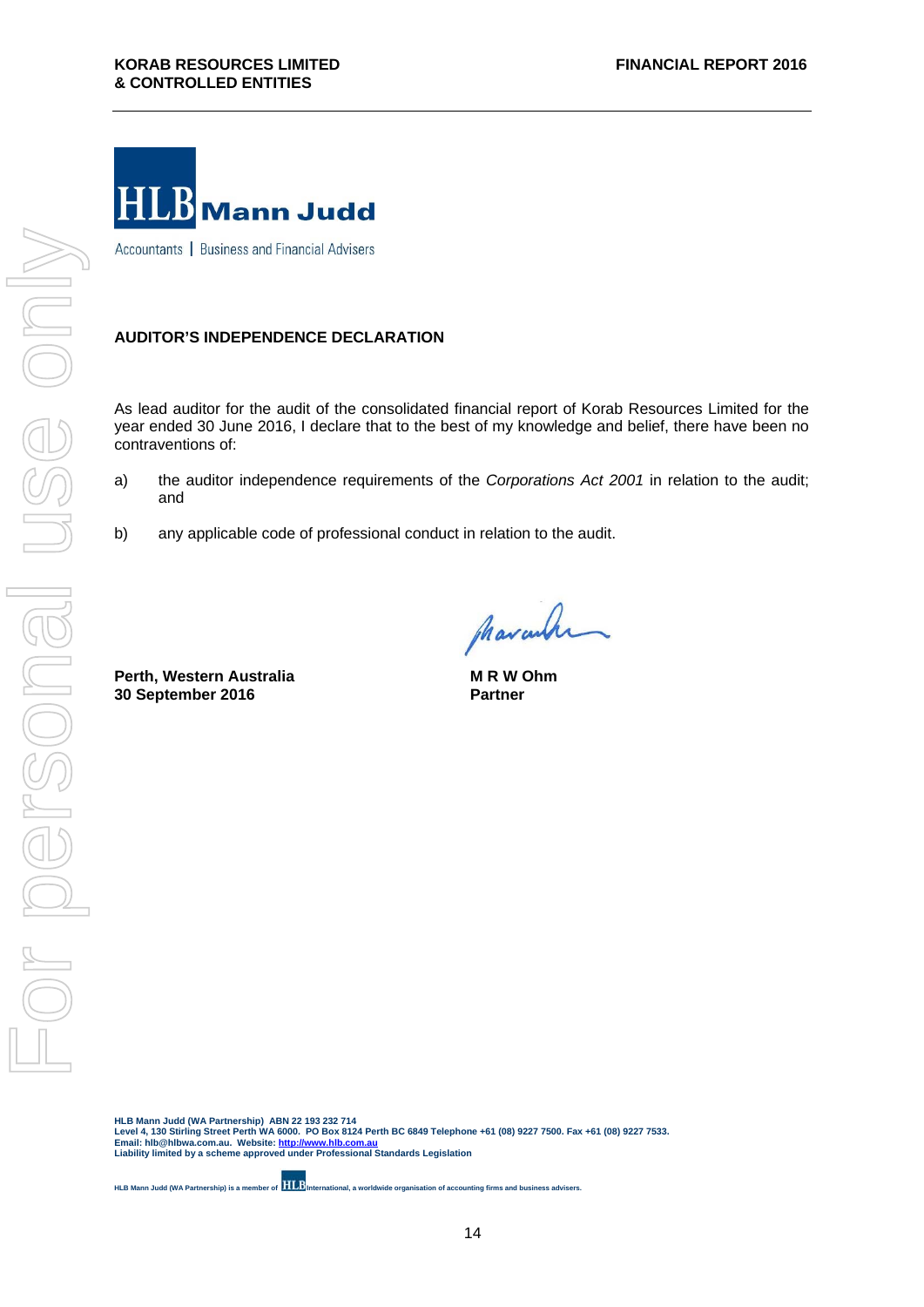HLB Mann Judd

Accountants | Business and Financial Advisers

**AUDITOR'S INDEPENDENCE DECLARATION**

As lead auditor for the audit of the consolidated financial report of Korab Resources Limited for the year ended 30 June 2016, I declare that to the best of my knowledge and belief, there have been no contraventions of:

a) the auditor independence requirements of the *Corporations Act 2001* in relation to the audit; and

b) any applicable code of professional conduct in relation to the audit.

**Perth, Western Australia**
**30 September 2016**

**M R W Ohm**
**Partner**

**HLB Mann Judd (WA Partnership) ABN 22 193 232 714**
**Level 4, 130 Stirling Street Perth WA 6000. PO Box 8124 Perth BC 6849 Telephone +61 (08) 9227 7500. Fax +61 (08) 9227 7533.**
**Email: hlb@hlbwa.com.au. Website: http://www.hlb.com.au**
**Liability limited by a scheme approved under Professional Standards Legislation**

**HLB Mann Judd (WA Partnership) is a member of HLB International, a worldwide organisation of accounting firms and business advisers.**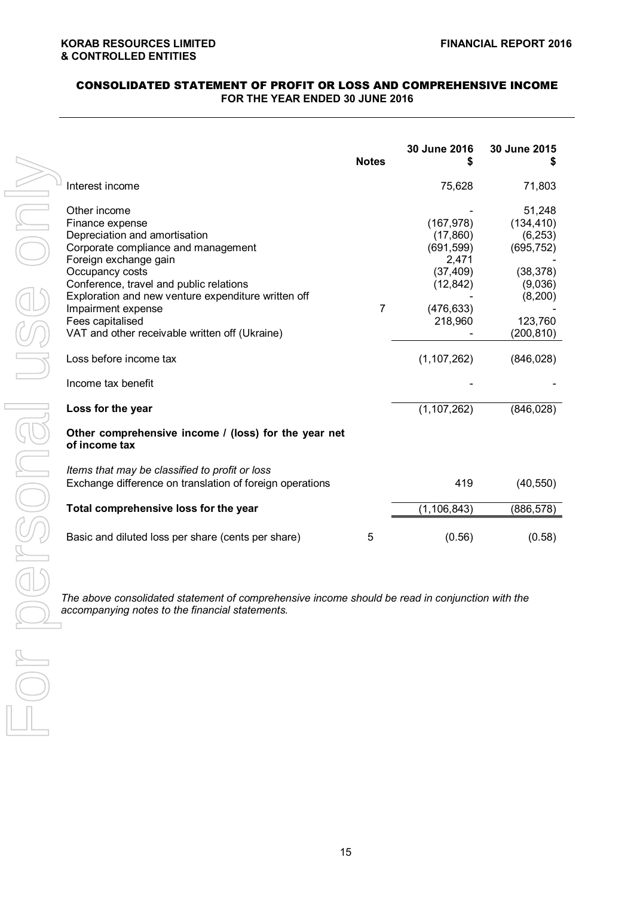**KORAB RESOURCES LIMITED**
**& CONTROLLED ENTITIES**

**FINANCIAL REPORT 2016**

## CONSOLIDATED STATEMENT OF PROFIT OR LOSS AND COMPREHENSIVE INCOME
**FOR THE YEAR ENDED 30 JUNE 2016**

| | Notes | 30 June 2016 $ | 30 June 2015 $ |
|---|---|---|---|
| Interest income | | 75,628 | 71,803 |
| Other income | | - | 51,248 |
| Finance expense | | (167,978) | (134,410) |
| Depreciation and amortisation | | (17,860) | (6,253) |
| Corporate compliance and management | | (691,599) | (695,752) |
| Foreign exchange gain | | 2,471 | - |
| Occupancy costs | | (37,409) | (38,378) |
| Conference, travel and public relations | | (12,842) | (9,036) |
| Exploration and new venture expenditure written off | | - | (8,200) |
| Impairment expense | 7 | (476,633) | - |
| Fees capitalised | | 218,960 | 123,760 |
| VAT and other receivable written off (Ukraine) | | - | (200,810) |
| Loss before income tax | | (1,107,262) | (846,028) |
| Income tax benefit | | - | - |
| **Loss for the year** | | (1,107,262) | (846,028) |
| **Other comprehensive income / (loss) for the year net of income tax** | | | |
| *Items that may be classified to profit or loss* | | | |
| Exchange difference on translation of foreign operations | | 419 | (40,550) |
| **Total comprehensive loss for the year** | | (1,106,843) | (886,578) |
| Basic and diluted loss per share (cents per share) | 5 | (0.56) | (0.58) |

*The above consolidated statement of comprehensive income should be read in conjunction with the accompanying notes to the financial statements.*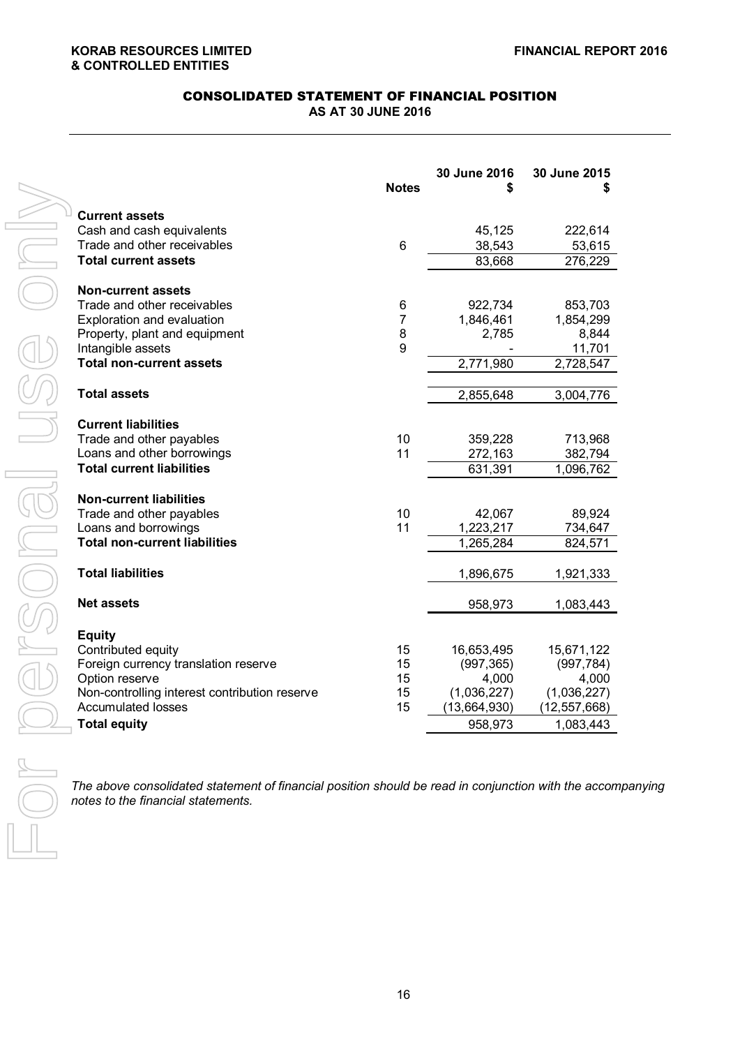**KORAB RESOURCES LIMITED**
**& CONTROLLED ENTITIES**

**FINANCIAL REPORT 2016**

# CONSOLIDATED STATEMENT OF FINANCIAL POSITION
**AS AT 30 JUNE 2016**

| | Notes | 30 June 2016 $ | 30 June 2015 $ |
|---|---|---|---|
| **Current assets** | | | |
| Cash and cash equivalents | | 45,125 | 222,614 |
| Trade and other receivables | 6 | 38,543 | 53,615 |
| **Total current assets** | | 83,668 | 276,229 |
| **Non-current assets** | | | |
| Trade and other receivables | 6 | 922,734 | 853,703 |
| Exploration and evaluation | 7 | 1,846,461 | 1,854,299 |
| Property, plant and equipment | 8 | 2,785 | 8,844 |
| Intangible assets | 9 | - | 11,701 |
| **Total non-current assets** | | 2,771,980 | 2,728,547 |
| **Total assets** | | 2,855,648 | 3,004,776 |
| **Current liabilities** | | | |
| Trade and other payables | 10 | 359,228 | 713,968 |
| Loans and other borrowings | 11 | 272,163 | 382,794 |
| **Total current liabilities** | | 631,391 | 1,096,762 |
| **Non-current liabilities** | | | |
| Trade and other payables | 10 | 42,067 | 89,924 |
| Loans and borrowings | 11 | 1,223,217 | 734,647 |
| **Total non-current liabilities** | | 1,265,284 | 824,571 |
| **Total liabilities** | | 1,896,675 | 1,921,333 |
| **Net assets** | | 958,973 | 1,083,443 |
| **Equity** | | | |
| Contributed equity | 15 | 16,653,495 | 15,671,122 |
| Foreign currency translation reserve | 15 | (997,365) | (997,784) |
| Option reserve | 15 | 4,000 | 4,000 |
| Non-controlling interest contribution reserve | 15 | (1,036,227) | (1,036,227) |
| Accumulated losses | 15 | (13,664,930) | (12,557,668) |
| **Total equity** | | 958,973 | 1,083,443 |

*The above consolidated statement of financial position should be read in conjunction with the accompanying notes to the financial statements.*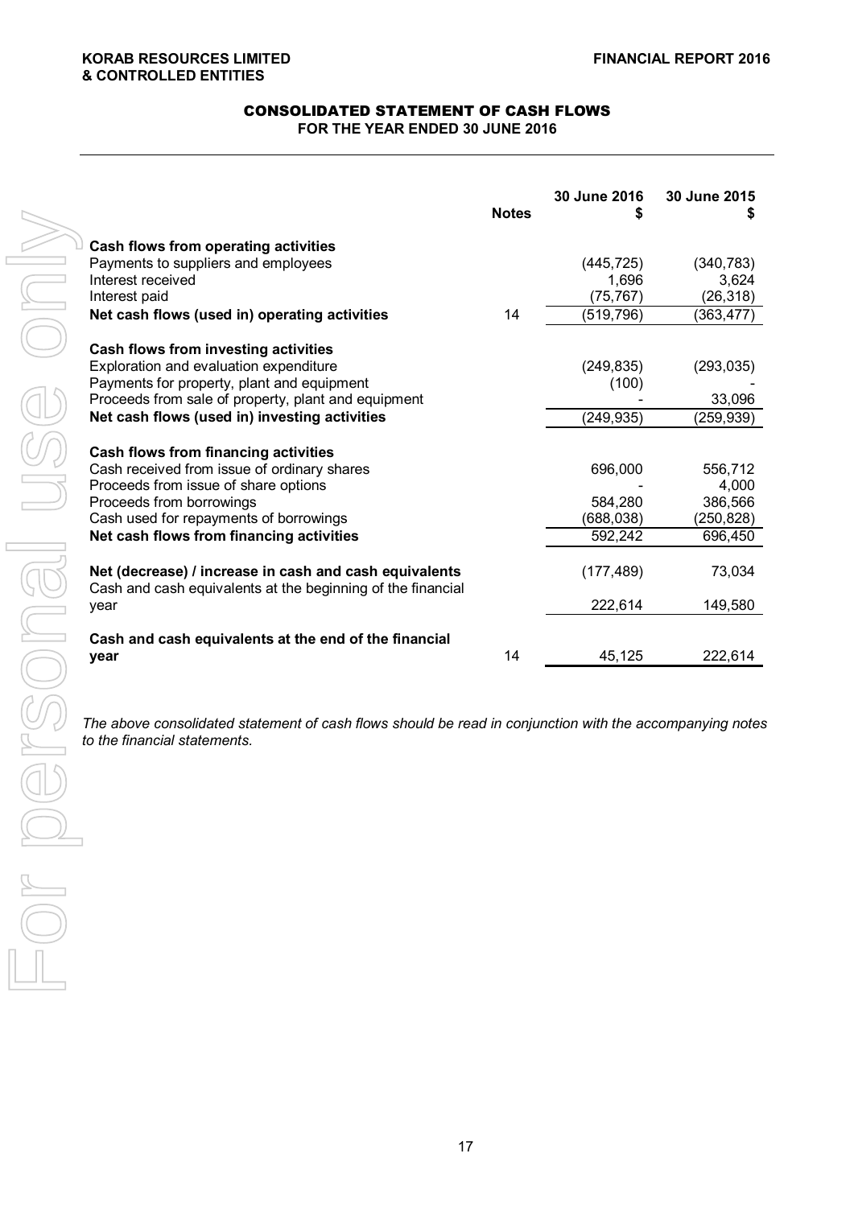# CONSOLIDATED STATEMENT OF CASH FLOWS

**FOR THE YEAR ENDED 30 JUNE 2016**

| | Notes | 30 June 2016 $ | 30 June 2015 $ |
|---|---|---|---|
| **Cash flows from operating activities** | | | |
| Payments to suppliers and employees | | (445,725) | (340,783) |
| Interest received | | 1,696 | 3,624 |
| Interest paid | | (75,767) | (26,318) |
| **Net cash flows (used in) operating activities** | 14 | (519,796) | (363,477) |
| **Cash flows from investing activities** | | | |
| Exploration and evaluation expenditure | | (249,835) | (293,035) |
| Payments for property, plant and equipment | | (100) | - |
| Proceeds from sale of property, plant and equipment | | - | 33,096 |
| **Net cash flows (used in) investing activities** | | (249,935) | (259,939) |
| **Cash flows from financing activities** | | | |
| Cash received from issue of ordinary shares | | 696,000 | 556,712 |
| Proceeds from issue of share options | | - | 4,000 |
| Proceeds from borrowings | | 584,280 | 386,566 |
| Cash used for repayments of borrowings | | (688,038) | (250,828) |
| **Net cash flows from financing activities** | | 592,242 | 696,450 |
| **Net (decrease) / increase in cash and cash equivalents** | | (177,489) | 73,034 |
| Cash and cash equivalents at the beginning of the financial year | | 222,614 | 149,580 |
| **Cash and cash equivalents at the end of the financial year** | 14 | 45,125 | 222,614 |

*The above consolidated statement of cash flows should be read in conjunction with the accompanying notes to the financial statements.*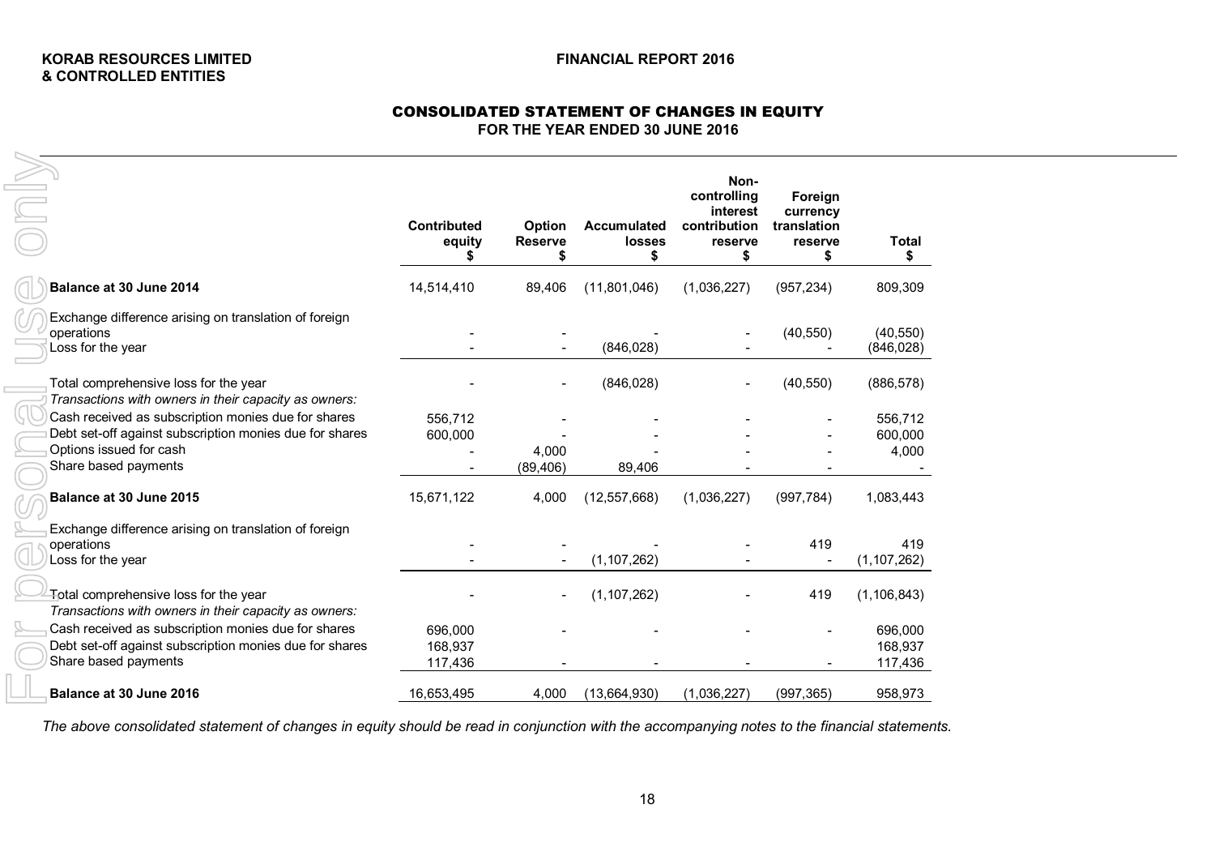# CONSOLIDATED STATEMENT OF CHANGES IN EQUITY
**FOR THE YEAR ENDED 30 JUNE 2016**

| | Contributed equity $ | Option Reserve $ | Accumulated losses $ | Non-controlling interest contribution reserve $ | Foreign currency translation reserve $ | Total $ |
|---|---|---|---|---|---|---|
| **Balance at 30 June 2014** | 14,514,410 | 89,406 | (11,801,046) | (1,036,227) | (957,234) | 809,309 |
| Exchange difference arising on translation of foreign operations | - | - | - | - | (40,550) | (40,550) |
| Loss for the year | - | - | (846,028) | - | - | (846,028) |
| Total comprehensive loss for the year | - | - | (846,028) | - | (40,550) | (886,578) |
| *Transactions with owners in their capacity as owners:* | | | | | | |
| Cash received as subscription monies due for shares | 556,712 | - | - | - | - | 556,712 |
| Debt set-off against subscription monies due for shares | 600,000 | - | - | - | - | 600,000 |
| Options issued for cash | - | 4,000 | - | - | - | 4,000 |
| Share based payments | - | (89,406) | 89,406 | - | - | - |
| **Balance at 30 June 2015** | 15,671,122 | 4,000 | (12,557,668) | (1,036,227) | (997,784) | 1,083,443 |
| Exchange difference arising on translation of foreign operations | - | - | - | - | 419 | 419 |
| Loss for the year | - | - | (1,107,262) | - | - | (1,107,262) |
| Total comprehensive loss for the year | - | - | (1,107,262) | - | 419 | (1,106,843) |
| *Transactions with owners in their capacity as owners:* | | | | | | |
| Cash received as subscription monies due for shares | 696,000 | - | - | - | - | 696,000 |
| Debt set-off against subscription monies due for shares | 168,937 | | | | | 168,937 |
| Share based payments | 117,436 | - | - | - | - | 117,436 |
| **Balance at 30 June 2016** | 16,653,495 | 4,000 | (13,664,930) | (1,036,227) | (997,365) | 958,973 |

*The above consolidated statement of changes in equity should be read in conjunction with the accompanying notes to the financial statements.*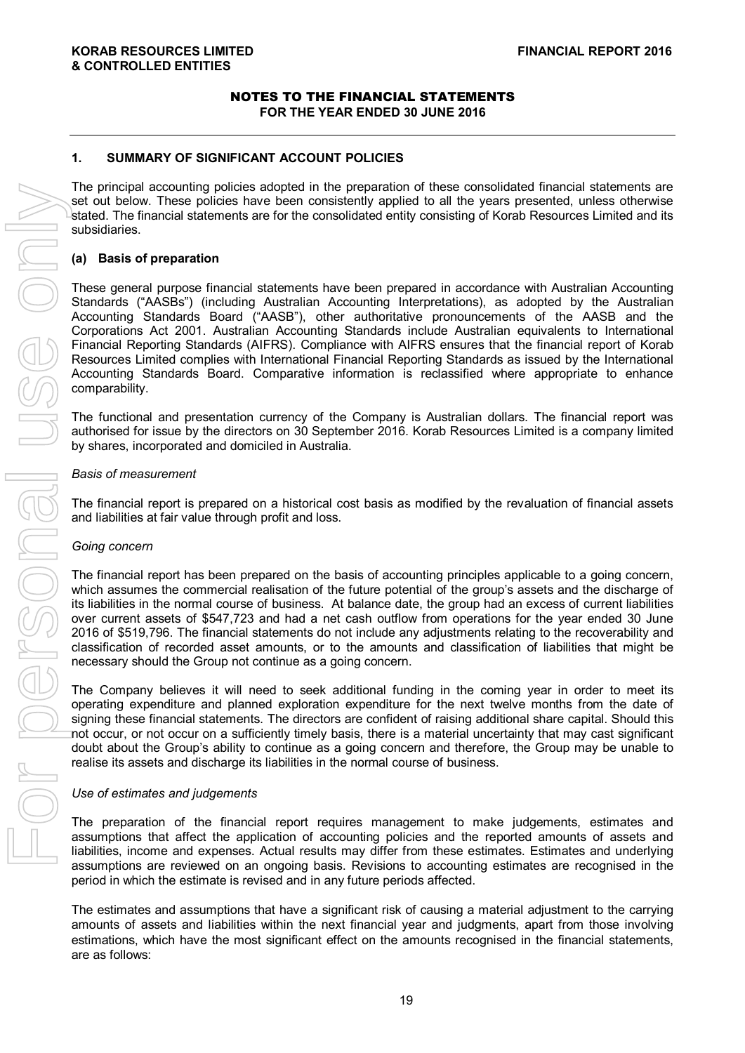# NOTES TO THE FINANCIAL STATEMENTS
**FOR THE YEAR ENDED 30 JUNE 2016**

## 1. SUMMARY OF SIGNIFICANT ACCOUNT POLICIES

The principal accounting policies adopted in the preparation of these consolidated financial statements are set out below. These policies have been consistently applied to all the years presented, unless otherwise stated. The financial statements are for the consolidated entity consisting of Korab Resources Limited and its subsidiaries.

### (a) Basis of preparation

These general purpose financial statements have been prepared in accordance with Australian Accounting Standards ("AASBs") (including Australian Accounting Interpretations), as adopted by the Australian Accounting Standards Board ("AASB"), other authoritative pronouncements of the AASB and the Corporations Act 2001. Australian Accounting Standards include Australian equivalents to International Financial Reporting Standards (AIFRS). Compliance with AIFRS ensures that the financial report of Korab Resources Limited complies with International Financial Reporting Standards as issued by the International Accounting Standards Board. Comparative information is reclassified where appropriate to enhance comparability.

The functional and presentation currency of the Company is Australian dollars. The financial report was authorised for issue by the directors on 30 September 2016. Korab Resources Limited is a company limited by shares, incorporated and domiciled in Australia.

*Basis of measurement*

The financial report is prepared on a historical cost basis as modified by the revaluation of financial assets and liabilities at fair value through profit and loss.

*Going concern*

The financial report has been prepared on the basis of accounting principles applicable to a going concern, which assumes the commercial realisation of the future potential of the group's assets and the discharge of its liabilities in the normal course of business. At balance date, the group had an excess of current liabilities over current assets of $547,723 and had a net cash outflow from operations for the year ended 30 June 2016 of $519,796. The financial statements do not include any adjustments relating to the recoverability and classification of recorded asset amounts, or to the amounts and classification of liabilities that might be necessary should the Group not continue as a going concern.

The Company believes it will need to seek additional funding in the coming year in order to meet its operating expenditure and planned exploration expenditure for the next twelve months from the date of signing these financial statements. The directors are confident of raising additional share capital. Should this not occur, or not occur on a sufficiently timely basis, there is a material uncertainty that may cast significant doubt about the Group's ability to continue as a going concern and therefore, the Group may be unable to realise its assets and discharge its liabilities in the normal course of business.

*Use of estimates and judgements*

The preparation of the financial report requires management to make judgements, estimates and assumptions that affect the application of accounting policies and the reported amounts of assets and liabilities, income and expenses. Actual results may differ from these estimates. Estimates and underlying assumptions are reviewed on an ongoing basis. Revisions to accounting estimates are recognised in the period in which the estimate is revised and in any future periods affected.

The estimates and assumptions that have a significant risk of causing a material adjustment to the carrying amounts of assets and liabilities within the next financial year and judgments, apart from those involving estimations, which have the most significant effect on the amounts recognised in the financial statements, are as follows: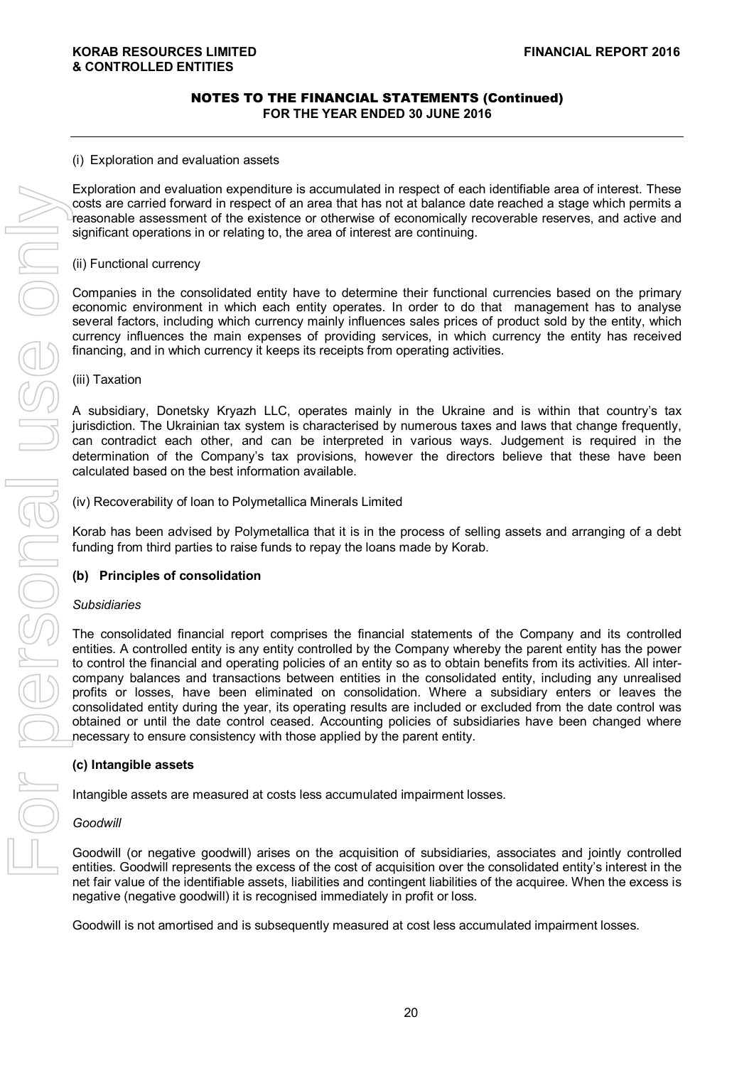(i) Exploration and evaluation assets

Exploration and evaluation expenditure is accumulated in respect of each identifiable area of interest. These costs are carried forward in respect of an area that has not at balance date reached a stage which permits a reasonable assessment of the existence or otherwise of economically recoverable reserves, and active and significant operations in or relating to, the area of interest are continuing.

(ii) Functional currency

Companies in the consolidated entity have to determine their functional currencies based on the primary economic environment in which each entity operates. In order to do that management has to analyse several factors, including which currency mainly influences sales prices of product sold by the entity, which currency influences the main expenses of providing services, in which currency the entity has received financing, and in which currency it keeps its receipts from operating activities.

(iii) Taxation

A subsidiary, Donetsky Kryazh LLC, operates mainly in the Ukraine and is within that country's tax jurisdiction. The Ukrainian tax system is characterised by numerous taxes and laws that change frequently, can contradict each other, and can be interpreted in various ways. Judgement is required in the determination of the Company's tax provisions, however the directors believe that these have been calculated based on the best information available.

(iv) Recoverability of loan to Polymetallica Minerals Limited

Korab has been advised by Polymetallica that it is in the process of selling assets and arranging of a debt funding from third parties to raise funds to repay the loans made by Korab.

**(b) Principles of consolidation**

*Subsidiaries*

The consolidated financial report comprises the financial statements of the Company and its controlled entities. A controlled entity is any entity controlled by the Company whereby the parent entity has the power to control the financial and operating policies of an entity so as to obtain benefits from its activities. All inter-company balances and transactions between entities in the consolidated entity, including any unrealised profits or losses, have been eliminated on consolidation. Where a subsidiary enters or leaves the consolidated entity during the year, its operating results are included or excluded from the date control was obtained or until the date control ceased. Accounting policies of subsidiaries have been changed where necessary to ensure consistency with those applied by the parent entity.

**(c) Intangible assets**

Intangible assets are measured at costs less accumulated impairment losses.

*Goodwill*

Goodwill (or negative goodwill) arises on the acquisition of subsidiaries, associates and jointly controlled entities. Goodwill represents the excess of the cost of acquisition over the consolidated entity's interest in the net fair value of the identifiable assets, liabilities and contingent liabilities of the acquiree. When the excess is negative (negative goodwill) it is recognised immediately in profit or loss.

Goodwill is not amortised and is subsequently measured at cost less accumulated impairment losses.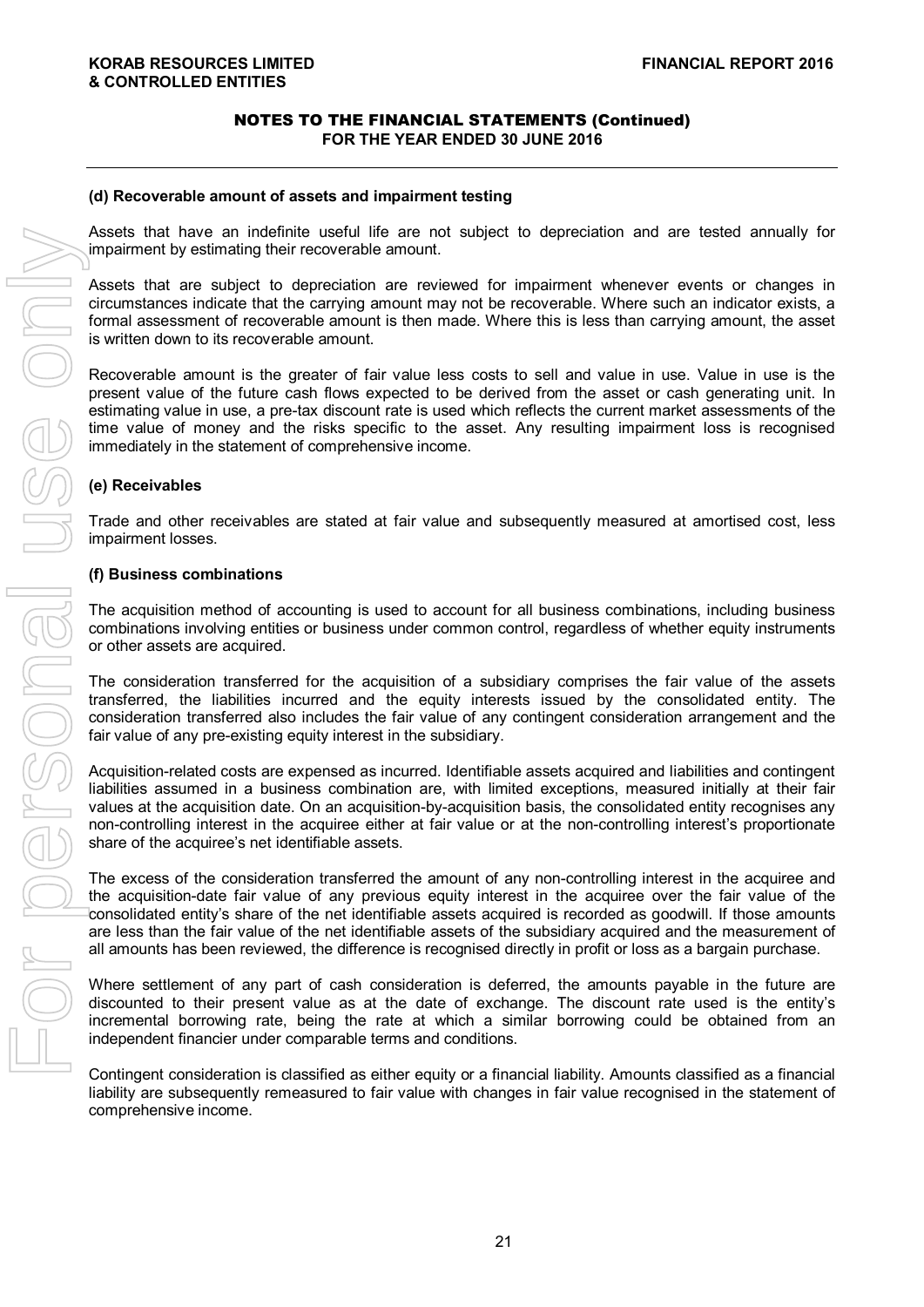## (d) Recoverable amount of assets and impairment testing

Assets that have an indefinite useful life are not subject to depreciation and are tested annually for impairment by estimating their recoverable amount.

Assets that are subject to depreciation are reviewed for impairment whenever events or changes in circumstances indicate that the carrying amount may not be recoverable. Where such an indicator exists, a formal assessment of recoverable amount is then made. Where this is less than carrying amount, the asset is written down to its recoverable amount.

Recoverable amount is the greater of fair value less costs to sell and value in use. Value in use is the present value of the future cash flows expected to be derived from the asset or cash generating unit. In estimating value in use, a pre-tax discount rate is used which reflects the current market assessments of the time value of money and the risks specific to the asset. Any resulting impairment loss is recognised immediately in the statement of comprehensive income.

## (e) Receivables

Trade and other receivables are stated at fair value and subsequently measured at amortised cost, less impairment losses.

## (f) Business combinations

The acquisition method of accounting is used to account for all business combinations, including business combinations involving entities or business under common control, regardless of whether equity instruments or other assets are acquired.

The consideration transferred for the acquisition of a subsidiary comprises the fair value of the assets transferred, the liabilities incurred and the equity interests issued by the consolidated entity. The consideration transferred also includes the fair value of any contingent consideration arrangement and the fair value of any pre-existing equity interest in the subsidiary.

Acquisition-related costs are expensed as incurred. Identifiable assets acquired and liabilities and contingent liabilities assumed in a business combination are, with limited exceptions, measured initially at their fair values at the acquisition date. On an acquisition-by-acquisition basis, the consolidated entity recognises any non-controlling interest in the acquiree either at fair value or at the non-controlling interest's proportionate share of the acquiree's net identifiable assets.

The excess of the consideration transferred the amount of any non-controlling interest in the acquiree and the acquisition-date fair value of any previous equity interest in the acquiree over the fair value of the consolidated entity's share of the net identifiable assets acquired is recorded as goodwill. If those amounts are less than the fair value of the net identifiable assets of the subsidiary acquired and the measurement of all amounts has been reviewed, the difference is recognised directly in profit or loss as a bargain purchase.

Where settlement of any part of cash consideration is deferred, the amounts payable in the future are discounted to their present value as at the date of exchange. The discount rate used is the entity's incremental borrowing rate, being the rate at which a similar borrowing could be obtained from an independent financier under comparable terms and conditions.

Contingent consideration is classified as either equity or a financial liability. Amounts classified as a financial liability are subsequently remeasured to fair value with changes in fair value recognised in the statement of comprehensive income.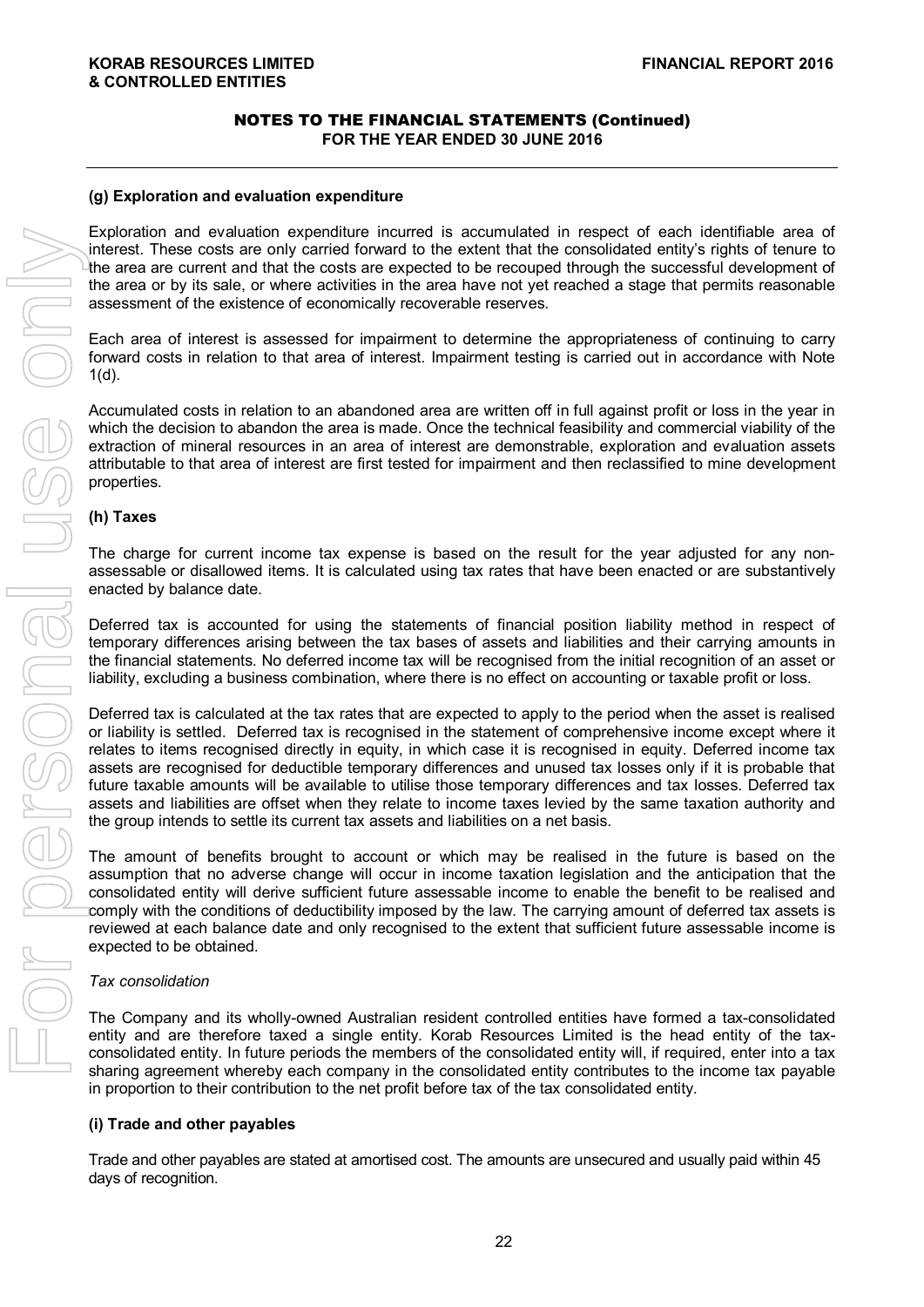### (g) Exploration and evaluation expenditure

Exploration and evaluation expenditure incurred is accumulated in respect of each identifiable area of interest. These costs are only carried forward to the extent that the consolidated entity's rights of tenure to the area are current and that the costs are expected to be recouped through the successful development of the area or by its sale, or where activities in the area have not yet reached a stage that permits reasonable assessment of the existence of economically recoverable reserves.

Each area of interest is assessed for impairment to determine the appropriateness of continuing to carry forward costs in relation to that area of interest. Impairment testing is carried out in accordance with Note 1(d).

Accumulated costs in relation to an abandoned area are written off in full against profit or loss in the year in which the decision to abandon the area is made. Once the technical feasibility and commercial viability of the extraction of mineral resources in an area of interest are demonstrable, exploration and evaluation assets attributable to that area of interest are first tested for impairment and then reclassified to mine development properties.

### (h) Taxes

The charge for current income tax expense is based on the result for the year adjusted for any non-assessable or disallowed items. It is calculated using tax rates that have been enacted or are substantively enacted by balance date.

Deferred tax is accounted for using the statements of financial position liability method in respect of temporary differences arising between the tax bases of assets and liabilities and their carrying amounts in the financial statements. No deferred income tax will be recognised from the initial recognition of an asset or liability, excluding a business combination, where there is no effect on accounting or taxable profit or loss.

Deferred tax is calculated at the tax rates that are expected to apply to the period when the asset is realised or liability is settled. Deferred tax is recognised in the statement of comprehensive income except where it relates to items recognised directly in equity, in which case it is recognised in equity. Deferred income tax assets are recognised for deductible temporary differences and unused tax losses only if it is probable that future taxable amounts will be available to utilise those temporary differences and tax losses. Deferred tax assets and liabilities are offset when they relate to income taxes levied by the same taxation authority and the group intends to settle its current tax assets and liabilities on a net basis.

The amount of benefits brought to account or which may be realised in the future is based on the assumption that no adverse change will occur in income taxation legislation and the anticipation that the consolidated entity will derive sufficient future assessable income to enable the benefit to be realised and comply with the conditions of deductibility imposed by the law. The carrying amount of deferred tax assets is reviewed at each balance date and only recognised to the extent that sufficient future assessable income is expected to be obtained.

*Tax consolidation*

The Company and its wholly-owned Australian resident controlled entities have formed a tax-consolidated entity and are therefore taxed a single entity. Korab Resources Limited is the head entity of the tax-consolidated entity. In future periods the members of the consolidated entity will, if required, enter into a tax sharing agreement whereby each company in the consolidated entity contributes to the income tax payable in proportion to their contribution to the net profit before tax of the tax consolidated entity.

### (i) Trade and other payables

Trade and other payables are stated at amortised cost. The amounts are unsecured and usually paid within 45 days of recognition.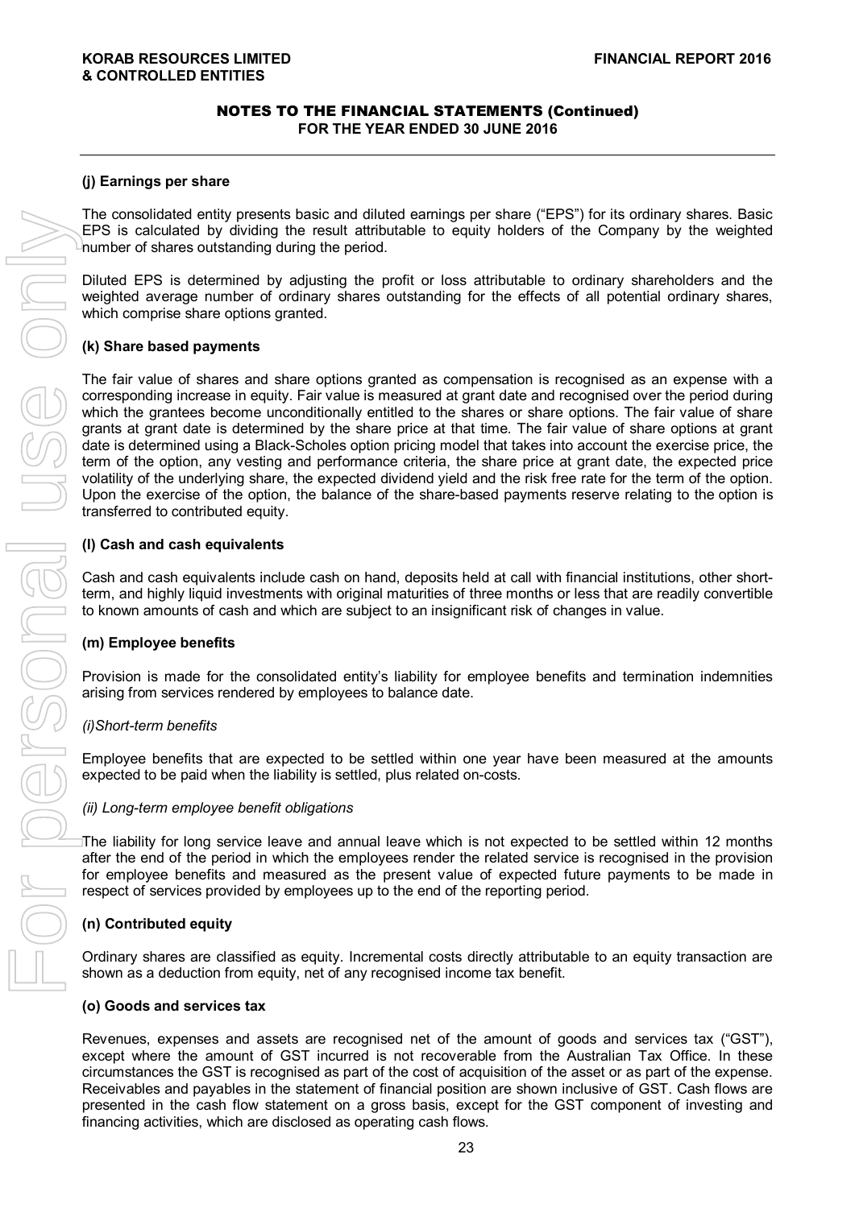## NOTES TO THE FINANCIAL STATEMENTS (Continued)
**FOR THE YEAR ENDED 30 JUNE 2016**

### (j) Earnings per share

The consolidated entity presents basic and diluted earnings per share ("EPS") for its ordinary shares. Basic EPS is calculated by dividing the result attributable to equity holders of the Company by the weighted number of shares outstanding during the period.

Diluted EPS is determined by adjusting the profit or loss attributable to ordinary shareholders and the weighted average number of ordinary shares outstanding for the effects of all potential ordinary shares, which comprise share options granted.

### (k) Share based payments

The fair value of shares and share options granted as compensation is recognised as an expense with a corresponding increase in equity. Fair value is measured at grant date and recognised over the period during which the grantees become unconditionally entitled to the shares or share options. The fair value of share grants at grant date is determined by the share price at that time. The fair value of share options at grant date is determined using a Black-Scholes option pricing model that takes into account the exercise price, the term of the option, any vesting and performance criteria, the share price at grant date, the expected price volatility of the underlying share, the expected dividend yield and the risk free rate for the term of the option. Upon the exercise of the option, the balance of the share-based payments reserve relating to the option is transferred to contributed equity.

### (l) Cash and cash equivalents

Cash and cash equivalents include cash on hand, deposits held at call with financial institutions, other short-term, and highly liquid investments with original maturities of three months or less that are readily convertible to known amounts of cash and which are subject to an insignificant risk of changes in value.

### (m) Employee benefits

Provision is made for the consolidated entity's liability for employee benefits and termination indemnities arising from services rendered by employees to balance date.

*(i)Short-term benefits*

Employee benefits that are expected to be settled within one year have been measured at the amounts expected to be paid when the liability is settled, plus related on-costs.

*(ii) Long-term employee benefit obligations*

The liability for long service leave and annual leave which is not expected to be settled within 12 months after the end of the period in which the employees render the related service is recognised in the provision for employee benefits and measured as the present value of expected future payments to be made in respect of services provided by employees up to the end of the reporting period.

### (n) Contributed equity

Ordinary shares are classified as equity. Incremental costs directly attributable to an equity transaction are shown as a deduction from equity, net of any recognised income tax benefit.

### (o) Goods and services tax

Revenues, expenses and assets are recognised net of the amount of goods and services tax ("GST"), except where the amount of GST incurred is not recoverable from the Australian Tax Office. In these circumstances the GST is recognised as part of the cost of acquisition of the asset or as part of the expense. Receivables and payables in the statement of financial position are shown inclusive of GST. Cash flows are presented in the cash flow statement on a gross basis, except for the GST component of investing and financing activities, which are disclosed as operating cash flows.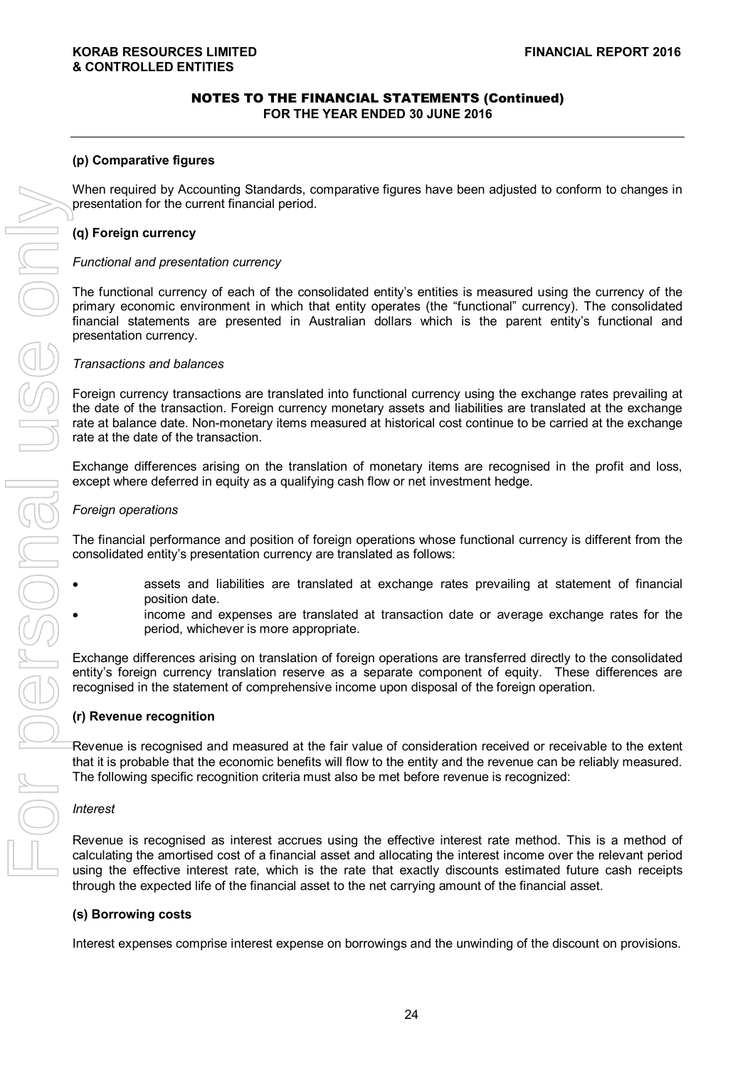### (p) Comparative figures

When required by Accounting Standards, comparative figures have been adjusted to conform to changes in presentation for the current financial period.

### (q) Foreign currency

*Functional and presentation currency*

The functional currency of each of the consolidated entity's entities is measured using the currency of the primary economic environment in which that entity operates (the "functional" currency). The consolidated financial statements are presented in Australian dollars which is the parent entity's functional and presentation currency.

*Transactions and balances*

Foreign currency transactions are translated into functional currency using the exchange rates prevailing at the date of the transaction. Foreign currency monetary assets and liabilities are translated at the exchange rate at balance date. Non-monetary items measured at historical cost continue to be carried at the exchange rate at the date of the transaction.

Exchange differences arising on the translation of monetary items are recognised in the profit and loss, except where deferred in equity as a qualifying cash flow or net investment hedge.

*Foreign operations*

The financial performance and position of foreign operations whose functional currency is different from the consolidated entity's presentation currency are translated as follows:

- assets and liabilities are translated at exchange rates prevailing at statement of financial position date.
- income and expenses are translated at transaction date or average exchange rates for the period, whichever is more appropriate.

Exchange differences arising on translation of foreign operations are transferred directly to the consolidated entity's foreign currency translation reserve as a separate component of equity. These differences are recognised in the statement of comprehensive income upon disposal of the foreign operation.

### (r) Revenue recognition

Revenue is recognised and measured at the fair value of consideration received or receivable to the extent that it is probable that the economic benefits will flow to the entity and the revenue can be reliably measured. The following specific recognition criteria must also be met before revenue is recognized:

*Interest*

Revenue is recognised as interest accrues using the effective interest rate method. This is a method of calculating the amortised cost of a financial asset and allocating the interest income over the relevant period using the effective interest rate, which is the rate that exactly discounts estimated future cash receipts through the expected life of the financial asset to the net carrying amount of the financial asset.

### (s) Borrowing costs

Interest expenses comprise interest expense on borrowings and the unwinding of the discount on provisions.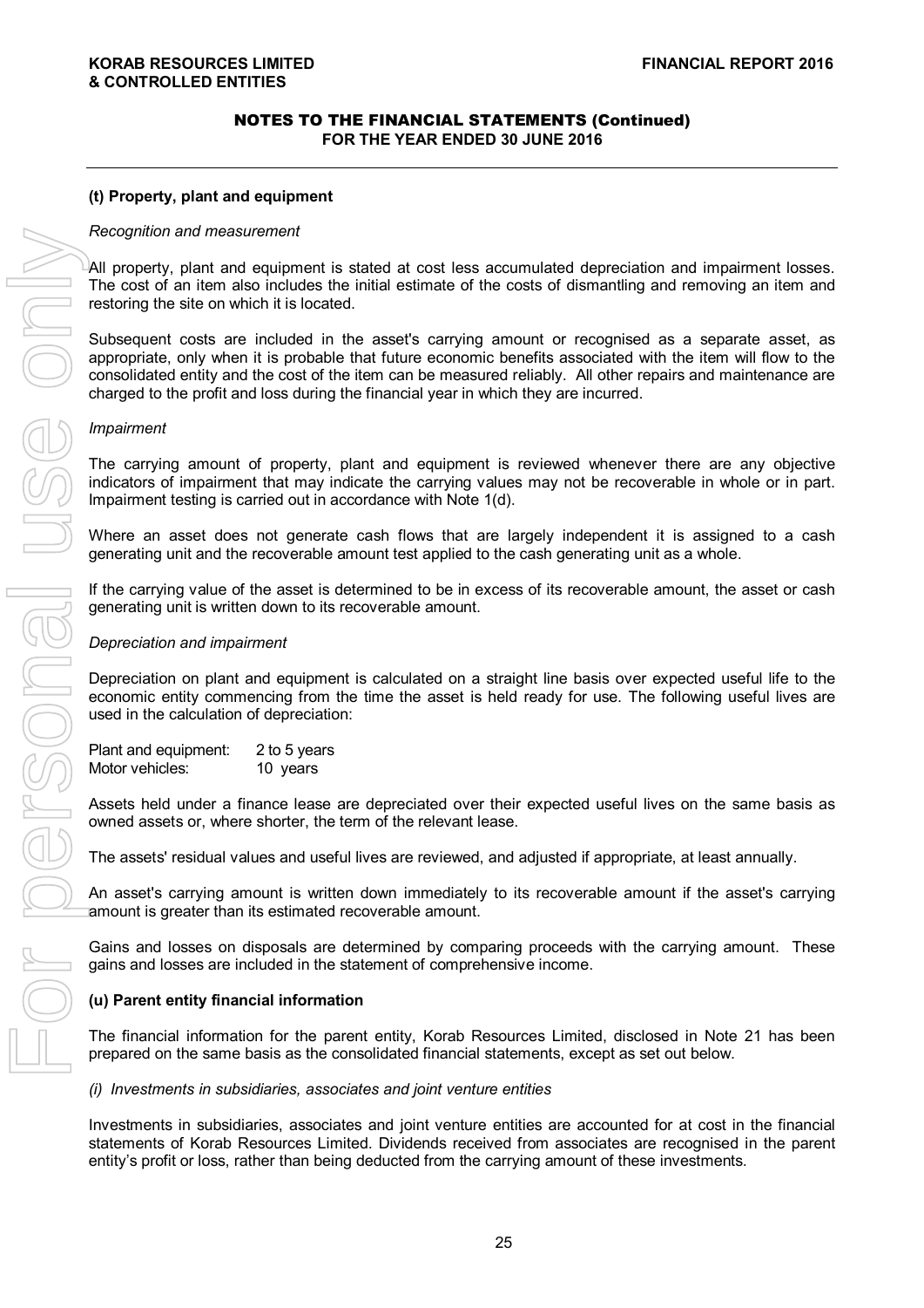### (t) Property, plant and equipment

*Recognition and measurement*

All property, plant and equipment is stated at cost less accumulated depreciation and impairment losses. The cost of an item also includes the initial estimate of the costs of dismantling and removing an item and restoring the site on which it is located.

Subsequent costs are included in the asset's carrying amount or recognised as a separate asset, as appropriate, only when it is probable that future economic benefits associated with the item will flow to the consolidated entity and the cost of the item can be measured reliably. All other repairs and maintenance are charged to the profit and loss during the financial year in which they are incurred.

*Impairment*

The carrying amount of property, plant and equipment is reviewed whenever there are any objective indicators of impairment that may indicate the carrying values may not be recoverable in whole or in part. Impairment testing is carried out in accordance with Note 1(d).

Where an asset does not generate cash flows that are largely independent it is assigned to a cash generating unit and the recoverable amount test applied to the cash generating unit as a whole.

If the carrying value of the asset is determined to be in excess of its recoverable amount, the asset or cash generating unit is written down to its recoverable amount.

*Depreciation and impairment*

Depreciation on plant and equipment is calculated on a straight line basis over expected useful life to the economic entity commencing from the time the asset is held ready for use. The following useful lives are used in the calculation of depreciation:

Plant and equipment: 2 to 5 years
Motor vehicles: 10 years

Assets held under a finance lease are depreciated over their expected useful lives on the same basis as owned assets or, where shorter, the term of the relevant lease.

The assets' residual values and useful lives are reviewed, and adjusted if appropriate, at least annually.

An asset's carrying amount is written down immediately to its recoverable amount if the asset's carrying amount is greater than its estimated recoverable amount.

Gains and losses on disposals are determined by comparing proceeds with the carrying amount. These gains and losses are included in the statement of comprehensive income.

### (u) Parent entity financial information

The financial information for the parent entity, Korab Resources Limited, disclosed in Note 21 has been prepared on the same basis as the consolidated financial statements, except as set out below.

*(i) Investments in subsidiaries, associates and joint venture entities*

Investments in subsidiaries, associates and joint venture entities are accounted for at cost in the financial statements of Korab Resources Limited. Dividends received from associates are recognised in the parent entity's profit or loss, rather than being deducted from the carrying amount of these investments.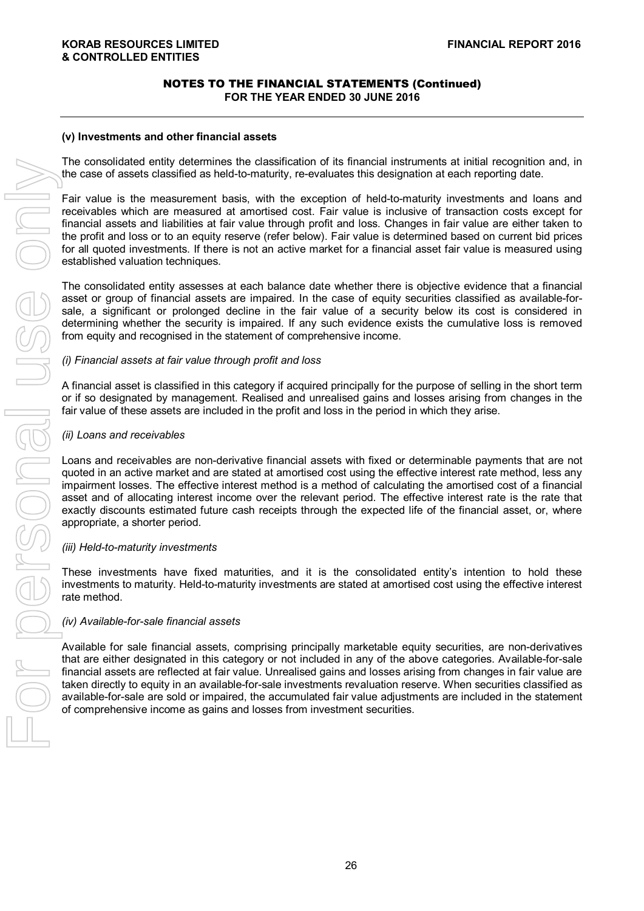#### (v) Investments and other financial assets

The consolidated entity determines the classification of its financial instruments at initial recognition and, in the case of assets classified as held-to-maturity, re-evaluates this designation at each reporting date.

Fair value is the measurement basis, with the exception of held-to-maturity investments and loans and receivables which are measured at amortised cost. Fair value is inclusive of transaction costs except for financial assets and liabilities at fair value through profit and loss. Changes in fair value are either taken to the profit and loss or to an equity reserve (refer below). Fair value is determined based on current bid prices for all quoted investments. If there is not an active market for a financial asset fair value is measured using established valuation techniques.

The consolidated entity assesses at each balance date whether there is objective evidence that a financial asset or group of financial assets are impaired. In the case of equity securities classified as available-for-sale, a significant or prolonged decline in the fair value of a security below its cost is considered in determining whether the security is impaired. If any such evidence exists the cumulative loss is removed from equity and recognised in the statement of comprehensive income.

*(i) Financial assets at fair value through profit and loss*

A financial asset is classified in this category if acquired principally for the purpose of selling in the short term or if so designated by management. Realised and unrealised gains and losses arising from changes in the fair value of these assets are included in the profit and loss in the period in which they arise.

*(ii) Loans and receivables*

Loans and receivables are non-derivative financial assets with fixed or determinable payments that are not quoted in an active market and are stated at amortised cost using the effective interest rate method, less any impairment losses. The effective interest method is a method of calculating the amortised cost of a financial asset and of allocating interest income over the relevant period. The effective interest rate is the rate that exactly discounts estimated future cash receipts through the expected life of the financial asset, or, where appropriate, a shorter period.

*(iii) Held-to-maturity investments*

These investments have fixed maturities, and it is the consolidated entity's intention to hold these investments to maturity. Held-to-maturity investments are stated at amortised cost using the effective interest rate method.

*(iv) Available-for-sale financial assets*

Available for sale financial assets, comprising principally marketable equity securities, are non-derivatives that are either designated in this category or not included in any of the above categories. Available-for-sale financial assets are reflected at fair value. Unrealised gains and losses arising from changes in fair value are taken directly to equity in an available-for-sale investments revaluation reserve. When securities classified as available-for-sale are sold or impaired, the accumulated fair value adjustments are included in the statement of comprehensive income as gains and losses from investment securities.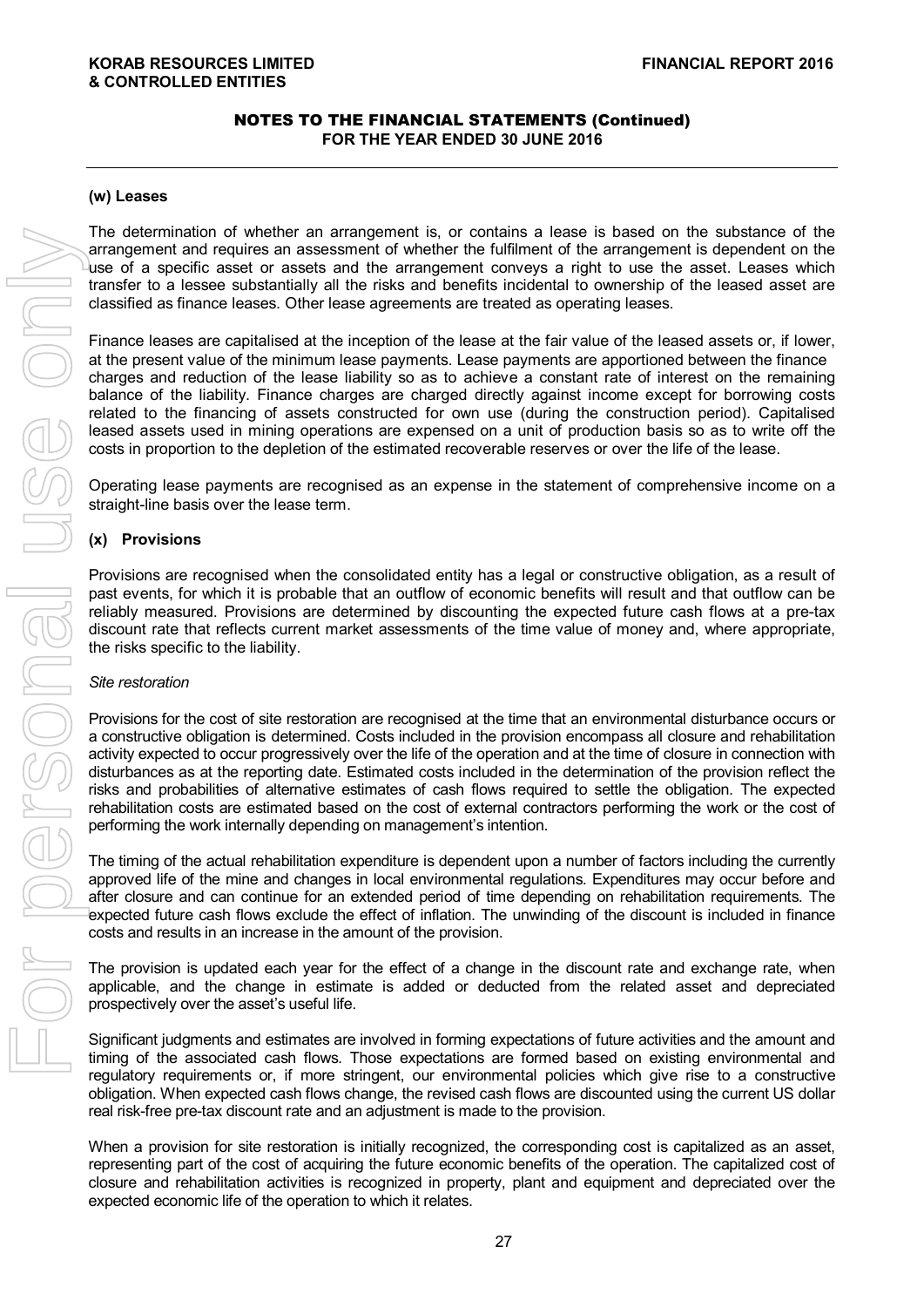### (w) Leases

The determination of whether an arrangement is, or contains a lease is based on the substance of the arrangement and requires an assessment of whether the fulfilment of the arrangement is dependent on the use of a specific asset or assets and the arrangement conveys a right to use the asset. Leases which transfer to a lessee substantially all the risks and benefits incidental to ownership of the leased asset are classified as finance leases. Other lease agreements are treated as operating leases.

Finance leases are capitalised at the inception of the lease at the fair value of the leased assets or, if lower, at the present value of the minimum lease payments. Lease payments are apportioned between the finance charges and reduction of the lease liability so as to achieve a constant rate of interest on the remaining balance of the liability. Finance charges are charged directly against income except for borrowing costs related to the financing of assets constructed for own use (during the construction period). Capitalised leased assets used in mining operations are expensed on a unit of production basis so as to write off the costs in proportion to the depletion of the estimated recoverable reserves or over the life of the lease.

Operating lease payments are recognised as an expense in the statement of comprehensive income on a straight-line basis over the lease term.

### (x) Provisions

Provisions are recognised when the consolidated entity has a legal or constructive obligation, as a result of past events, for which it is probable that an outflow of economic benefits will result and that outflow can be reliably measured. Provisions are determined by discounting the expected future cash flows at a pre-tax discount rate that reflects current market assessments of the time value of money and, where appropriate, the risks specific to the liability.

*Site restoration*

Provisions for the cost of site restoration are recognised at the time that an environmental disturbance occurs or a constructive obligation is determined. Costs included in the provision encompass all closure and rehabilitation activity expected to occur progressively over the life of the operation and at the time of closure in connection with disturbances as at the reporting date. Estimated costs included in the determination of the provision reflect the risks and probabilities of alternative estimates of cash flows required to settle the obligation. The expected rehabilitation costs are estimated based on the cost of external contractors performing the work or the cost of performing the work internally depending on management's intention.

The timing of the actual rehabilitation expenditure is dependent upon a number of factors including the currently approved life of the mine and changes in local environmental regulations. Expenditures may occur before and after closure and can continue for an extended period of time depending on rehabilitation requirements. The expected future cash flows exclude the effect of inflation. The unwinding of the discount is included in finance costs and results in an increase in the amount of the provision.

The provision is updated each year for the effect of a change in the discount rate and exchange rate, when applicable, and the change in estimate is added or deducted from the related asset and depreciated prospectively over the asset's useful life.

Significant judgments and estimates are involved in forming expectations of future activities and the amount and timing of the associated cash flows. Those expectations are formed based on existing environmental and regulatory requirements or, if more stringent, our environmental policies which give rise to a constructive obligation. When expected cash flows change, the revised cash flows are discounted using the current US dollar real risk-free pre-tax discount rate and an adjustment is made to the provision.

When a provision for site restoration is initially recognized, the corresponding cost is capitalized as an asset, representing part of the cost of acquiring the future economic benefits of the operation. The capitalized cost of closure and rehabilitation activities is recognized in property, plant and equipment and depreciated over the expected economic life of the operation to which it relates.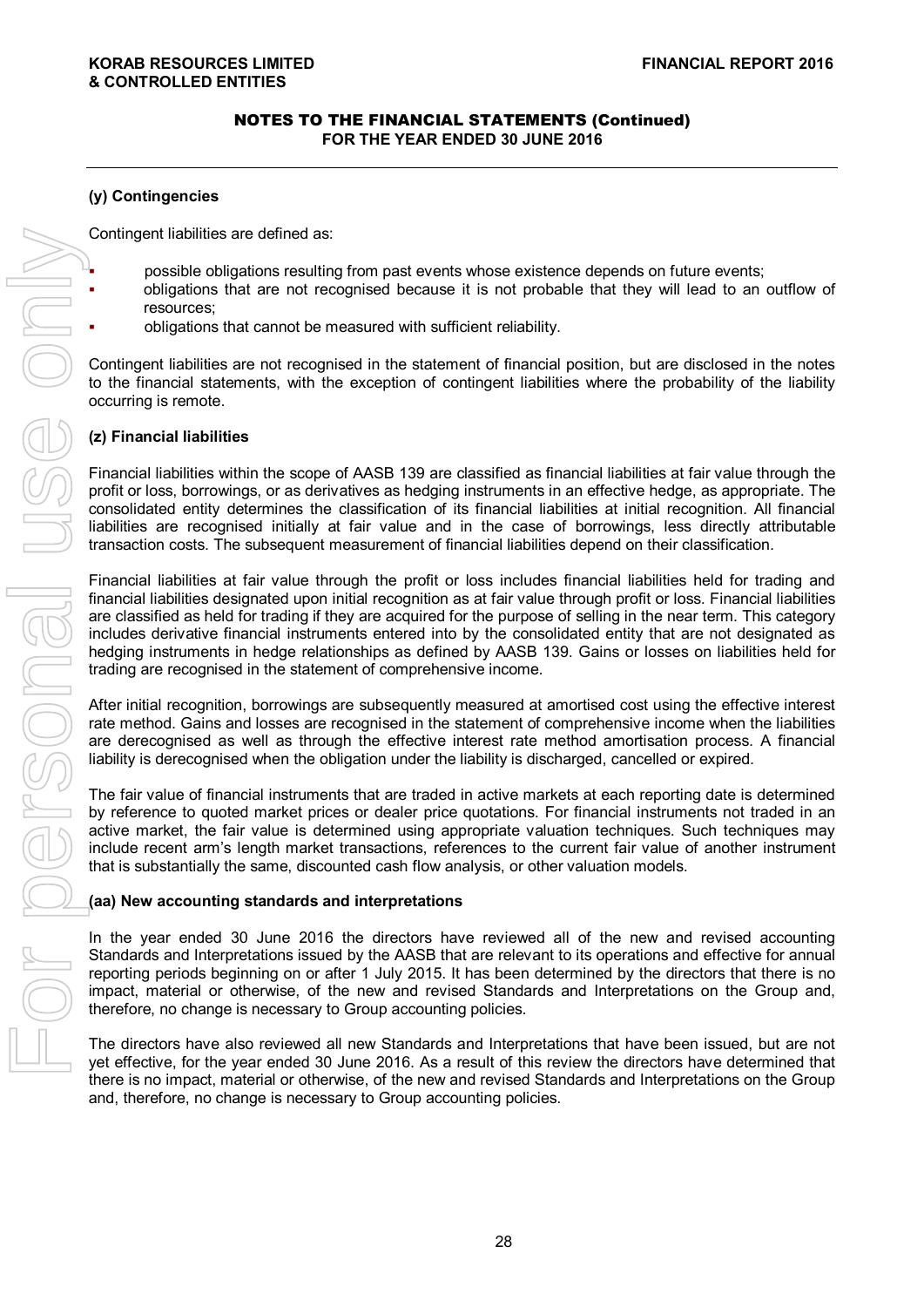# NOTES TO THE FINANCIAL STATEMENTS (Continued)

**FOR THE YEAR ENDED 30 JUNE 2016**

### (y) Contingencies

Contingent liabilities are defined as:

- possible obligations resulting from past events whose existence depends on future events;
- obligations that are not recognised because it is not probable that they will lead to an outflow of resources;
- obligations that cannot be measured with sufficient reliability.

Contingent liabilities are not recognised in the statement of financial position, but are disclosed in the notes to the financial statements, with the exception of contingent liabilities where the probability of the liability occurring is remote.

### (z) Financial liabilities

Financial liabilities within the scope of AASB 139 are classified as financial liabilities at fair value through the profit or loss, borrowings, or as derivatives as hedging instruments in an effective hedge, as appropriate. The consolidated entity determines the classification of its financial liabilities at initial recognition. All financial liabilities are recognised initially at fair value and in the case of borrowings, less directly attributable transaction costs. The subsequent measurement of financial liabilities depend on their classification.

Financial liabilities at fair value through the profit or loss includes financial liabilities held for trading and financial liabilities designated upon initial recognition as at fair value through profit or loss. Financial liabilities are classified as held for trading if they are acquired for the purpose of selling in the near term. This category includes derivative financial instruments entered into by the consolidated entity that are not designated as hedging instruments in hedge relationships as defined by AASB 139. Gains or losses on liabilities held for trading are recognised in the statement of comprehensive income.

After initial recognition, borrowings are subsequently measured at amortised cost using the effective interest rate method. Gains and losses are recognised in the statement of comprehensive income when the liabilities are derecognised as well as through the effective interest rate method amortisation process. A financial liability is derecognised when the obligation under the liability is discharged, cancelled or expired.

The fair value of financial instruments that are traded in active markets at each reporting date is determined by reference to quoted market prices or dealer price quotations. For financial instruments not traded in an active market, the fair value is determined using appropriate valuation techniques. Such techniques may include recent arm's length market transactions, references to the current fair value of another instrument that is substantially the same, discounted cash flow analysis, or other valuation models.

### (aa) New accounting standards and interpretations

In the year ended 30 June 2016 the directors have reviewed all of the new and revised accounting Standards and Interpretations issued by the AASB that are relevant to its operations and effective for annual reporting periods beginning on or after 1 July 2015. It has been determined by the directors that there is no impact, material or otherwise, of the new and revised Standards and Interpretations on the Group and, therefore, no change is necessary to Group accounting policies.

The directors have also reviewed all new Standards and Interpretations that have been issued, but are not yet effective, for the year ended 30 June 2016. As a result of this review the directors have determined that there is no impact, material or otherwise, of the new and revised Standards and Interpretations on the Group and, therefore, no change is necessary to Group accounting policies.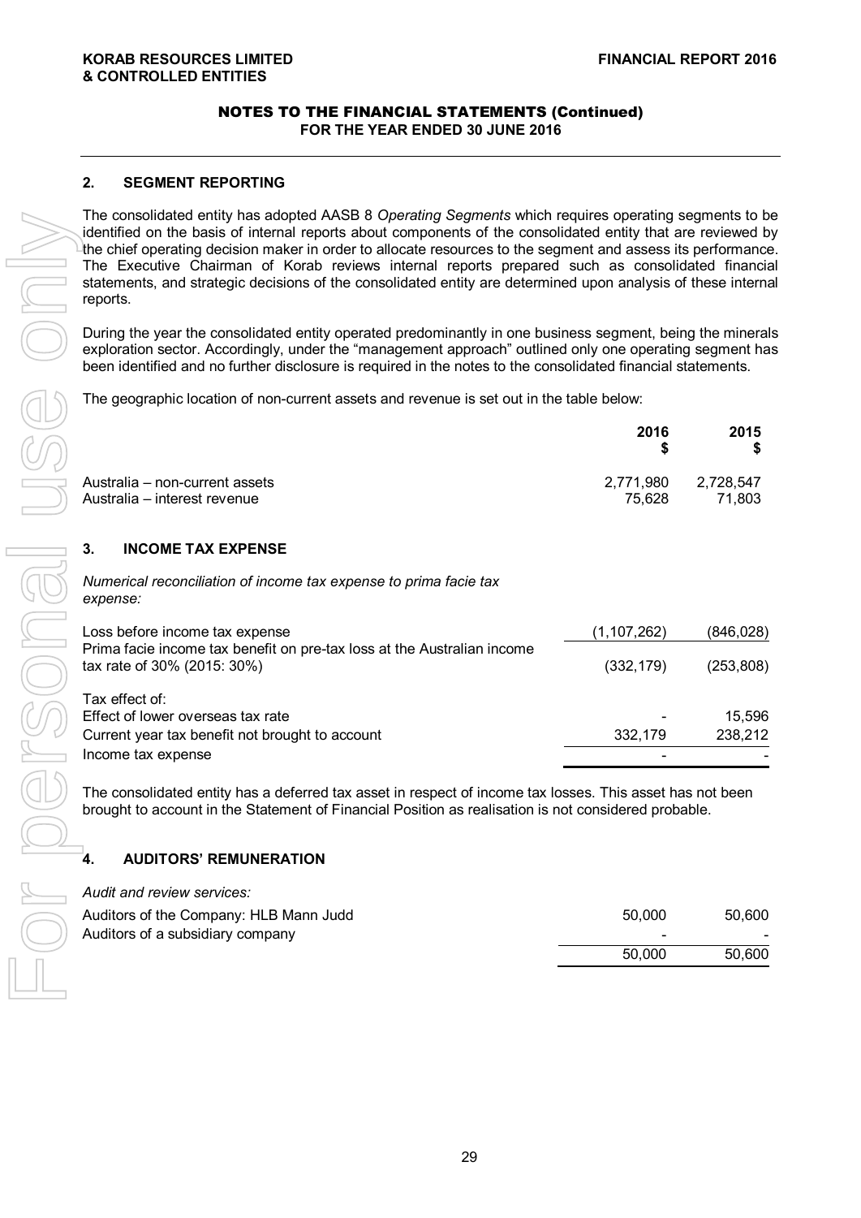## 2. SEGMENT REPORTING

The consolidated entity has adopted AASB 8 *Operating Segments* which requires operating segments to be identified on the basis of internal reports about components of the consolidated entity that are reviewed by the chief operating decision maker in order to allocate resources to the segment and assess its performance. The Executive Chairman of Korab reviews internal reports prepared such as consolidated financial statements, and strategic decisions of the consolidated entity are determined upon analysis of these internal reports.

During the year the consolidated entity operated predominantly in one business segment, being the minerals exploration sector. Accordingly, under the "management approach" outlined only one operating segment has been identified and no further disclosure is required in the notes to the consolidated financial statements.

The geographic location of non-current assets and revenue is set out in the table below:

| | 2016 $ | 2015 $ |
|---|---|---|
| Australia – non-current assets | 2,771,980 | 2,728,547 |
| Australia – interest revenue | 75,628 | 71,803 |

## 3. INCOME TAX EXPENSE

*Numerical reconciliation of income tax expense to prima facie tax expense:*

| | 2016 $ | 2015 $ |
|---|---|---|
| Loss before income tax expense | (1,107,262) | (846,028) |
| Prima facie income tax benefit on pre-tax loss at the Australian income tax rate of 30% (2015: 30%) | (332,179) | (253,808) |
| Tax effect of: | | |
| Effect of lower overseas tax rate | - | 15,596 |
| Current year tax benefit not brought to account | 332,179 | 238,212 |
| Income tax expense | - | - |

The consolidated entity has a deferred tax asset in respect of income tax losses. This asset has not been brought to account in the Statement of Financial Position as realisation is not considered probable.

## 4. AUDITORS' REMUNERATION

*Audit and review services:*

| | 2016 $ | 2015 $ |
|---|---|---|
| Auditors of the Company: HLB Mann Judd | 50,000 | 50,600 |
| Auditors of a subsidiary company | - | - |
| | 50,000 | 50,600 |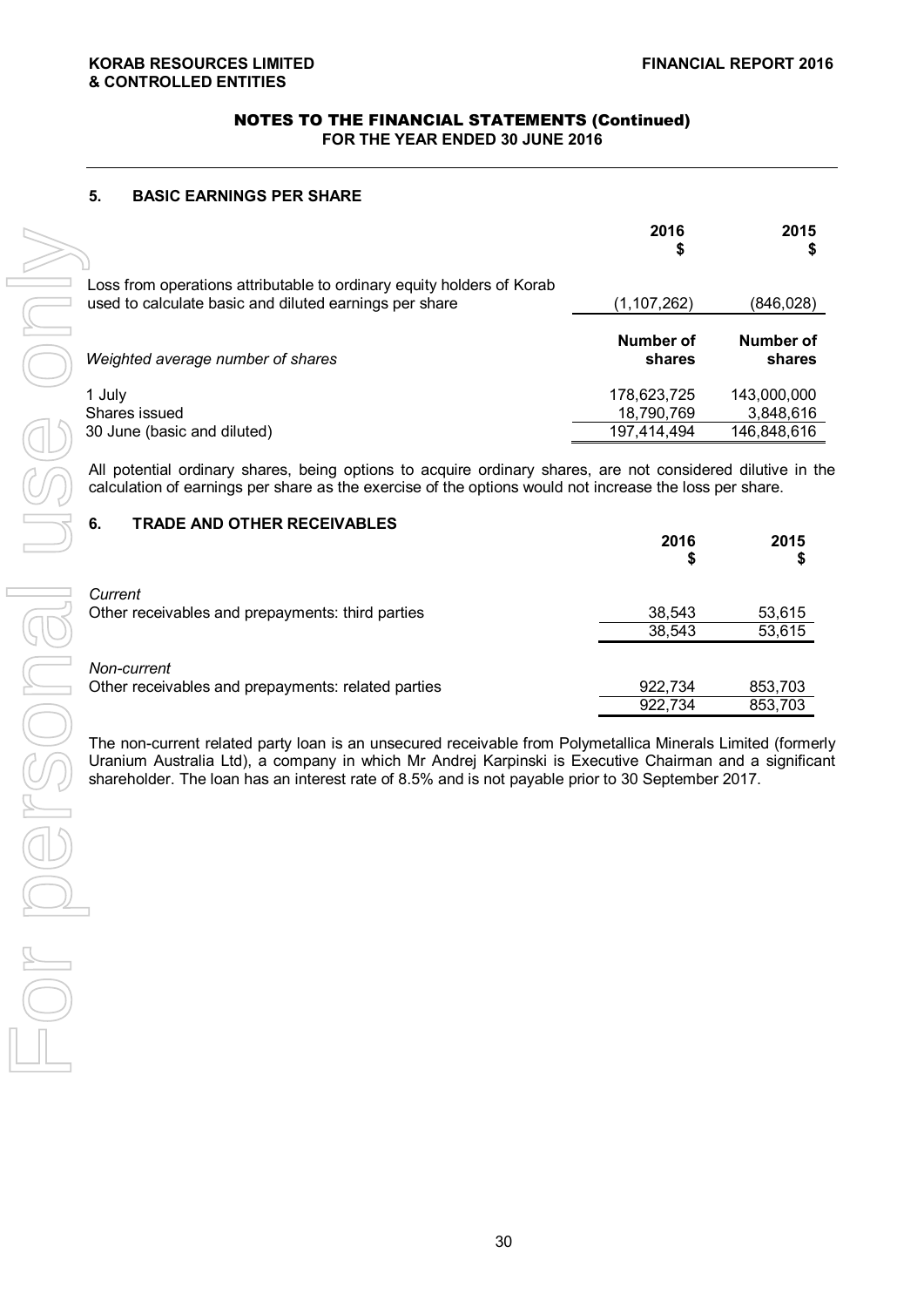## 5. BASIC EARNINGS PER SHARE

| | 2016 $ | 2015 $ |
|---|---|---|
| Loss from operations attributable to ordinary equity holders of Korab used to calculate basic and diluted earnings per share | (1,107,262) | (846,028) |
| | **Number of shares** | **Number of shares** |
| *Weighted average number of shares* | | |
| 1 July | 178,623,725 | 143,000,000 |
| Shares issued | 18,790,769 | 3,848,616 |
| 30 June (basic and diluted) | 197,414,494 | 146,848,616 |

All potential ordinary shares, being options to acquire ordinary shares, are not considered dilutive in the calculation of earnings per share as the exercise of the options would not increase the loss per share.

## 6. TRADE AND OTHER RECEIVABLES

| | 2016 $ | 2015 $ |
|---|---|---|
| *Current* | | |
| Other receivables and prepayments: third parties | 38,543 | 53,615 |
| | 38,543 | 53,615 |
| *Non-current* | | |
| Other receivables and prepayments: related parties | 922,734 | 853,703 |
| | 922,734 | 853,703 |

The non-current related party loan is an unsecured receivable from Polymetallica Minerals Limited (formerly Uranium Australia Ltd), a company in which Mr Andrej Karpinski is Executive Chairman and a significant shareholder. The loan has an interest rate of 8.5% and is not payable prior to 30 September 2017.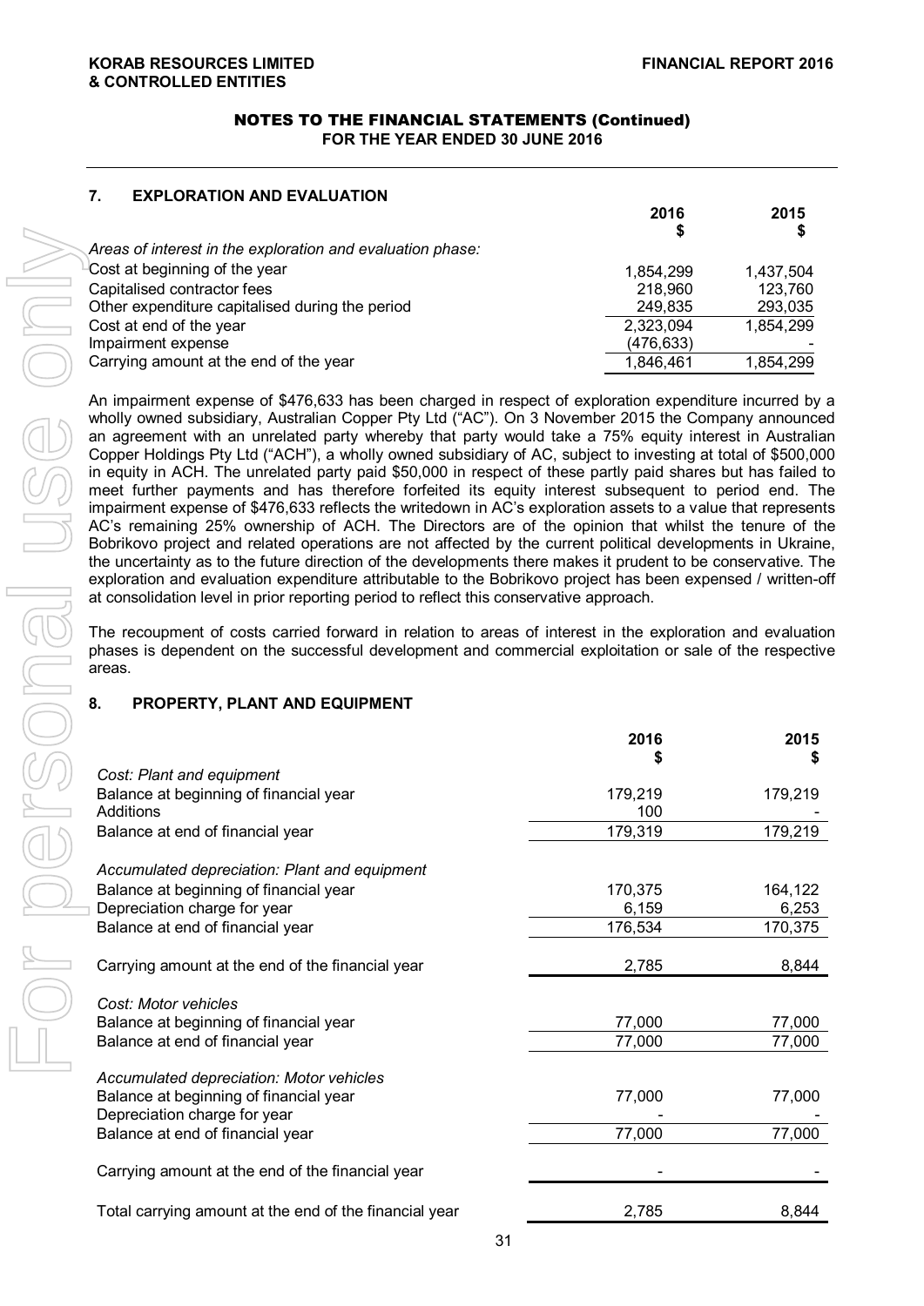## 7. EXPLORATION AND EVALUATION

| | 2016 $ | 2015 $ |
|---|---|---|
| *Areas of interest in the exploration and evaluation phase:* | | |
| Cost at beginning of the year | 1,854,299 | 1,437,504 |
| Capitalised contractor fees | 218,960 | 123,760 |
| Other expenditure capitalised during the period | 249,835 | 293,035 |
| Cost at end of the year | 2,323,094 | 1,854,299 |
| Impairment expense | (476,633) | - |
| Carrying amount at the end of the year | 1,846,461 | 1,854,299 |

An impairment expense of $476,633 has been charged in respect of exploration expenditure incurred by a wholly owned subsidiary, Australian Copper Pty Ltd ("AC"). On 3 November 2015 the Company announced an agreement with an unrelated party whereby that party would take a 75% equity interest in Australian Copper Holdings Pty Ltd ("ACH"), a wholly owned subsidiary of AC, subject to investing at total of $500,000 in equity in ACH. The unrelated party paid $50,000 in respect of these partly paid shares but has failed to meet further payments and has therefore forfeited its equity interest subsequent to period end. The impairment expense of $476,633 reflects the writedown in AC's exploration assets to a value that represents AC's remaining 25% ownership of ACH. The Directors are of the opinion that whilst the tenure of the Bobrikovo project and related operations are not affected by the current political developments in Ukraine, the uncertainty as to the future direction of the developments there makes it prudent to be conservative. The exploration and evaluation expenditure attributable to the Bobrikovo project has been expensed / written-off at consolidation level in prior reporting period to reflect this conservative approach.

The recoupment of costs carried forward in relation to areas of interest in the exploration and evaluation phases is dependent on the successful development and commercial exploitation or sale of the respective areas.

## 8. PROPERTY, PLANT AND EQUIPMENT

| | 2016 $ | 2015 $ |
|---|---|---|
| *Cost: Plant and equipment* | | |
| Balance at beginning of financial year | 179,219 | 179,219 |
| Additions | 100 | - |
| Balance at end of financial year | 179,319 | 179,219 |
| *Accumulated depreciation: Plant and equipment* | | |
| Balance at beginning of financial year | 170,375 | 164,122 |
| Depreciation charge for year | 6,159 | 6,253 |
| Balance at end of financial year | 176,534 | 170,375 |
| Carrying amount at the end of the financial year | 2,785 | 8,844 |
| *Cost: Motor vehicles* | | |
| Balance at beginning of financial year | 77,000 | 77,000 |
| Balance at end of financial year | 77,000 | 77,000 |
| *Accumulated depreciation: Motor vehicles* | | |
| Balance at beginning of financial year | 77,000 | 77,000 |
| Depreciation charge for year | - | - |
| Balance at end of financial year | 77,000 | 77,000 |
| Carrying amount at the end of the financial year | - | - |
| Total carrying amount at the end of the financial year | 2,785 | 8,844 |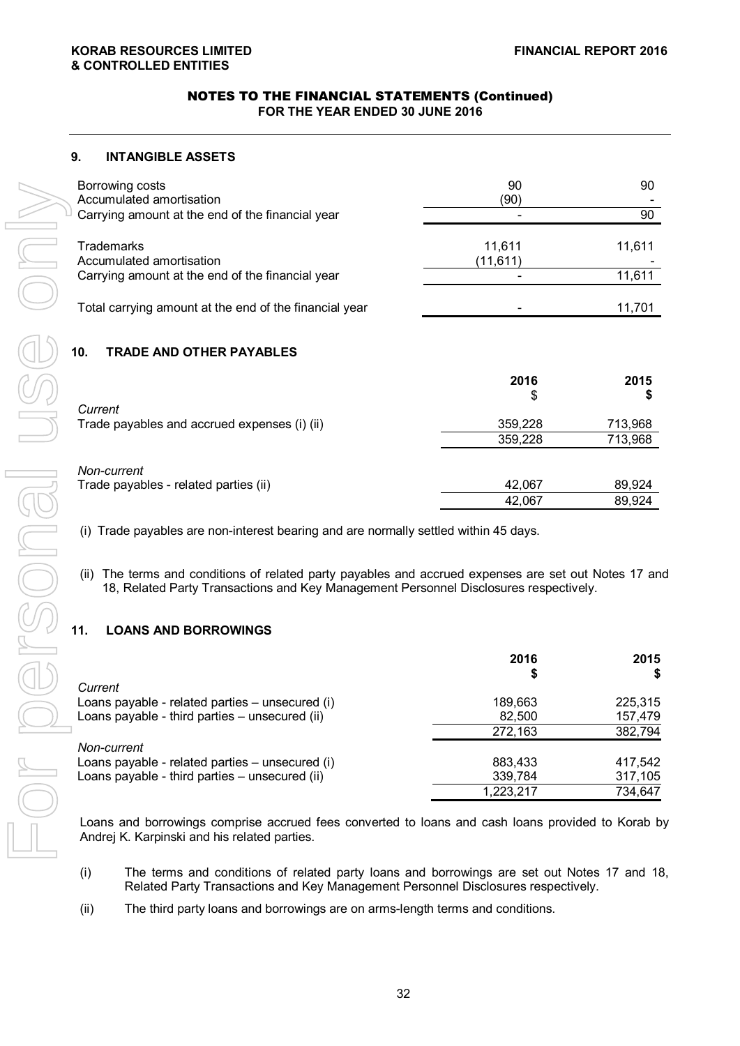## 9. INTANGIBLE ASSETS

| | | |
|---|---|---|
| Borrowing costs | 90 | 90 |
| Accumulated amortisation | (90) | - |
| Carrying amount at the end of the financial year | - | 90 |
| | | |
| Trademarks | 11,611 | 11,611 |
| Accumulated amortisation | (11,611) | - |
| Carrying amount at the end of the financial year | - | 11,611 |
| | | |
| Total carrying amount at the end of the financial year | - | 11,701 |

## 10. TRADE AND OTHER PAYABLES

| | 2016<br>$ | 2015<br>$ |
|---|---|---|
| *Current* | | |
| Trade payables and accrued expenses (i) (ii) | 359,228 | 713,968 |
| | 359,228 | 713,968 |
| | | |
| *Non-current* | | |
| Trade payables - related parties (ii) | 42,067 | 89,924 |
| | 42,067 | 89,924 |

(i) Trade payables are non-interest bearing and are normally settled within 45 days.

(ii) The terms and conditions of related party payables and accrued expenses are set out Notes 17 and 18, Related Party Transactions and Key Management Personnel Disclosures respectively.

## 11. LOANS AND BORROWINGS

| | 2016<br>$ | 2015<br>$ |
|---|---|---|
| *Current* | | |
| Loans payable - related parties – unsecured (i) | 189,663 | 225,315 |
| Loans payable - third parties – unsecured (ii) | 82,500 | 157,479 |
| | 272,163 | 382,794 |
| *Non-current* | | |
| Loans payable - related parties – unsecured (i) | 883,433 | 417,542 |
| Loans payable - third parties – unsecured (ii) | 339,784 | 317,105 |
| | 1,223,217 | 734,647 |

Loans and borrowings comprise accrued fees converted to loans and cash loans provided to Korab by Andrej K. Karpinski and his related parties.

(i) The terms and conditions of related party loans and borrowings are set out Notes 17 and 18, Related Party Transactions and Key Management Personnel Disclosures respectively.

(ii) The third party loans and borrowings are on arms-length terms and conditions.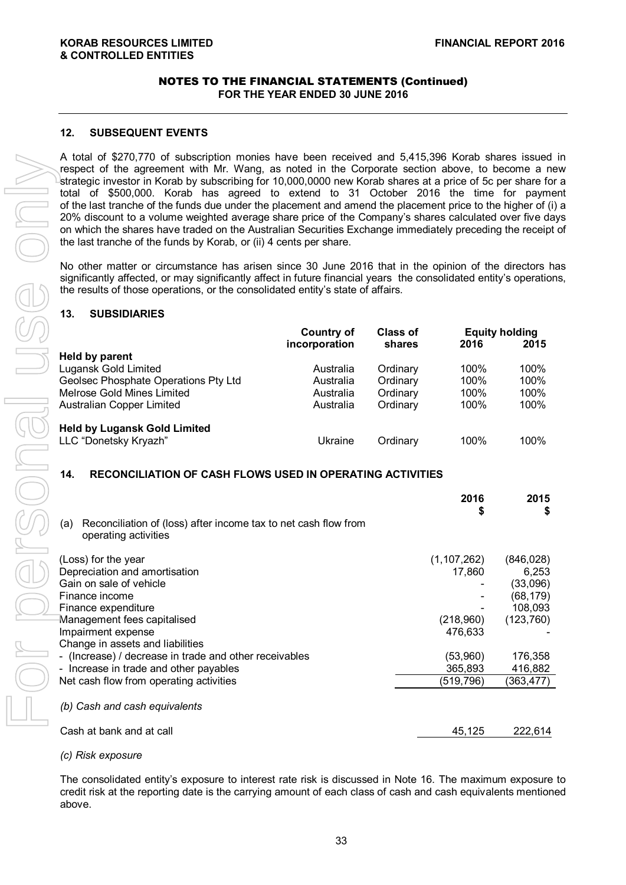## NOTES TO THE FINANCIAL STATEMENTS (Continued)
**FOR THE YEAR ENDED 30 JUNE 2016**

### 12. SUBSEQUENT EVENTS

A total of $270,770 of subscription monies have been received and 5,415,396 Korab shares issued in respect of the agreement with Mr. Wang, as noted in the Corporate section above, to become a new strategic investor in Korab by subscribing for 10,000,0000 new Korab shares at a price of 5c per share for a total of $500,000. Korab has agreed to extend to 31 October 2016 the time for payment of the last tranche of the funds due under the placement and amend the placement price to the higher of (i) a 20% discount to a volume weighted average share price of the Company's shares calculated over five days on which the shares have traded on the Australian Securities Exchange immediately preceding the receipt of the last tranche of the funds by Korab, or (ii) 4 cents per share.

No other matter or circumstance has arisen since 30 June 2016 that in the opinion of the directors has significantly affected, or may significantly affect in future financial years the consolidated entity's operations, the results of those operations, or the consolidated entity's state of affairs.

### 13. SUBSIDIARIES

| | Country of incorporation | Class of shares | Equity holding 2016 | Equity holding 2015 |
|---|---|---|---|---|
| **Held by parent** | | | | |
| Lugansk Gold Limited | Australia | Ordinary | 100% | 100% |
| Geolsec Phosphate Operations Pty Ltd | Australia | Ordinary | 100% | 100% |
| Melrose Gold Mines Limited | Australia | Ordinary | 100% | 100% |
| Australian Copper Limited | Australia | Ordinary | 100% | 100% |
| **Held by Lugansk Gold Limited** | | | | |
| LLC "Donetsky Kryazh" | Ukraine | Ordinary | 100% | 100% |

### 14. RECONCILIATION OF CASH FLOWS USED IN OPERATING ACTIVITIES

| | 2016 $ | 2015 $ |
|---|---|---|
| (a) Reconciliation of (loss) after income tax to net cash flow from operating activities | | |
| (Loss) for the year | (1,107,262) | (846,028) |
| Depreciation and amortisation | 17,860 | 6,253 |
| Gain on sale of vehicle | - | (33,096) |
| Finance income | - | (68,179) |
| Finance expenditure | - | 108,093 |
| Management fees capitalised | (218,960) | (123,760) |
| Impairment expense | 476,633 | - |
| Change in assets and liabilities | | |
| - (Increase) / decrease in trade and other receivables | (53,960) | 176,358 |
| - Increase in trade and other payables | 365,893 | 416,882 |
| Net cash flow from operating activities | (519,796) | (363,477) |

*(b) Cash and cash equivalents*

| | 2016 $ | 2015 $ |
|---|---|---|
| Cash at bank and at call | 45,125 | 222,614 |

*(c) Risk exposure*

The consolidated entity's exposure to interest rate risk is discussed in Note 16. The maximum exposure to credit risk at the reporting date is the carrying amount of each class of cash and cash equivalents mentioned above.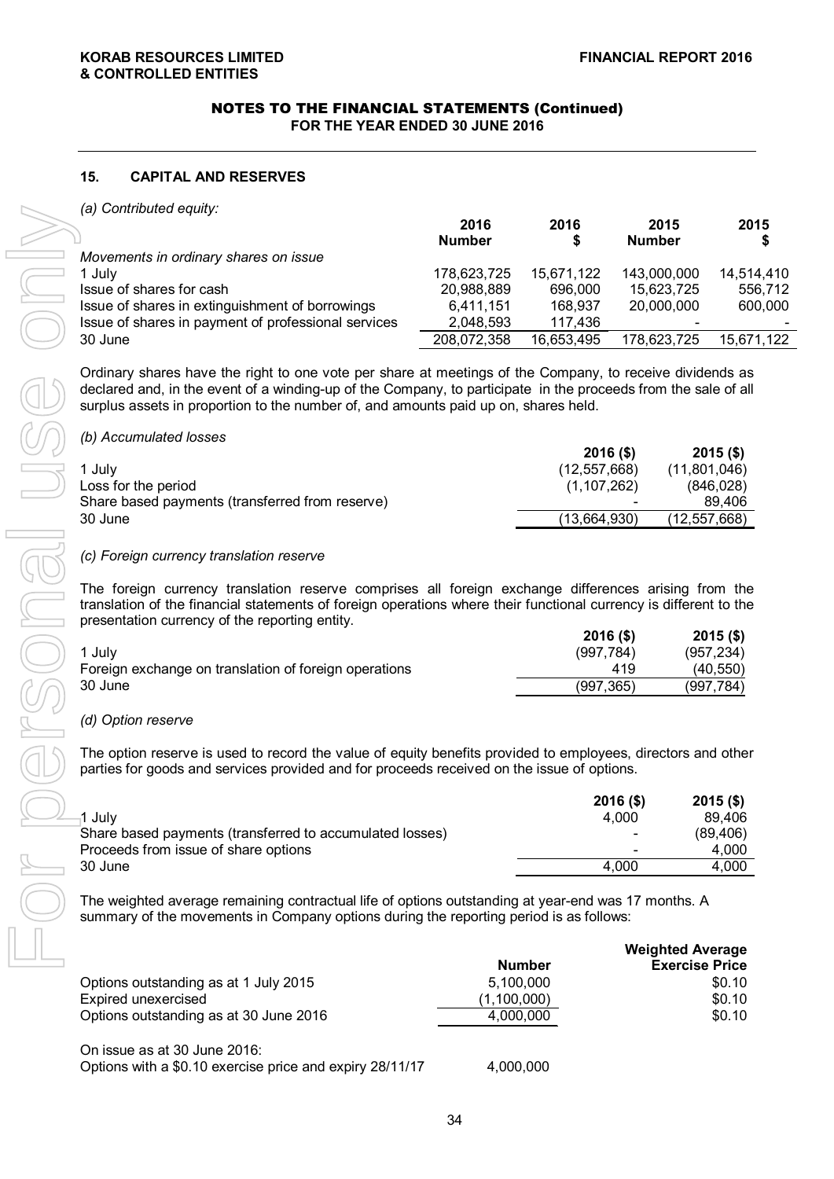## NOTES TO THE FINANCIAL STATEMENTS (Continued)
**FOR THE YEAR ENDED 30 JUNE 2016**

### 15. CAPITAL AND RESERVES

*(a) Contributed equity:*

| | 2016 Number | 2016 $ | 2015 Number | 2015 $ |
|---|---|---|---|---|
| *Movements in ordinary shares on issue* | | | | |
| 1 July | 178,623,725 | 15,671,122 | 143,000,000 | 14,514,410 |
| Issue of shares for cash | 20,988,889 | 696,000 | 15,623,725 | 556,712 |
| Issue of shares in extinguishment of borrowings | 6,411,151 | 168,937 | 20,000,000 | 600,000 |
| Issue of shares in payment of professional services | 2,048,593 | 117,436 | - | - |
| 30 June | 208,072,358 | 16,653,495 | 178,623,725 | 15,671,122 |

Ordinary shares have the right to one vote per share at meetings of the Company, to receive dividends as declared and, in the event of a winding-up of the Company, to participate in the proceeds from the sale of all surplus assets in proportion to the number of, and amounts paid up on, shares held.

*(b) Accumulated losses*

| | 2016 ($) | 2015 ($) |
|---|---|---|
| 1 July | (12,557,668) | (11,801,046) |
| Loss for the period | (1,107,262) | (846,028) |
| Share based payments (transferred from reserve) | - | 89,406 |
| 30 June | (13,664,930) | (12,557,668) |

*(c) Foreign currency translation reserve*

The foreign currency translation reserve comprises all foreign exchange differences arising from the translation of the financial statements of foreign operations where their functional currency is different to the presentation currency of the reporting entity.

| | 2016 ($) | 2015 ($) |
|---|---|---|
| 1 July | (997,784) | (957,234) |
| Foreign exchange on translation of foreign operations | 419 | (40,550) |
| 30 June | (997,365) | (997,784) |

*(d) Option reserve*

The option reserve is used to record the value of equity benefits provided to employees, directors and other parties for goods and services provided and for proceeds received on the issue of options.

| | 2016 ($) | 2015 ($) |
|---|---|---|
| 1 July | 4,000 | 89,406 |
| Share based payments (transferred to accumulated losses) | - | (89,406) |
| Proceeds from issue of share options | - | 4,000 |
| 30 June | 4,000 | 4,000 |

The weighted average remaining contractual life of options outstanding at year-end was 17 months. A summary of the movements in Company options during the reporting period is as follows:

| | Number | Weighted Average Exercise Price |
|---|---|---|
| Options outstanding as at 1 July 2015 | 5,100,000 | $0.10 |
| Expired unexercised | (1,100,000) | $0.10 |
| Options outstanding as at 30 June 2016 | 4,000,000 | $0.10 |

On issue as at 30 June 2016:
Options with a $0.10 exercise price and expiry 28/11/17 — 4,000,000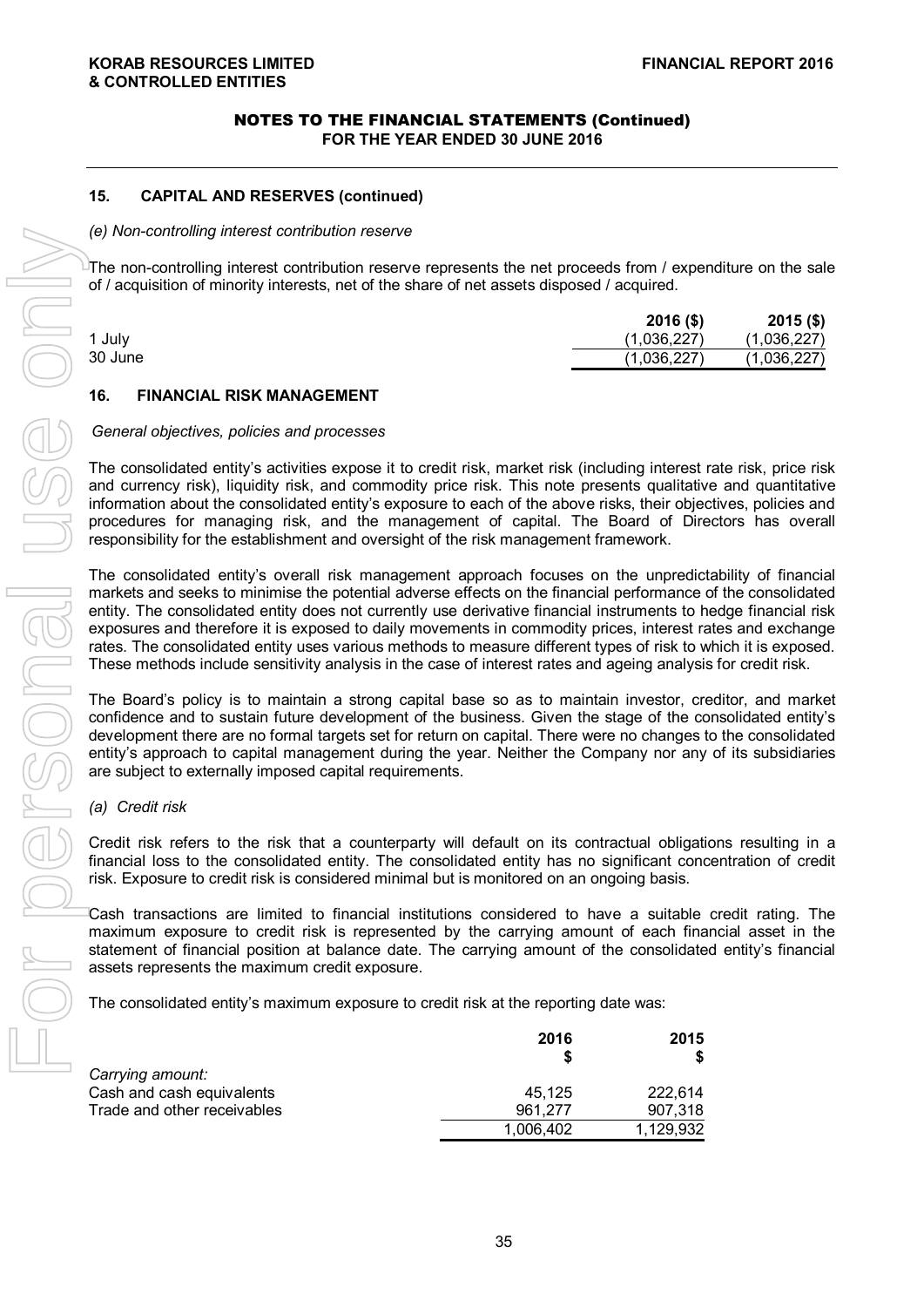## 15. CAPITAL AND RESERVES (continued)

*(e) Non-controlling interest contribution reserve*

The non-controlling interest contribution reserve represents the net proceeds from / expenditure on the sale of / acquisition of minority interests, net of the share of net assets disposed / acquired.

| | 2016 ($) | 2015 ($) |
|---|---|---|
| 1 July | (1,036,227) | (1,036,227) |
| 30 June | (1,036,227) | (1,036,227) |

## 16. FINANCIAL RISK MANAGEMENT

*General objectives, policies and processes*

The consolidated entity's activities expose it to credit risk, market risk (including interest rate risk, price risk and currency risk), liquidity risk, and commodity price risk. This note presents qualitative and quantitative information about the consolidated entity's exposure to each of the above risks, their objectives, policies and procedures for managing risk, and the management of capital. The Board of Directors has overall responsibility for the establishment and oversight of the risk management framework.

The consolidated entity's overall risk management approach focuses on the unpredictability of financial markets and seeks to minimise the potential adverse effects on the financial performance of the consolidated entity. The consolidated entity does not currently use derivative financial instruments to hedge financial risk exposures and therefore it is exposed to daily movements in commodity prices, interest rates and exchange rates. The consolidated entity uses various methods to measure different types of risk to which it is exposed. These methods include sensitivity analysis in the case of interest rates and ageing analysis for credit risk.

The Board's policy is to maintain a strong capital base so as to maintain investor, creditor, and market confidence and to sustain future development of the business. Given the stage of the consolidated entity's development there are no formal targets set for return on capital. There were no changes to the consolidated entity's approach to capital management during the year. Neither the Company nor any of its subsidiaries are subject to externally imposed capital requirements.

*(a) Credit risk*

Credit risk refers to the risk that a counterparty will default on its contractual obligations resulting in a financial loss to the consolidated entity. The consolidated entity has no significant concentration of credit risk. Exposure to credit risk is considered minimal but is monitored on an ongoing basis.

Cash transactions are limited to financial institutions considered to have a suitable credit rating. The maximum exposure to credit risk is represented by the carrying amount of each financial asset in the statement of financial position at balance date. The carrying amount of the consolidated entity's financial assets represents the maximum credit exposure.

The consolidated entity's maximum exposure to credit risk at the reporting date was:

| | 2016 $ | 2015 $ |
|---|---|---|
| *Carrying amount:* | | |
| Cash and cash equivalents | 45,125 | 222,614 |
| Trade and other receivables | 961,277 | 907,318 |
| | 1,006,402 | 1,129,932 |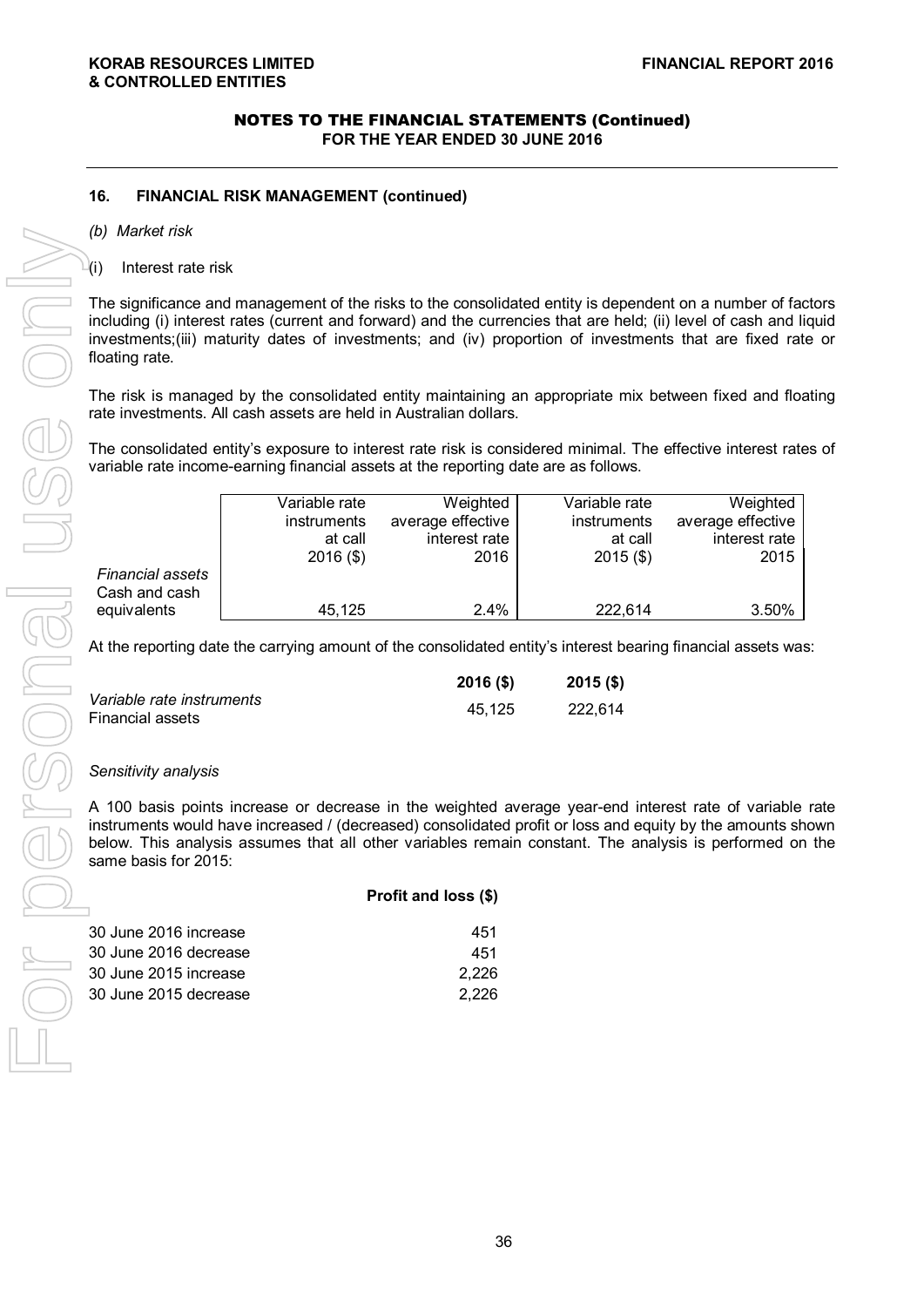## 16. FINANCIAL RISK MANAGEMENT (continued)

*(b) Market risk*

(i) Interest rate risk

The significance and management of the risks to the consolidated entity is dependent on a number of factors including (i) interest rates (current and forward) and the currencies that are held; (ii) level of cash and liquid investments;(iii) maturity dates of investments; and (iv) proportion of investments that are fixed rate or floating rate.

The risk is managed by the consolidated entity maintaining an appropriate mix between fixed and floating rate investments. All cash assets are held in Australian dollars.

The consolidated entity's exposure to interest rate risk is considered minimal. The effective interest rates of variable rate income-earning financial assets at the reporting date are as follows.

| | Variable rate instruments at call 2016 ($) | Weighted average effective interest rate 2016 | Variable rate instruments at call 2015 ($) | Weighted average effective interest rate 2015 |
|---|---|---|---|---|
| *Financial assets* | | | | |
| Cash and cash equivalents | 45,125 | 2.4% | 222,614 | 3.50% |

At the reporting date the carrying amount of the consolidated entity's interest bearing financial assets was:

| | 2016 ($) | 2015 ($) |
|---|---|---|
| *Variable rate instruments* | | |
| Financial assets | 45,125 | 222,614 |

*Sensitivity analysis*

A 100 basis points increase or decrease in the weighted average year-end interest rate of variable rate instruments would have increased / (decreased) consolidated profit or loss and equity by the amounts shown below. This analysis assumes that all other variables remain constant. The analysis is performed on the same basis for 2015:

| | Profit and loss ($) |
|---|---|
| 30 June 2016 increase | 451 |
| 30 June 2016 decrease | 451 |
| 30 June 2015 increase | 2,226 |
| 30 June 2015 decrease | 2,226 |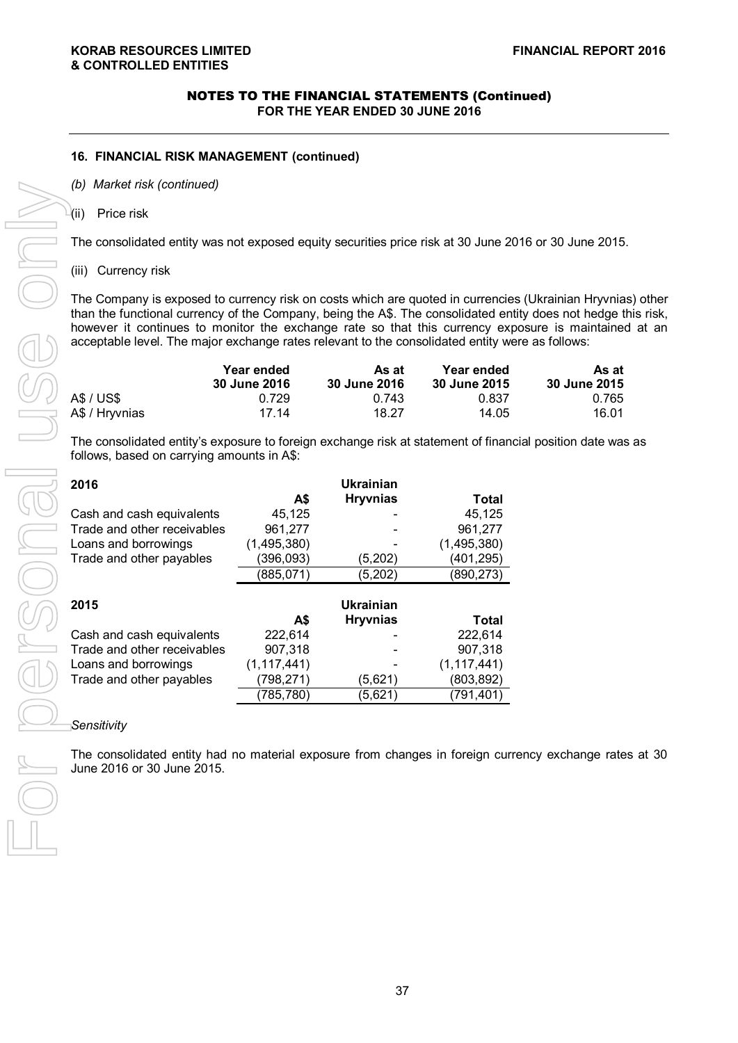## 16. FINANCIAL RISK MANAGEMENT (continued)

*(b) Market risk (continued)*

(ii) Price risk

The consolidated entity was not exposed equity securities price risk at 30 June 2016 or 30 June 2015.

(iii) Currency risk

The Company is exposed to currency risk on costs which are quoted in currencies (Ukrainian Hryvnias) other than the functional currency of the Company, being the A$. The consolidated entity does not hedge this risk, however it continues to monitor the exchange rate so that this currency exposure is maintained at an acceptable level. The major exchange rates relevant to the consolidated entity were as follows:

| | Year ended 30 June 2016 | As at 30 June 2016 | Year ended 30 June 2015 | As at 30 June 2015 |
|---|---|---|---|---|
| A$ / US$ | 0.729 | 0.743 | 0.837 | 0.765 |
| A$ / Hryvnias | 17.14 | 18.27 | 14.05 | 16.01 |

The consolidated entity's exposure to foreign exchange risk at statement of financial position date was as follows, based on carrying amounts in A$:

| 2016 | A$ | Ukrainian Hryvnias | Total |
|---|---|---|---|
| Cash and cash equivalents | 45,125 | - | 45,125 |
| Trade and other receivables | 961,277 | - | 961,277 |
| Loans and borrowings | (1,495,380) | - | (1,495,380) |
| Trade and other payables | (396,093) | (5,202) | (401,295) |
| | (885,071) | (5,202) | (890,273) |

| 2015 | A$ | Ukrainian Hryvnias | Total |
|---|---|---|---|
| Cash and cash equivalents | 222,614 | - | 222,614 |
| Trade and other receivables | 907,318 | - | 907,318 |
| Loans and borrowings | (1,117,441) | - | (1,117,441) |
| Trade and other payables | (798,271) | (5,621) | (803,892) |
| | (785,780) | (5,621) | (791,401) |

*Sensitivity*

The consolidated entity had no material exposure from changes in foreign currency exchange rates at 30 June 2016 or 30 June 2015.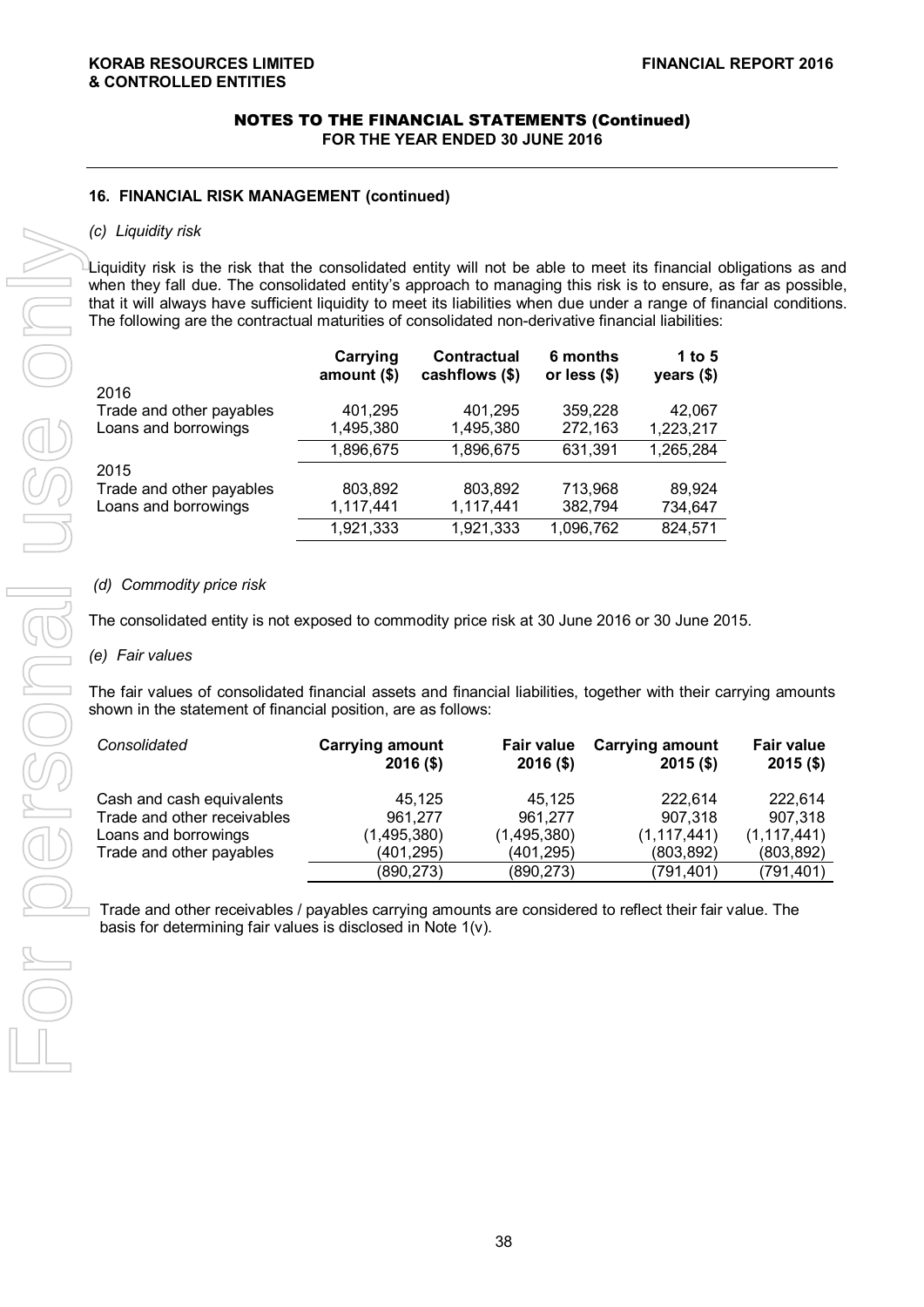## 16. FINANCIAL RISK MANAGEMENT (continued)

*(c) Liquidity risk*

Liquidity risk is the risk that the consolidated entity will not be able to meet its financial obligations as and when they fall due. The consolidated entity's approach to managing this risk is to ensure, as far as possible, that it will always have sufficient liquidity to meet its liabilities when due under a range of financial conditions. The following are the contractual maturities of consolidated non-derivative financial liabilities:

| | Carrying amount ($) | Contractual cashflows ($) | 6 months or less ($) | 1 to 5 years ($) |
|---|---|---|---|---|
| 2016 | | | | |
| Trade and other payables | 401,295 | 401,295 | 359,228 | 42,067 |
| Loans and borrowings | 1,495,380 | 1,495,380 | 272,163 | 1,223,217 |
| | 1,896,675 | 1,896,675 | 631,391 | 1,265,284 |
| 2015 | | | | |
| Trade and other payables | 803,892 | 803,892 | 713,968 | 89,924 |
| Loans and borrowings | 1,117,441 | 1,117,441 | 382,794 | 734,647 |
| | 1,921,333 | 1,921,333 | 1,096,762 | 824,571 |

*(d) Commodity price risk*

The consolidated entity is not exposed to commodity price risk at 30 June 2016 or 30 June 2015.

*(e) Fair values*

The fair values of consolidated financial assets and financial liabilities, together with their carrying amounts shown in the statement of financial position, are as follows:

| *Consolidated* | Carrying amount 2016 ($) | Fair value 2016 ($) | Carrying amount 2015 ($) | Fair value 2015 ($) |
|---|---|---|---|---|
| Cash and cash equivalents | 45,125 | 45,125 | 222,614 | 222,614 |
| Trade and other receivables | 961,277 | 961,277 | 907,318 | 907,318 |
| Loans and borrowings | (1,495,380) | (1,495,380) | (1,117,441) | (1,117,441) |
| Trade and other payables | (401,295) | (401,295) | (803,892) | (803,892) |
| | (890,273) | (890,273) | (791,401) | (791,401) |

Trade and other receivables / payables carrying amounts are considered to reflect their fair value. The basis for determining fair values is disclosed in Note 1(v).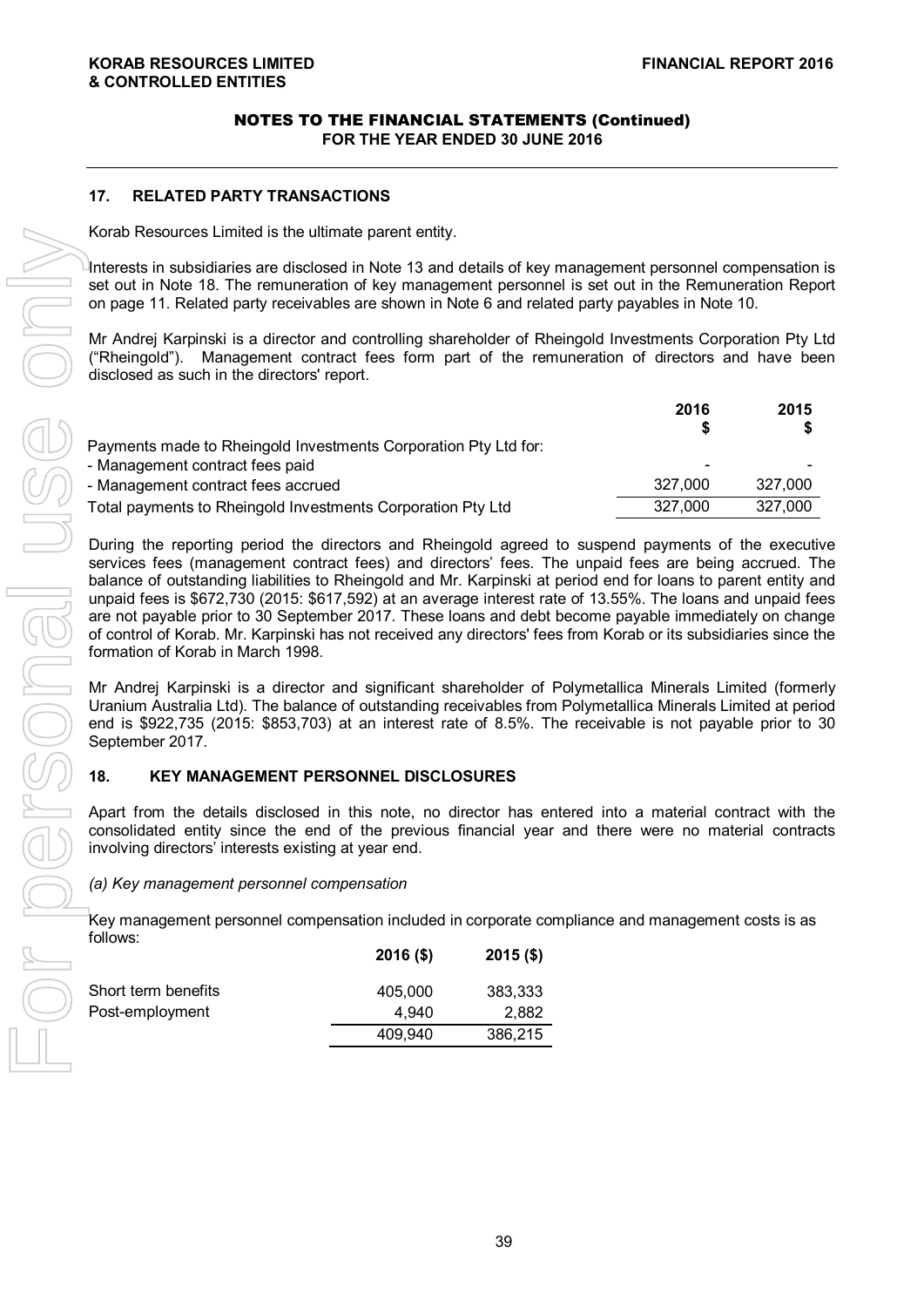## 17. RELATED PARTY TRANSACTIONS

Korab Resources Limited is the ultimate parent entity.

Interests in subsidiaries are disclosed in Note 13 and details of key management personnel compensation is set out in Note 18. The remuneration of key management personnel is set out in the Remuneration Report on page 11. Related party receivables are shown in Note 6 and related party payables in Note 10.

Mr Andrej Karpinski is a director and controlling shareholder of Rheingold Investments Corporation Pty Ltd ("Rheingold"). Management contract fees form part of the remuneration of directors and have been disclosed as such in the directors' report.

| | 2016 $ | 2015 $ |
|---|---|---|
| Payments made to Rheingold Investments Corporation Pty Ltd for: | | |
| - Management contract fees paid | - | - |
| - Management contract fees accrued | 327,000 | 327,000 |
| Total payments to Rheingold Investments Corporation Pty Ltd | 327,000 | 327,000 |

During the reporting period the directors and Rheingold agreed to suspend payments of the executive services fees (management contract fees) and directors' fees. The unpaid fees are being accrued. The balance of outstanding liabilities to Rheingold and Mr. Karpinski at period end for loans to parent entity and unpaid fees is $672,730 (2015: $617,592) at an average interest rate of 13.55%. The loans and unpaid fees are not payable prior to 30 September 2017. These loans and debt become payable immediately on change of control of Korab. Mr. Karpinski has not received any directors' fees from Korab or its subsidiaries since the formation of Korab in March 1998.

Mr Andrej Karpinski is a director and significant shareholder of Polymetallica Minerals Limited (formerly Uranium Australia Ltd). The balance of outstanding receivables from Polymetallica Minerals Limited at period end is $922,735 (2015: $853,703) at an interest rate of 8.5%. The receivable is not payable prior to 30 September 2017.

## 18. KEY MANAGEMENT PERSONNEL DISCLOSURES

Apart from the details disclosed in this note, no director has entered into a material contract with the consolidated entity since the end of the previous financial year and there were no material contracts involving directors' interests existing at year end.

*(a) Key management personnel compensation*

Key management personnel compensation included in corporate compliance and management costs is as follows:

| | 2016 ($) | 2015 ($) |
|---|---|---|
| Short term benefits | 405,000 | 383,333 |
| Post-employment | 4,940 | 2,882 |
| | 409,940 | 386,215 |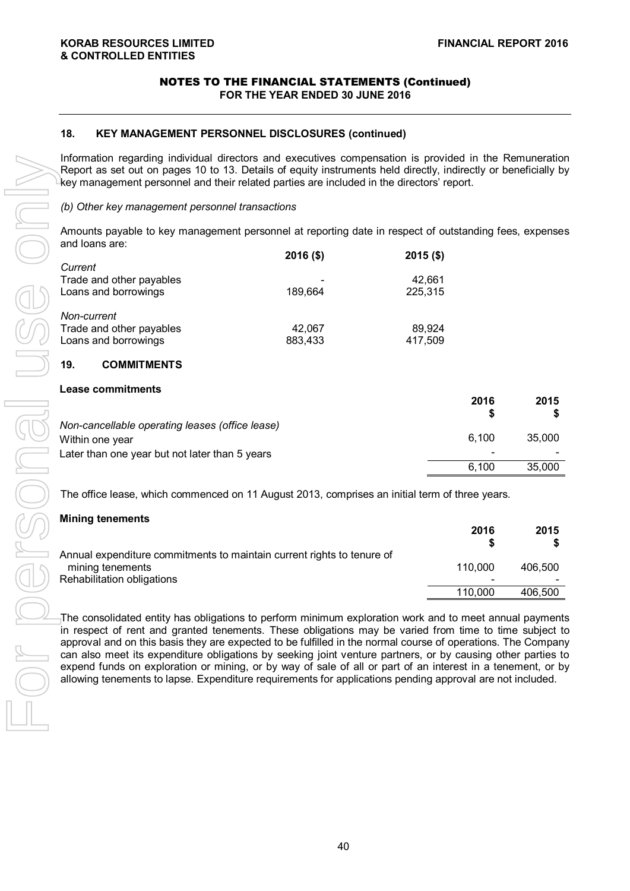## 18. KEY MANAGEMENT PERSONNEL DISCLOSURES (continued)

Information regarding individual directors and executives compensation is provided in the Remuneration Report as set out on pages 10 to 13. Details of equity instruments held directly, indirectly or beneficially by key management personnel and their related parties are included in the directors' report.

*(b) Other key management personnel transactions*

Amounts payable to key management personnel at reporting date in respect of outstanding fees, expenses and loans are:

| | 2016 ($) | 2015 ($) |
|---|---|---|
| *Current* | | |
| Trade and other payables | - | 42,661 |
| Loans and borrowings | 189,664 | 225,315 |
| *Non-current* | | |
| Trade and other payables | 42,067 | 89,924 |
| Loans and borrowings | 883,433 | 417,509 |

## 19. COMMITMENTS

**Lease commitments**

| | 2016 $ | 2015 $ |
|---|---|---|
| *Non-cancellable operating leases (office lease)* | | |
| Within one year | 6,100 | 35,000 |
| Later than one year but not later than 5 years | - | - |
| | 6,100 | 35,000 |

The office lease, which commenced on 11 August 2013, comprises an initial term of three years.

**Mining tenements**

| | 2016 $ | 2015 $ |
|---|---|---|
| Annual expenditure commitments to maintain current rights to tenure of mining tenements | 110,000 | 406,500 |
| Rehabilitation obligations | - | - |
| | 110,000 | 406,500 |

The consolidated entity has obligations to perform minimum exploration work and to meet annual payments in respect of rent and granted tenements. These obligations may be varied from time to time subject to approval and on this basis they are expected to be fulfilled in the normal course of operations. The Company can also meet its expenditure obligations by seeking joint venture partners, or by causing other parties to expend funds on exploration or mining, or by way of sale of all or part of an interest in a tenement, or by allowing tenements to lapse. Expenditure requirements for applications pending approval are not included.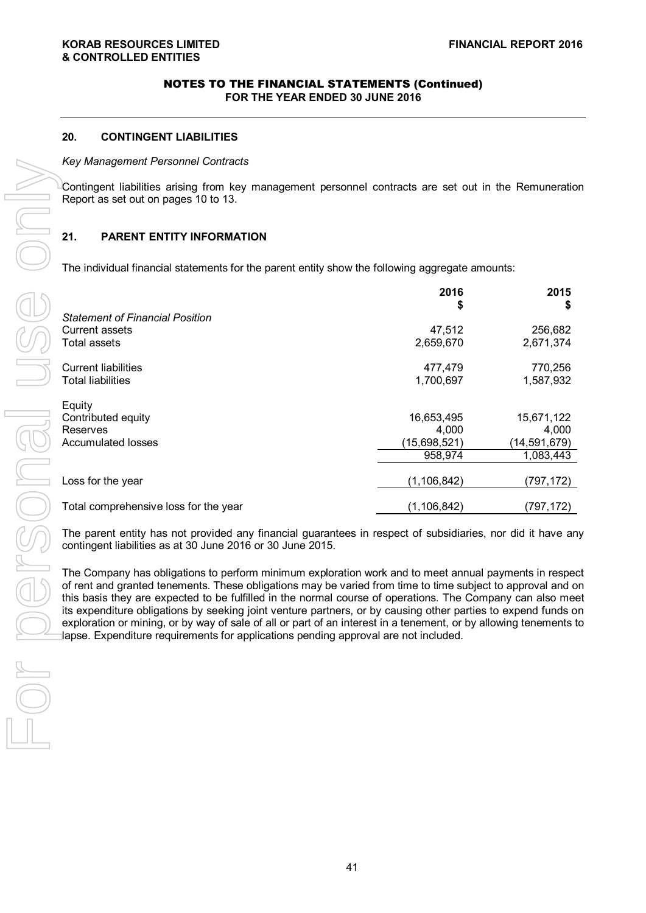## 20. CONTINGENT LIABILITIES

*Key Management Personnel Contracts*

Contingent liabilities arising from key management personnel contracts are set out in the Remuneration Report as set out on pages 10 to 13.

## 21. PARENT ENTITY INFORMATION

The individual financial statements for the parent entity show the following aggregate amounts:

| | 2016<br>$ | 2015<br>$ |
|---|---|---|
| *Statement of Financial Position* | | |
| Current assets | 47,512 | 256,682 |
| Total assets | 2,659,670 | 2,671,374 |
| | | |
| Current liabilities | 477,479 | 770,256 |
| Total liabilities | 1,700,697 | 1,587,932 |
| | | |
| Equity | | |
| Contributed equity | 16,653,495 | 15,671,122 |
| Reserves | 4,000 | 4,000 |
| Accumulated losses | (15,698,521) | (14,591,679) |
| | 958,974 | 1,083,443 |
| | | |
| Loss for the year | (1,106,842) | (797,172) |
| | | |
| Total comprehensive loss for the year | (1,106,842) | (797,172) |

The parent entity has not provided any financial guarantees in respect of subsidiaries, nor did it have any contingent liabilities as at 30 June 2016 or 30 June 2015.

The Company has obligations to perform minimum exploration work and to meet annual payments in respect of rent and granted tenements. These obligations may be varied from time to time subject to approval and on this basis they are expected to be fulfilled in the normal course of operations. The Company can also meet its expenditure obligations by seeking joint venture partners, or by causing other parties to expend funds on exploration or mining, or by way of sale of all or part of an interest in a tenement, or by allowing tenements to lapse. Expenditure requirements for applications pending approval are not included.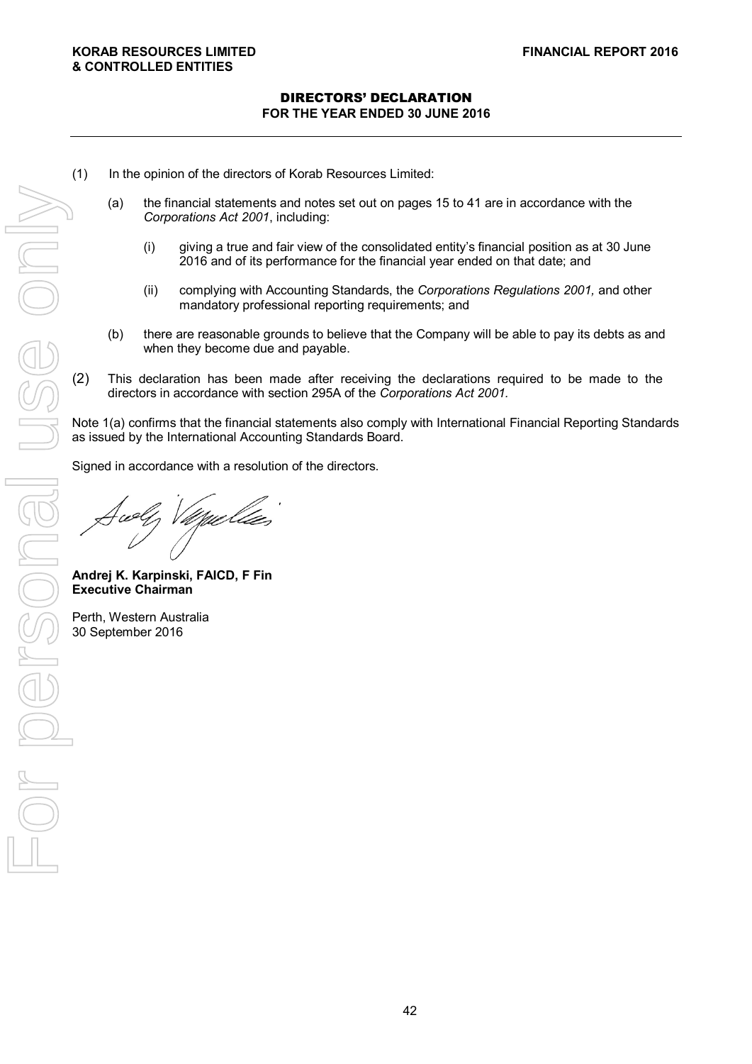# DIRECTORS' DECLARATION
## FOR THE YEAR ENDED 30 JUNE 2016

(1) In the opinion of the directors of Korab Resources Limited:

  (a) the financial statements and notes set out on pages 15 to 41 are in accordance with the *Corporations Act 2001*, including:

    (i) giving a true and fair view of the consolidated entity's financial position as at 30 June 2016 and of its performance for the financial year ended on that date; and

    (ii) complying with Accounting Standards, the *Corporations Regulations 2001,* and other mandatory professional reporting requirements; and

  (b) there are reasonable grounds to believe that the Company will be able to pay its debts as and when they become due and payable.

(2) This declaration has been made after receiving the declarations required to be made to the directors in accordance with section 295A of the *Corporations Act 2001.*

Note 1(a) confirms that the financial statements also comply with International Financial Reporting Standards as issued by the International Accounting Standards Board.

Signed in accordance with a resolution of the directors.

**Andrej K. Karpinski, FAICD, F Fin**
**Executive Chairman**

Perth, Western Australia
30 September 2016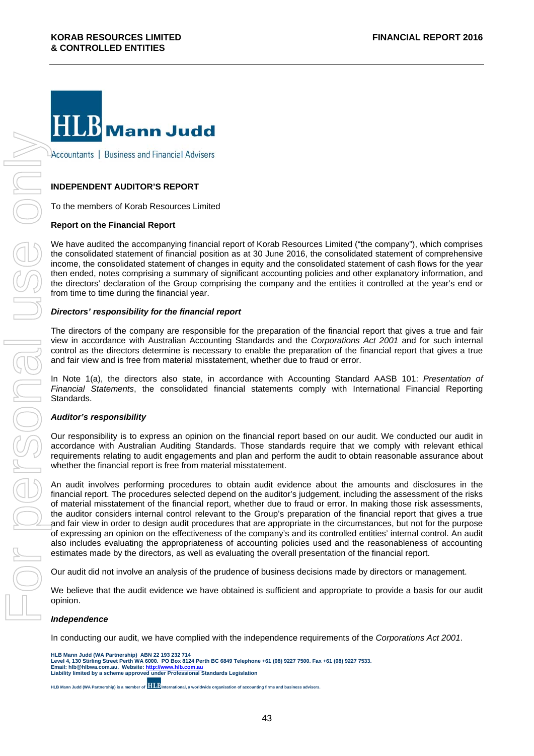HLB Mann Judd

Accountants | Business and Financial Advisers

## INDEPENDENT AUDITOR'S REPORT

To the members of Korab Resources Limited

### Report on the Financial Report

We have audited the accompanying financial report of Korab Resources Limited ("the company"), which comprises the consolidated statement of financial position as at 30 June 2016, the consolidated statement of comprehensive income, the consolidated statement of changes in equity and the consolidated statement of cash flows for the year then ended, notes comprising a summary of significant accounting policies and other explanatory information, and the directors' declaration of the Group comprising the company and the entities it controlled at the year's end or from time to time during the financial year.

***Directors' responsibility for the financial report***

The directors of the company are responsible for the preparation of the financial report that gives a true and fair view in accordance with Australian Accounting Standards and the *Corporations Act 2001* and for such internal control as the directors determine is necessary to enable the preparation of the financial report that gives a true and fair view and is free from material misstatement, whether due to fraud or error.

In Note 1(a), the directors also state, in accordance with Accounting Standard AASB 101: *Presentation of Financial Statements*, the consolidated financial statements comply with International Financial Reporting Standards.

***Auditor's responsibility***

Our responsibility is to express an opinion on the financial report based on our audit. We conducted our audit in accordance with Australian Auditing Standards. Those standards require that we comply with relevant ethical requirements relating to audit engagements and plan and perform the audit to obtain reasonable assurance about whether the financial report is free from material misstatement.

An audit involves performing procedures to obtain audit evidence about the amounts and disclosures in the financial report. The procedures selected depend on the auditor's judgement, including the assessment of the risks of material misstatement of the financial report, whether due to fraud or error. In making those risk assessments, the auditor considers internal control relevant to the Group's preparation of the financial report that gives a true and fair view in order to design audit procedures that are appropriate in the circumstances, but not for the purpose of expressing an opinion on the effectiveness of the company's and its controlled entities' internal control. An audit also includes evaluating the appropriateness of accounting policies used and the reasonableness of accounting estimates made by the directors, as well as evaluating the overall presentation of the financial report.

Our audit did not involve an analysis of the prudence of business decisions made by directors or management.

We believe that the audit evidence we have obtained is sufficient and appropriate to provide a basis for our audit opinion.

***Independence***

In conducting our audit, we have complied with the independence requirements of the *Corporations Act 2001*.

**HLB Mann Judd (WA Partnership) ABN 22 193 232 714**
**Level 4, 130 Stirling Street Perth WA 6000. PO Box 8124 Perth BC 6849 Telephone +61 (08) 9227 7500. Fax +61 (08) 9227 7533.**
**Email: hlb@hlbwa.com.au. Website: http://www.hlb.com.au**
**Liability limited by a scheme approved under Professional Standards Legislation**

HLB Mann Judd (WA Partnership) is a member of HLB International, a worldwide organisation of accounting firms and business advisers.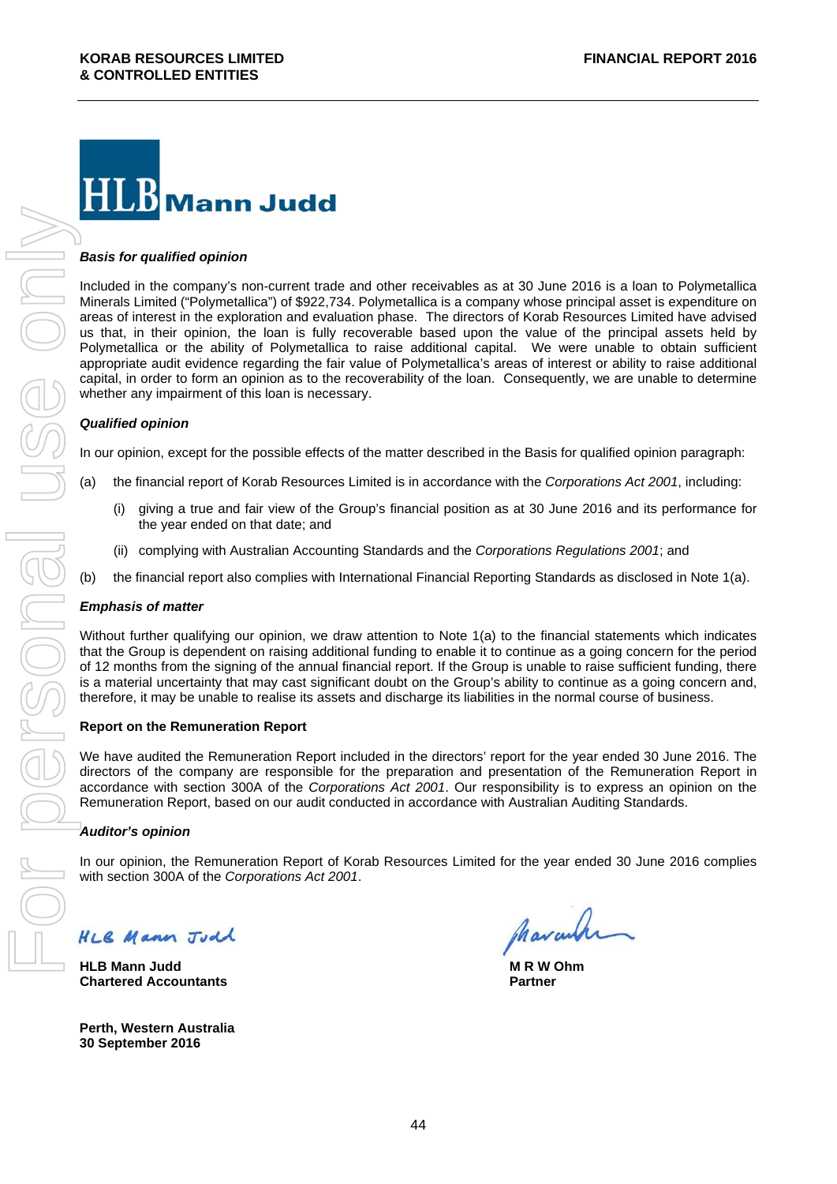HLB Mann Judd

***Basis for qualified opinion***

Included in the company's non-current trade and other receivables as at 30 June 2016 is a loan to Polymetallica Minerals Limited ("Polymetallica") of $922,734. Polymetallica is a company whose principal asset is expenditure on areas of interest in the exploration and evaluation phase. The directors of Korab Resources Limited have advised us that, in their opinion, the loan is fully recoverable based upon the value of the principal assets held by Polymetallica or the ability of Polymetallica to raise additional capital. We were unable to obtain sufficient appropriate audit evidence regarding the fair value of Polymetallica's areas of interest or ability to raise additional capital, in order to form an opinion as to the recoverability of the loan. Consequently, we are unable to determine whether any impairment of this loan is necessary.

***Qualified opinion***

In our opinion, except for the possible effects of the matter described in the Basis for qualified opinion paragraph:

(a) the financial report of Korab Resources Limited is in accordance with the *Corporations Act 2001*, including:

  (i) giving a true and fair view of the Group's financial position as at 30 June 2016 and its performance for the year ended on that date; and

  (ii) complying with Australian Accounting Standards and the *Corporations Regulations 2001*; and

(b) the financial report also complies with International Financial Reporting Standards as disclosed in Note 1(a).

***Emphasis of matter***

Without further qualifying our opinion, we draw attention to Note 1(a) to the financial statements which indicates that the Group is dependent on raising additional funding to enable it to continue as a going concern for the period of 12 months from the signing of the annual financial report. If the Group is unable to raise sufficient funding, there is a material uncertainty that may cast significant doubt on the Group's ability to continue as a going concern and, therefore, it may be unable to realise its assets and discharge its liabilities in the normal course of business.

**Report on the Remuneration Report**

We have audited the Remuneration Report included in the directors' report for the year ended 30 June 2016. The directors of the company are responsible for the preparation and presentation of the Remuneration Report in accordance with section 300A of the *Corporations Act 2001*. Our responsibility is to express an opinion on the Remuneration Report, based on our audit conducted in accordance with Australian Auditing Standards.

***Auditor's opinion***

In our opinion, the Remuneration Report of Korab Resources Limited for the year ended 30 June 2016 complies with section 300A of the *Corporations Act 2001*.

HLB Mann Judd

**HLB Mann Judd**
**Chartered Accountants**

**M R W Ohm**
**Partner**

**Perth, Western Australia**
**30 September 2016**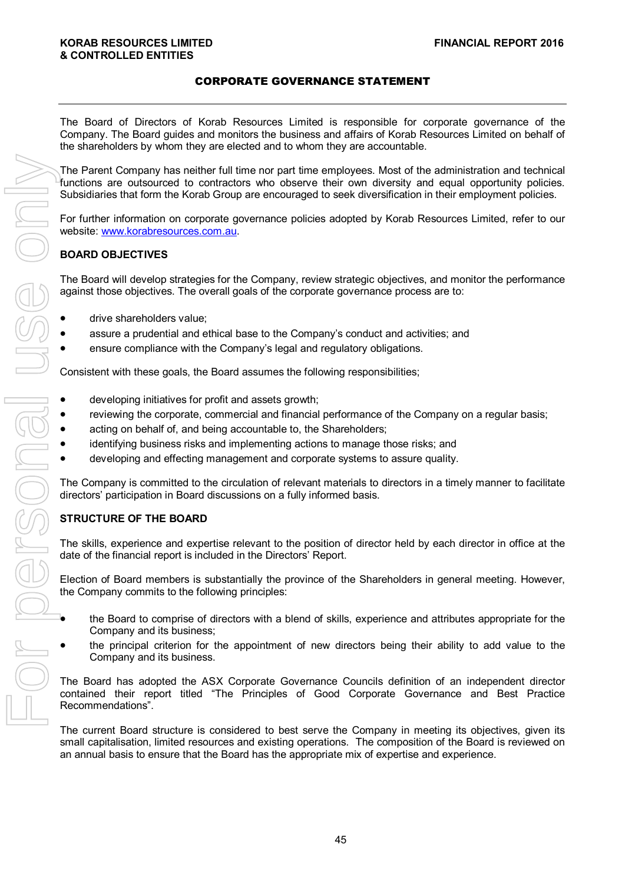# CORPORATE GOVERNANCE STATEMENT

The Board of Directors of Korab Resources Limited is responsible for corporate governance of the Company. The Board guides and monitors the business and affairs of Korab Resources Limited on behalf of the shareholders by whom they are elected and to whom they are accountable.

The Parent Company has neither full time nor part time employees. Most of the administration and technical functions are outsourced to contractors who observe their own diversity and equal opportunity policies. Subsidiaries that form the Korab Group are encouraged to seek diversification in their employment policies.

For further information on corporate governance policies adopted by Korab Resources Limited, refer to our website: www.korabresources.com.au.

## BOARD OBJECTIVES

The Board will develop strategies for the Company, review strategic objectives, and monitor the performance against those objectives. The overall goals of the corporate governance process are to:

- drive shareholders value;
- assure a prudential and ethical base to the Company's conduct and activities; and
- ensure compliance with the Company's legal and regulatory obligations.

Consistent with these goals, the Board assumes the following responsibilities;

- developing initiatives for profit and assets growth;
- reviewing the corporate, commercial and financial performance of the Company on a regular basis;
- acting on behalf of, and being accountable to, the Shareholders;
- identifying business risks and implementing actions to manage those risks; and
- developing and effecting management and corporate systems to assure quality.

The Company is committed to the circulation of relevant materials to directors in a timely manner to facilitate directors' participation in Board discussions on a fully informed basis.

## STRUCTURE OF THE BOARD

The skills, experience and expertise relevant to the position of director held by each director in office at the date of the financial report is included in the Directors' Report.

Election of Board members is substantially the province of the Shareholders in general meeting. However, the Company commits to the following principles:

- the Board to comprise of directors with a blend of skills, experience and attributes appropriate for the Company and its business;
- the principal criterion for the appointment of new directors being their ability to add value to the Company and its business.

The Board has adopted the ASX Corporate Governance Councils definition of an independent director contained their report titled "The Principles of Good Corporate Governance and Best Practice Recommendations".

The current Board structure is considered to best serve the Company in meeting its objectives, given its small capitalisation, limited resources and existing operations. The composition of the Board is reviewed on an annual basis to ensure that the Board has the appropriate mix of expertise and experience.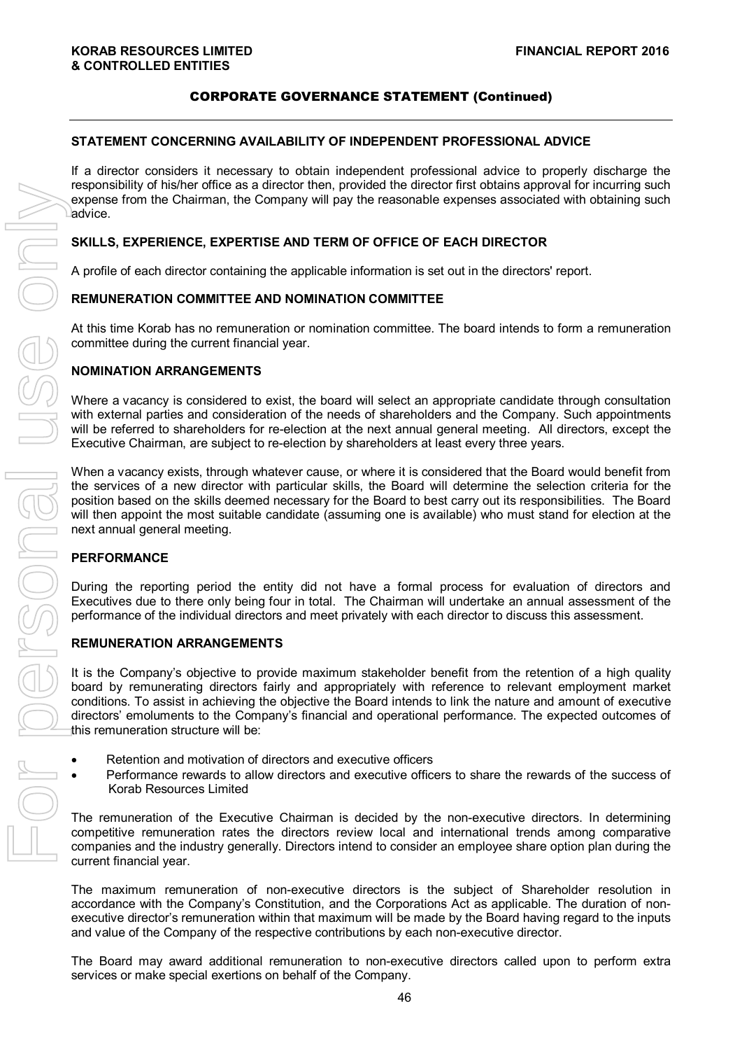## CORPORATE GOVERNANCE STATEMENT (Continued)

### STATEMENT CONCERNING AVAILABILITY OF INDEPENDENT PROFESSIONAL ADVICE

If a director considers it necessary to obtain independent professional advice to properly discharge the responsibility of his/her office as a director then, provided the director first obtains approval for incurring such expense from the Chairman, the Company will pay the reasonable expenses associated with obtaining such advice.

### SKILLS, EXPERIENCE, EXPERTISE AND TERM OF OFFICE OF EACH DIRECTOR

A profile of each director containing the applicable information is set out in the directors' report.

### REMUNERATION COMMITTEE AND NOMINATION COMMITTEE

At this time Korab has no remuneration or nomination committee. The board intends to form a remuneration committee during the current financial year.

### NOMINATION ARRANGEMENTS

Where a vacancy is considered to exist, the board will select an appropriate candidate through consultation with external parties and consideration of the needs of shareholders and the Company. Such appointments will be referred to shareholders for re-election at the next annual general meeting. All directors, except the Executive Chairman, are subject to re-election by shareholders at least every three years.

When a vacancy exists, through whatever cause, or where it is considered that the Board would benefit from the services of a new director with particular skills, the Board will determine the selection criteria for the position based on the skills deemed necessary for the Board to best carry out its responsibilities. The Board will then appoint the most suitable candidate (assuming one is available) who must stand for election at the next annual general meeting.

### PERFORMANCE

During the reporting period the entity did not have a formal process for evaluation of directors and Executives due to there only being four in total. The Chairman will undertake an annual assessment of the performance of the individual directors and meet privately with each director to discuss this assessment.

### REMUNERATION ARRANGEMENTS

It is the Company's objective to provide maximum stakeholder benefit from the retention of a high quality board by remunerating directors fairly and appropriately with reference to relevant employment market conditions. To assist in achieving the objective the Board intends to link the nature and amount of executive directors' emoluments to the Company's financial and operational performance. The expected outcomes of this remuneration structure will be:

- Retention and motivation of directors and executive officers
- Performance rewards to allow directors and executive officers to share the rewards of the success of Korab Resources Limited

The remuneration of the Executive Chairman is decided by the non-executive directors. In determining competitive remuneration rates the directors review local and international trends among comparative companies and the industry generally. Directors intend to consider an employee share option plan during the current financial year.

The maximum remuneration of non-executive directors is the subject of Shareholder resolution in accordance with the Company's Constitution, and the Corporations Act as applicable. The duration of non-executive director's remuneration within that maximum will be made by the Board having regard to the inputs and value of the Company of the respective contributions by each non-executive director.

The Board may award additional remuneration to non-executive directors called upon to perform extra services or make special exertions on behalf of the Company.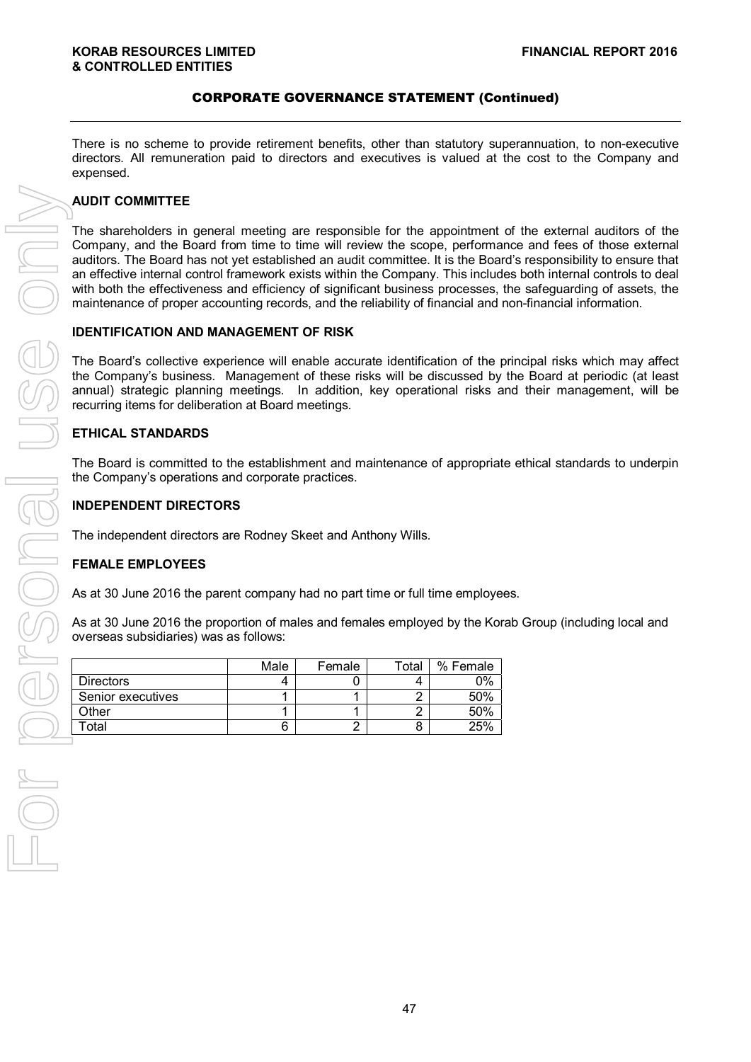There is no scheme to provide retirement benefits, other than statutory superannuation, to non-executive directors. All remuneration paid to directors and executives is valued at the cost to the Company and expensed.

**AUDIT COMMITTEE**

The shareholders in general meeting are responsible for the appointment of the external auditors of the Company, and the Board from time to time will review the scope, performance and fees of those external auditors. The Board has not yet established an audit committee. It is the Board's responsibility to ensure that an effective internal control framework exists within the Company. This includes both internal controls to deal with both the effectiveness and efficiency of significant business processes, the safeguarding of assets, the maintenance of proper accounting records, and the reliability of financial and non-financial information.

**IDENTIFICATION AND MANAGEMENT OF RISK**

The Board's collective experience will enable accurate identification of the principal risks which may affect the Company's business. Management of these risks will be discussed by the Board at periodic (at least annual) strategic planning meetings. In addition, key operational risks and their management, will be recurring items for deliberation at Board meetings.

**ETHICAL STANDARDS**

The Board is committed to the establishment and maintenance of appropriate ethical standards to underpin the Company's operations and corporate practices.

**INDEPENDENT DIRECTORS**

The independent directors are Rodney Skeet and Anthony Wills.

**FEMALE EMPLOYEES**

As at 30 June 2016 the parent company had no part time or full time employees.

As at 30 June 2016 the proportion of males and females employed by the Korab Group (including local and overseas subsidiaries) was as follows:

| | Male | Female | Total | % Female |
|---|---|---|---|---|
| Directors | 4 | 0 | 4 | 0% |
| Senior executives | 1 | 1 | 2 | 50% |
| Other | 1 | 1 | 2 | 50% |
| Total | 6 | 2 | 8 | 25% |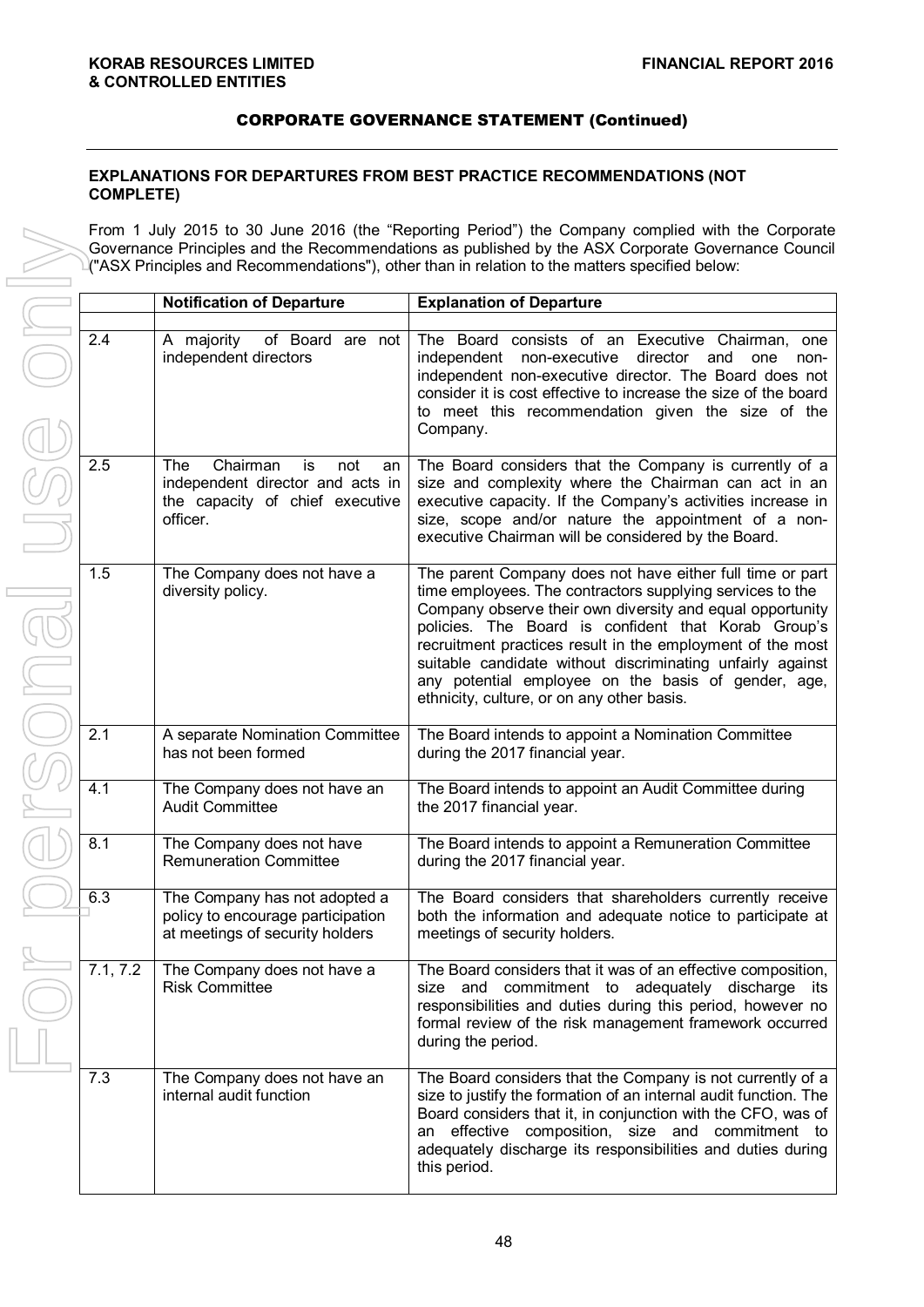## CORPORATE GOVERNANCE STATEMENT (Continued)

### EXPLANATIONS FOR DEPARTURES FROM BEST PRACTICE RECOMMENDATIONS (NOT COMPLETE)

From 1 July 2015 to 30 June 2016 (the "Reporting Period") the Company complied with the Corporate Governance Principles and the Recommendations as published by the ASX Corporate Governance Council ("ASX Principles and Recommendations"), other than in relation to the matters specified below:

| | Notification of Departure | Explanation of Departure |
|---|---|---|
| 2.4 | A majority of Board are not independent directors | The Board consists of an Executive Chairman, one independent non-executive director and one non-independent non-executive director. The Board does not consider it is cost effective to increase the size of the board to meet this recommendation given the size of the Company. |
| 2.5 | The Chairman is not an independent director and acts in the capacity of chief executive officer. | The Board considers that the Company is currently of a size and complexity where the Chairman can act in an executive capacity. If the Company's activities increase in size, scope and/or nature the appointment of a non-executive Chairman will be considered by the Board. |
| 1.5 | The Company does not have a diversity policy. | The parent Company does not have either full time or part time employees. The contractors supplying services to the Company observe their own diversity and equal opportunity policies. The Board is confident that Korab Group's recruitment practices result in the employment of the most suitable candidate without discriminating unfairly against any potential employee on the basis of gender, age, ethnicity, culture, or on any other basis. |
| 2.1 | A separate Nomination Committee has not been formed | The Board intends to appoint a Nomination Committee during the 2017 financial year. |
| 4.1 | The Company does not have an Audit Committee | The Board intends to appoint an Audit Committee during the 2017 financial year. |
| 8.1 | The Company does not have Remuneration Committee | The Board intends to appoint a Remuneration Committee during the 2017 financial year. |
| 6.3 | The Company has not adopted a policy to encourage participation at meetings of security holders | The Board considers that shareholders currently receive both the information and adequate notice to participate at meetings of security holders. |
| 7.1, 7.2 | The Company does not have a Risk Committee | The Board considers that it was of an effective composition, size and commitment to adequately discharge its responsibilities and duties during this period, however no formal review of the risk management framework occurred during the period. |
| 7.3 | The Company does not have an internal audit function | The Board considers that the Company is not currently of a size to justify the formation of an internal audit function. The Board considers that it, in conjunction with the CFO, was of an effective composition, size and commitment to adequately discharge its responsibilities and duties during this period. |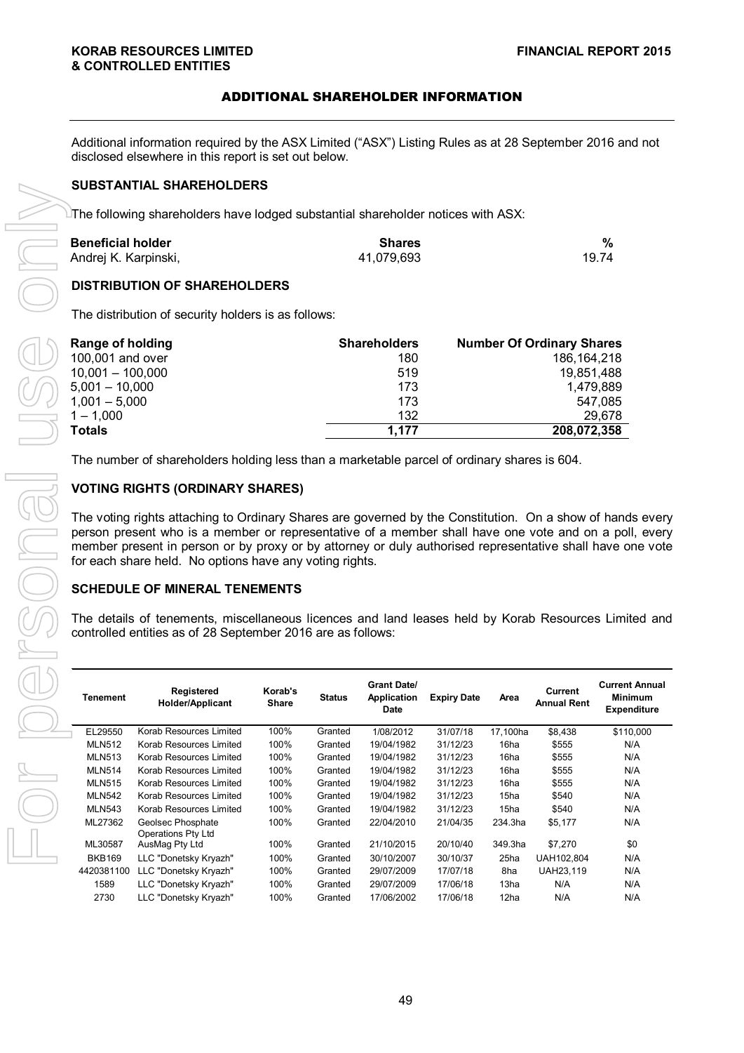# ADDITIONAL SHAREHOLDER INFORMATION

Additional information required by the ASX Limited ("ASX") Listing Rules as at 28 September 2016 and not disclosed elsewhere in this report is set out below.

## SUBSTANTIAL SHAREHOLDERS

The following shareholders have lodged substantial shareholder notices with ASX:

| Beneficial holder | Shares | % |
|---|---|---|
| Andrej K. Karpinski, | 41,079,693 | 19.74 |

## DISTRIBUTION OF SHAREHOLDERS

The distribution of security holders is as follows:

| Range of holding | Shareholders | Number Of Ordinary Shares |
|---|---|---|
| 100,001 and over | 180 | 186,164,218 |
| 10,001 – 100,000 | 519 | 19,851,488 |
| 5,001 – 10,000 | 173 | 1,479,889 |
| 1,001 – 5,000 | 173 | 547,085 |
| 1 – 1,000 | 132 | 29,678 |
| **Totals** | **1,177** | **208,072,358** |

The number of shareholders holding less than a marketable parcel of ordinary shares is 604.

## VOTING RIGHTS (ORDINARY SHARES)

The voting rights attaching to Ordinary Shares are governed by the Constitution. On a show of hands every person present who is a member or representative of a member shall have one vote and on a poll, every member present in person or by proxy or by attorney or duly authorised representative shall have one vote for each share held. No options have any voting rights.

## SCHEDULE OF MINERAL TENEMENTS

The details of tenements, miscellaneous licences and land leases held by Korab Resources Limited and controlled entities as of 28 September 2016 are as follows:

| Tenement | Registered Holder/Applicant | Korab's Share | Status | Grant Date/ Application Date | Expiry Date | Area | Current Annual Rent | Current Annual Minimum Expenditure |
|---|---|---|---|---|---|---|---|---|
| EL29550 | Korab Resources Limited | 100% | Granted | 1/08/2012 | 31/07/18 | 17,100ha | $8,438 | $110,000 |
| MLN512 | Korab Resources Limited | 100% | Granted | 19/04/1982 | 31/12/23 | 16ha | $555 | N/A |
| MLN513 | Korab Resources Limited | 100% | Granted | 19/04/1982 | 31/12/23 | 16ha | $555 | N/A |
| MLN514 | Korab Resources Limited | 100% | Granted | 19/04/1982 | 31/12/23 | 16ha | $555 | N/A |
| MLN515 | Korab Resources Limited | 100% | Granted | 19/04/1982 | 31/12/23 | 16ha | $555 | N/A |
| MLN542 | Korab Resources Limited | 100% | Granted | 19/04/1982 | 31/12/23 | 15ha | $540 | N/A |
| MLN543 | Korab Resources Limited | 100% | Granted | 19/04/1982 | 31/12/23 | 15ha | $540 | N/A |
| ML27362 | Geolsec Phosphate Operations Pty Ltd | 100% | Granted | 22/04/2010 | 21/04/35 | 234.3ha | $5,177 | N/A |
| ML30587 | AusMag Pty Ltd | 100% | Granted | 21/10/2015 | 20/10/40 | 349.3ha | $7,270 | $0 |
| BKB169 | LLC "Donetsky Kryazh" | 100% | Granted | 30/10/2007 | 30/10/37 | 25ha | UAH102,804 | N/A |
| 4420381100 | LLC "Donetsky Kryazh" | 100% | Granted | 29/07/2009 | 17/07/18 | 8ha | UAH23,119 | N/A |
| 1589 | LLC "Donetsky Kryazh" | 100% | Granted | 29/07/2009 | 17/06/18 | 13ha | N/A | N/A |
| 2730 | LLC "Donetsky Kryazh" | 100% | Granted | 17/06/2002 | 17/06/18 | 12ha | N/A | N/A |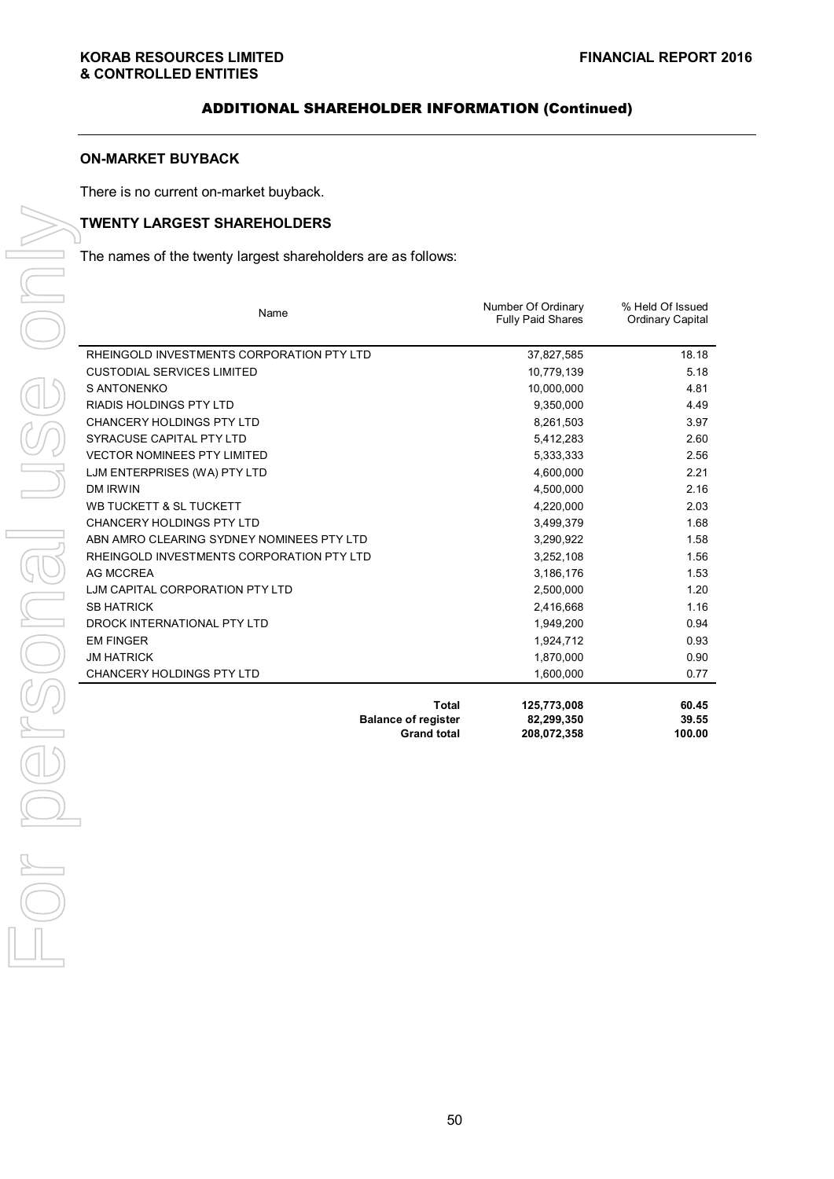## ADDITIONAL SHAREHOLDER INFORMATION (Continued)

### ON-MARKET BUYBACK

There is no current on-market buyback.

### TWENTY LARGEST SHAREHOLDERS

The names of the twenty largest shareholders are as follows:

| Name | Number Of Ordinary Fully Paid Shares | % Held Of Issued Ordinary Capital |
|---|---|---|
| RHEINGOLD INVESTMENTS CORPORATION PTY LTD | 37,827,585 | 18.18 |
| CUSTODIAL SERVICES LIMITED | 10,779,139 | 5.18 |
| S ANTONENKO | 10,000,000 | 4.81 |
| RIADIS HOLDINGS PTY LTD | 9,350,000 | 4.49 |
| CHANCERY HOLDINGS PTY LTD | 8,261,503 | 3.97 |
| SYRACUSE CAPITAL PTY LTD | 5,412,283 | 2.60 |
| VECTOR NOMINEES PTY LIMITED | 5,333,333 | 2.56 |
| LJM ENTERPRISES (WA) PTY LTD | 4,600,000 | 2.21 |
| DM IRWIN | 4,500,000 | 2.16 |
| WB TUCKETT & SL TUCKETT | 4,220,000 | 2.03 |
| CHANCERY HOLDINGS PTY LTD | 3,499,379 | 1.68 |
| ABN AMRO CLEARING SYDNEY NOMINEES PTY LTD | 3,290,922 | 1.58 |
| RHEINGOLD INVESTMENTS CORPORATION PTY LTD | 3,252,108 | 1.56 |
| AG MCCREA | 3,186,176 | 1.53 |
| LJM CAPITAL CORPORATION PTY LTD | 2,500,000 | 1.20 |
| SB HATRICK | 2,416,668 | 1.16 |
| DROCK INTERNATIONAL PTY LTD | 1,949,200 | 0.94 |
| EM FINGER | 1,924,712 | 0.93 |
| JM HATRICK | 1,870,000 | 0.90 |
| CHANCERY HOLDINGS PTY LTD | 1,600,000 | 0.77 |
| **Total** | **125,773,008** | **60.45** |
| **Balance of register** | **82,299,350** | **39.55** |
| **Grand total** | **208,072,358** | **100.00** |